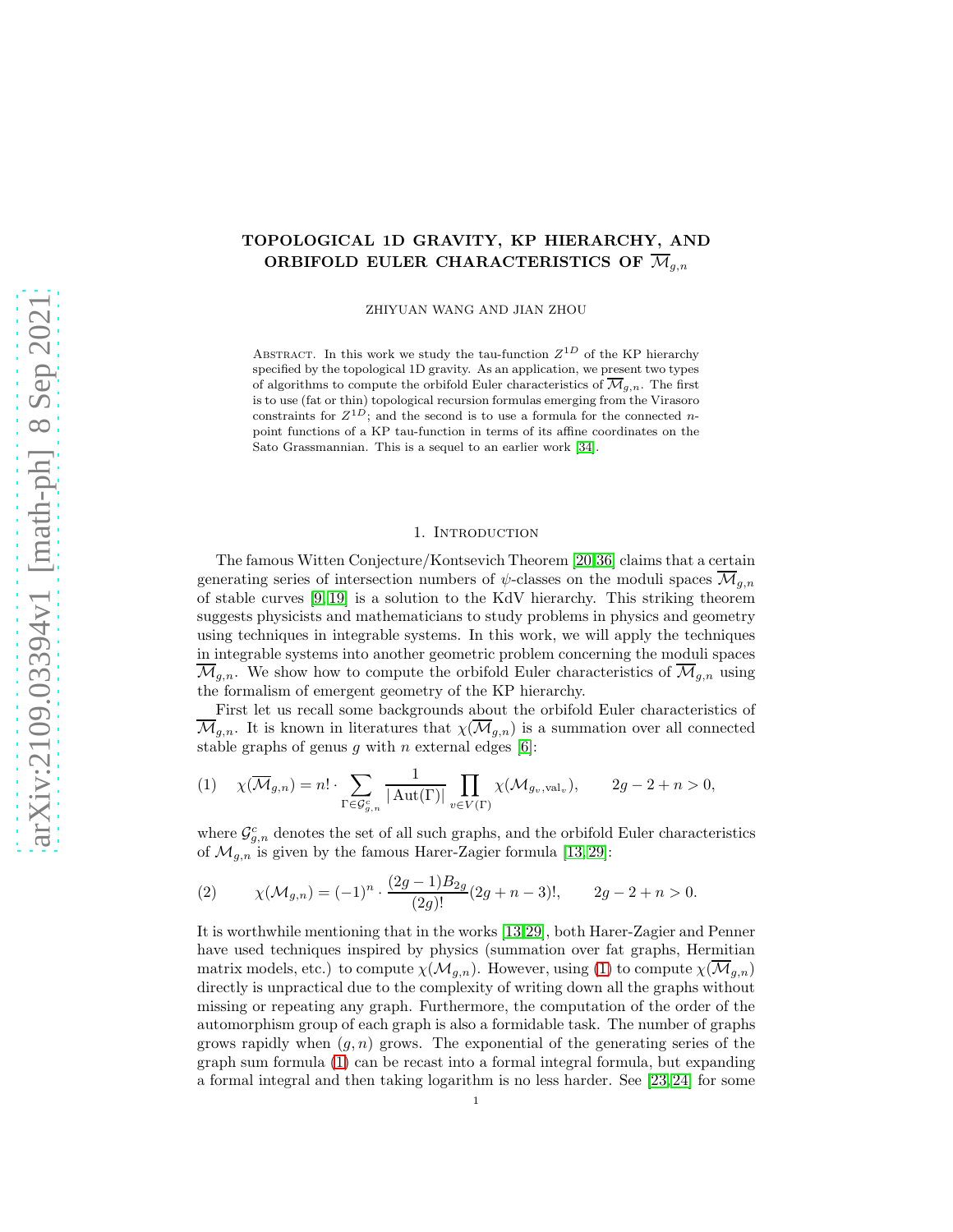# TOPOLOGICAL 1D GRAVITY, KP HIERARCHY, AND ORBIFOLD EULER CHARACTERISTICS OF $\overline{\mathcal{M}}_{g,n}$

ZHIYUAN WANG AND JIAN ZHOU

ABSTRACT. In this work we study the tau-function $Z^{1D}$ of the KP hierarchy specified by the topological 1D gravity. As an application, we present two types of algorithms to compute the orbifold Euler characteristics of $\overline{\mathcal{M}}_{g,n}$. The first is to use (fat or thin) topological recursion formulas emerging from the Virasoro constraints for $Z^{1D}$; and the second is to use a formula for the connected $n$-point functions of a KP tau-function in terms of its affine coordinates on the Sato Grassmannian. This is a sequel to an earlier work [34].

## 1. Introduction

The famous Witten Conjecture/Kontsevich Theorem [20,36] claims that a certain generating series of intersection numbers of $\psi$-classes on the moduli spaces $\overline{\mathcal{M}}_{g,n}$ of stable curves [9,19] is a solution to the KdV hierarchy. This striking theorem suggests physicists and mathematicians to study problems in physics and geometry using techniques in integrable systems. In this work, we will apply the techniques in integrable systems into another geometric problem concerning the moduli spaces $\overline{\mathcal{M}}_{g,n}$. We show how to compute the orbifold Euler characteristics of $\overline{\mathcal{M}}_{g,n}$ using the formalism of emergent geometry of the KP hierarchy.

First let us recall some backgrounds about the orbifold Euler characteristics of $\overline{\mathcal{M}}_{g,n}$. It is known in literatures that $\chi(\overline{\mathcal{M}}_{g,n})$ is a summation over all connected stable graphs of genus $g$ with $n$ external edges [6]:

$$\chi(\overline{\mathcal{M}}_{g,n}) = n! \cdot \sum_{\Gamma\in\mathcal{G}^c_{g,n}} \frac{1}{|\operatorname{Aut}(\Gamma)|} \prod_{v\in V(\Gamma)} \chi(\mathcal{M}_{g_v,\mathrm{val}_v}), \qquad 2g-2+n>0, \tag{1}$$

where $\mathcal{G}^c_{g,n}$ denotes the set of all such graphs, and the orbifold Euler characteristics of $\mathcal{M}_{g,n}$ is given by the famous Harer-Zagier formula [13,29]:

$$\chi(\mathcal{M}_{g,n}) = (-1)^n \cdot \frac{(2g-1)B_{2g}}{(2g)!}(2g+n-3)!, \qquad 2g-2+n>0. \tag{2}$$

It is worthwhile mentioning that in the works [13,29], both Harer-Zagier and Penner have used techniques inspired by physics (summation over fat graphs, Hermitian matrix models, etc.) to compute $\chi(\mathcal{M}_{g,n})$. However, using (1) to compute $\chi(\overline{\mathcal{M}}_{g,n})$ directly is unpractical due to the complexity of writing down all the graphs without missing or repeating any graph. Furthermore, the computation of the order of the automorphism group of each graph is also a formidable task. The number of graphs grows rapidly when $(g,n)$ grows. The exponential of the generating series of the graph sum formula (1) can be recast into a formal integral formula, but expanding a formal integral and then taking logarithm is no less harder. See [23,24] for some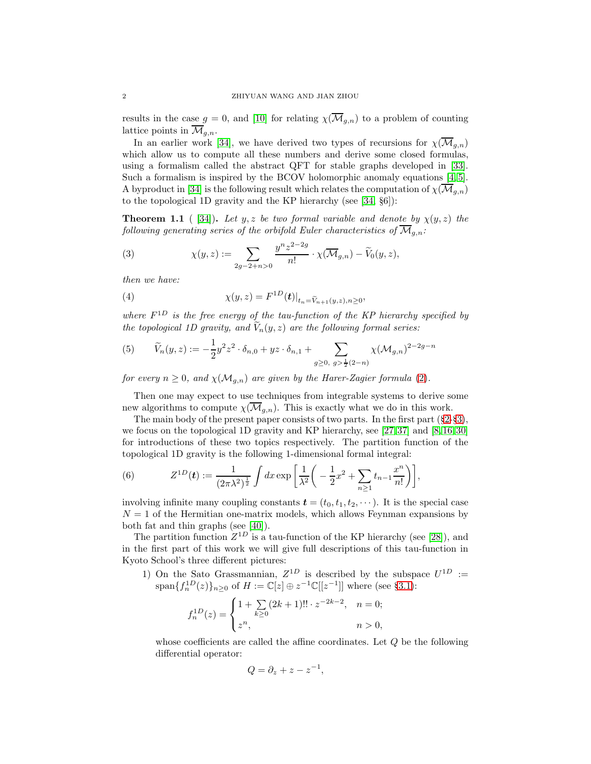results in the case $g = 0$, and [10] for relating $\chi(\overline{\mathcal{M}}_{g,n})$ to a problem of counting lattice points in $\overline{\mathcal{M}}_{g,n}$.

In an earlier work [34], we have derived two types of recursions for $\chi(\overline{\mathcal{M}}_{g,n})$ which allow us to compute all these numbers and derive some closed formulas, using a formalism called the abstract QFT for stable graphs developed in [33]. Such a formalism is inspired by the BCOV holomorphic anomaly equations [4,5]. A byproduct in [34] is the following result which relates the computation of $\chi(\overline{\mathcal{M}}_{g,n})$ to the topological 1D gravity and the KP hierarchy (see [34, §6]):

**Theorem 1.1** ( [34]). *Let $y, z$ be two formal variable and denote by $\chi(y,z)$ the following generating series of the orbifold Euler characteristics of $\overline{\mathcal{M}}_{g,n}$:*

$$\chi(y,z) := \sum_{2g-2+n>0} \frac{y^n z^{2-2g}}{n!} \cdot \chi(\overline{\mathcal{M}}_{g,n}) - \widetilde{V}_0(y,z), \tag{3}$$

*then we have:*

$$\chi(y,z) = F^{1D}(\boldsymbol{t})\big|_{t_n = \widetilde{V}_{n+1}(y,z), n\geq 0}, \tag{4}$$

*where $F^{1D}$ is the free energy of the tau-function of the KP hierarchy specified by the topological 1D gravity, and $\widetilde{V}_n(y,z)$ are the following formal series:*

$$\widetilde{V}_n(y,z) := -\frac{1}{2}y^2z^2 \cdot \delta_{n,0} + yz \cdot \delta_{n,1} + \sum_{g\geq 0,\ g>\frac{1}{2}(2-n)} \chi(\mathcal{M}_{g,n})^{2-2g-n} \tag{5}$$

*for every $n \geq 0$, and $\chi(\mathcal{M}_{g,n})$ are given by the Harer-Zagier formula (2).*

Then one may expect to use techniques from integrable systems to derive some new algorithms to compute $\chi(\overline{\mathcal{M}}_{g,n})$. This is exactly what we do in this work.

The main body of the present paper consists of two parts. In the first part (§2-§3), we focus on the topological 1D gravity and KP hierarchy, see [27,37] and [8,16,30] for introductions of these two topics respectively. The partition function of the topological 1D gravity is the following 1-dimensional formal integral:

$$Z^{1D}(\boldsymbol{t}) := \frac{1}{(2\pi\lambda^2)^{\frac{1}{2}}} \int dx \exp\left[\frac{1}{\lambda^2}\left(-\frac{1}{2}x^2 + \sum_{n\geq 1} t_{n-1}\frac{x^n}{n!}\right)\right], \tag{6}$$

involving infinite many coupling constants $\boldsymbol{t} = (t_0, t_1, t_2, \cdots)$. It is the special case $N = 1$ of the Hermitian one-matrix models, which allows Feynman expansions by both fat and thin graphs (see [40]).

The partition function $Z^{1D}$ is a tau-function of the KP hierarchy (see [28]), and in the first part of this work we will give full descriptions of this tau-function in Kyoto School's three different pictures:

1) On the Sato Grassmannian, $Z^{1D}$ is described by the subspace $U^{1D} := \text{span}\{f_n^{1D}(z)\}_{n\geq 0}$ of $H := \mathbb{C}[z] \oplus z^{-1}\mathbb{C}[[z^{-1}]]$ where (see §3.1):
$$f_n^{1D}(z) = \begin{cases} 1 + \sum\limits_{k\geq 0} (2k+1)!! \cdot z^{-2k-2}, & n = 0; \\ z^n, & n > 0, \end{cases}$$
whose coefficients are called the affine coordinates. Let $Q$ be the following differential operator:
$$Q = \partial_z + z - z^{-1},$$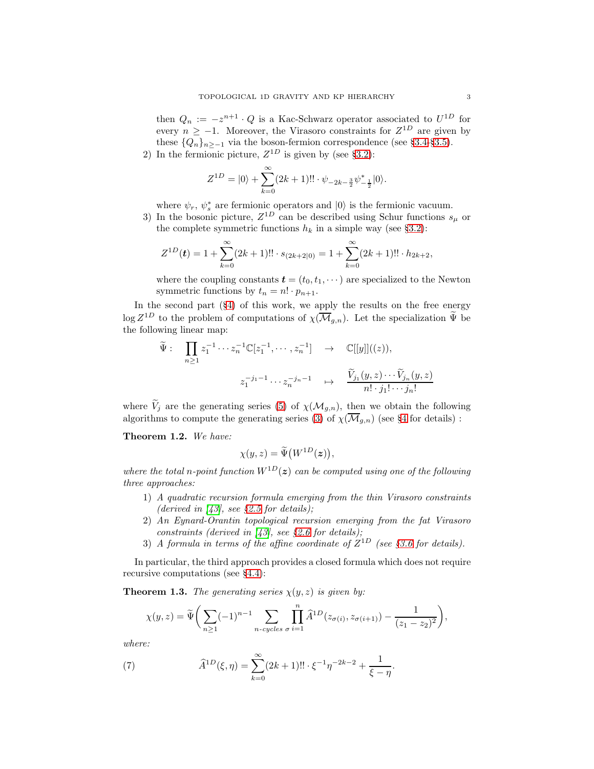then $Q_n := -z^{n+1} \cdot Q$ is a Kac-Schwarz operator associated to $U^{1D}$ for every $n \geq -1$. Moreover, the Virasoro constraints for $Z^{1D}$ are given by these $\{Q_n\}_{n\geq -1}$ via the boson-fermion correspondence (see §3.4-§3.5).

2) In the fermionic picture, $Z^{1D}$ is given by (see §3.2):

$$Z^{1D} = |0\rangle + \sum_{k=0}^{\infty} (2k+1)!! \cdot \psi_{-2k-\frac{3}{2}} \psi^*_{-\frac{1}{2}} |0\rangle.$$

where $\psi_r$, $\psi^*_s$ are fermionic operators and $|0\rangle$ is the fermionic vacuum.

3) In the bosonic picture, $Z^{1D}$ can be described using Schur functions $s_\mu$ or the complete symmetric functions $h_k$ in a simple way (see §3.2):

$$Z^{1D}(\boldsymbol{t}) = 1 + \sum_{k=0}^{\infty} (2k+1)!! \cdot s_{(2k+2|0)} = 1 + \sum_{k=0}^{\infty} (2k+1)!! \cdot h_{2k+2},$$

where the coupling constants $\boldsymbol{t} = (t_0, t_1, \cdots)$ are specialized to the Newton symmetric functions by $t_n = n! \cdot p_{n+1}$.

In the second part (§4) of this work, we apply the results on the free energy $\log Z^{1D}$ to the problem of computations of $\chi(\overline{\mathcal{M}}_{g,n})$. Let the specialization $\widetilde{\Psi}$ be the following linear map:

$$\widetilde{\Psi}: \quad \prod_{n\geq 1} z_1^{-1} \cdots z_n^{-1} \mathbb{C}[z_1^{-1}, \cdots, z_n^{-1}] \quad \to \quad \mathbb{C}[[y]]((z)),$$

$$z_1^{-j_1-1} \cdots z_n^{-j_n-1} \quad \mapsto \quad \frac{\widetilde{V}_{j_1}(y,z) \cdots \widetilde{V}_{j_n}(y,z)}{n! \cdot j_1! \cdots j_n!}$$

where $\widetilde{V}_j$ are the generating series (5) of $\chi(\mathcal{M}_{g,n})$, then we obtain the following algorithms to compute the generating series (3) of $\chi(\overline{\mathcal{M}}_{g,n})$ (see §4 for details) :

**Theorem 1.2.** *We have:*

$$\chi(y,z) = \widetilde{\Psi}\big(W^{1D}(\boldsymbol{z})\big),$$

*where the total $n$-point function $W^{1D}(\boldsymbol{z})$ can be computed using one of the following three approaches:*

1) *A quadratic recursion formula emerging from the thin Virasoro constraints (derived in [43], see §2.5 for details);*
2) *An Eynard-Orantin topological recursion emerging from the fat Virasoro constraints (derived in [43], see §2.6 for details);*
3) *A formula in terms of the affine coordinate of $Z^{1D}$ (see §3.6 for details).*

In particular, the third approach provides a closed formula which does not require recursive computations (see §4.4):

**Theorem 1.3.** *The generating series $\chi(y,z)$ is given by:*

$$\chi(y,z) = \widetilde{\Psi}\bigg( \sum_{n\geq 1} (-1)^{n-1} \sum_{n\text{-cycles } \sigma} \prod_{i=1}^{n} \widehat{A}^{1D}(z_{\sigma(i)}, z_{\sigma(i+1)}) - \frac{1}{(z_1 - z_2)^2} \bigg),$$

*where:*

$$\widehat{A}^{1D}(\xi,\eta) = \sum_{k=0}^{\infty} (2k+1)!! \cdot \xi^{-1} \eta^{-2k-2} + \frac{1}{\xi - \eta}. \tag{7}$$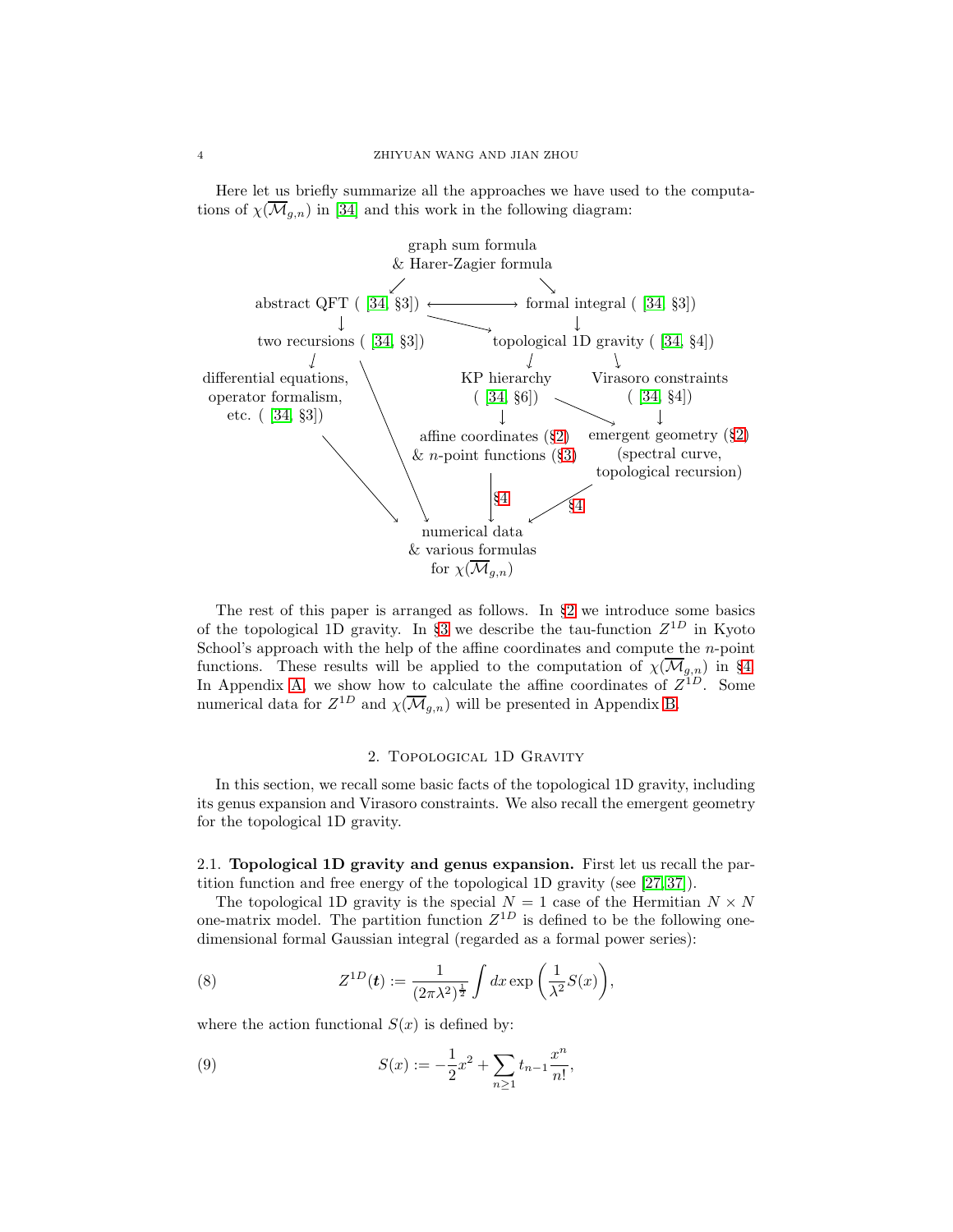Here let us briefly summarize all the approaches we have used to the computations of $\chi(\overline{\mathcal{M}}_{g,n})$ in [34] and this work in the following diagram:

```
                         graph sum formula
                       & Harer-Zagier formula
                        ↙                    ↘
abstract QFT ( [34, §3]) ←——————→ formal integral ( [34, §3])
        ↓                   ↘                    ↓
two recursions ( [34, §3])       topological 1D gravity ( [34, §4])
        ↓                              ↓                  ↘
differential equations,           KP hierarchy        Virasoro constraints
operator formalism,               ( [34, §6])          ( [34, §4])
etc. ( [34, §3])                       ↓          ↘            ↓
                               affine coordinates (§2)   emergent geometry (§2)
                               & n-point functions (§3)  (spectral curve,
                                                          topological recursion)
                                       | §4              / §4
                                       ↓                ↙
                                   numerical data
                                 & various formulas
                                   for χ(M̄_{g,n})
```

(Additionally, arrows lead from "differential equations, operator formalism, etc." and from "two recursions" down to "numerical data & various formulas for $\chi(\overline{\mathcal{M}}_{g,n})$".)

The rest of this paper is arranged as follows. In §2 we introduce some basics of the topological 1D gravity. In §3 we describe the tau-function $Z^{1D}$ in Kyoto School's approach with the help of the affine coordinates and compute the $n$-point functions. These results will be applied to the computation of $\chi(\overline{\mathcal{M}}_{g,n})$ in §4. In Appendix A, we show how to calculate the affine coordinates of $Z^{1D}$. Some numerical data for $Z^{1D}$ and $\chi(\overline{\mathcal{M}}_{g,n})$ will be presented in Appendix B.

## 2. Topological 1D Gravity

In this section, we recall some basic facts of the topological 1D gravity, including its genus expansion and Virasoro constraints. We also recall the emergent geometry for the topological 1D gravity.

### 2.1. Topological 1D gravity and genus expansion.

**2.1. Topological 1D gravity and genus expansion.** First let us recall the partition function and free energy of the topological 1D gravity (see [27, 37]).

The topological 1D gravity is the special $N = 1$ case of the Hermitian $N \times N$ one-matrix model. The partition function $Z^{1D}$ is defined to be the following one-dimensional formal Gaussian integral (regarded as a formal power series):

$$Z^{1D}(\boldsymbol{t}) := \frac{1}{(2\pi\lambda^2)^{\frac{1}{2}}} \int dx \exp\left(\frac{1}{\lambda^2} S(x)\right), \tag{8}$$

where the action functional $S(x)$ is defined by:

$$S(x) := -\frac{1}{2}x^2 + \sum_{n \geq 1} t_{n-1} \frac{x^n}{n!}, \tag{9}$$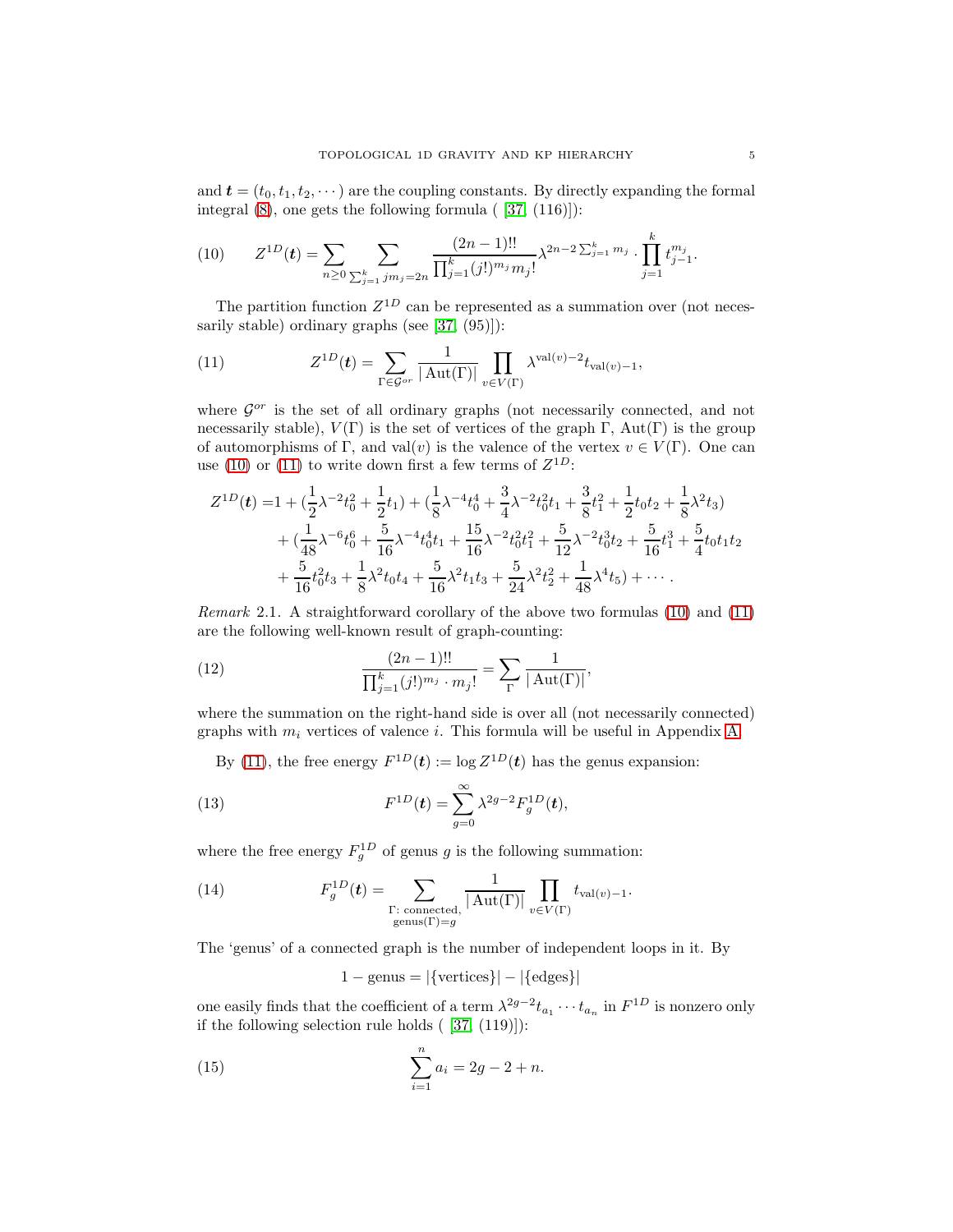and $\boldsymbol{t} = (t_0, t_1, t_2, \cdots)$ are the coupling constants. By directly expanding the formal integral (8), one gets the following formula ( [37, (116)]):

$$Z^{1D}(\boldsymbol{t}) = \sum_{n\geq 0} \sum_{\sum_{j=1}^k jm_j = 2n} \frac{(2n-1)!!}{\prod_{j=1}^k (j!)^{m_j} m_j!} \lambda^{2n-2\sum_{j=1}^k m_j} \cdot \prod_{j=1}^k t_{j-1}^{m_j}. \tag{10}$$

The partition function $Z^{1D}$ can be represented as a summation over (not necessarily stable) ordinary graphs (see [37, (95)]):

$$Z^{1D}(\boldsymbol{t}) = \sum_{\Gamma \in \mathcal{G}^{or}} \frac{1}{|\operatorname{Aut}(\Gamma)|} \prod_{v \in V(\Gamma)} \lambda^{\operatorname{val}(v)-2} t_{\operatorname{val}(v)-1}, \tag{11}$$

where $\mathcal{G}^{or}$ is the set of all ordinary graphs (not necessarily connected, and not necessarily stable), $V(\Gamma)$ is the set of vertices of the graph $\Gamma$, $\operatorname{Aut}(\Gamma)$ is the group of automorphisms of $\Gamma$, and $\operatorname{val}(v)$ is the valence of the vertex $v \in V(\Gamma)$. One can use (10) or (11) to write down first a few terms of $Z^{1D}$:

$$\begin{aligned} Z^{1D}(\boldsymbol{t}) =& 1 + (\frac{1}{2}\lambda^{-2}t_0^2 + \frac{1}{2}t_1) + (\frac{1}{8}\lambda^{-4}t_0^4 + \frac{3}{4}\lambda^{-2}t_0^2 t_1 + \frac{3}{8}t_1^2 + \frac{1}{2}t_0 t_2 + \frac{1}{8}\lambda^2 t_3) \\ &+ (\frac{1}{48}\lambda^{-6}t_0^6 + \frac{5}{16}\lambda^{-4}t_0^4 t_1 + \frac{15}{16}\lambda^{-2}t_0^2 t_1^2 + \frac{5}{12}\lambda^{-2}t_0^3 t_2 + \frac{5}{16}t_1^3 + \frac{5}{4}t_0 t_1 t_2 \\ &+ \frac{5}{16}t_0^2 t_3 + \frac{1}{8}\lambda^2 t_0 t_4 + \frac{5}{16}\lambda^2 t_1 t_3 + \frac{5}{24}\lambda^2 t_2^2 + \frac{1}{48}\lambda^4 t_5) + \cdots. \end{aligned}$$

*Remark* 2.1. A straightforward corollary of the above two formulas (10) and (11) are the following well-known result of graph-counting:

$$\frac{(2n-1)!!}{\prod_{j=1}^k (j!)^{m_j} \cdot m_j!} = \sum_{\Gamma} \frac{1}{|\operatorname{Aut}(\Gamma)|}, \tag{12}$$

where the summation on the right-hand side is over all (not necessarily connected) graphs with $m_i$ vertices of valence $i$. This formula will be useful in Appendix A.

By (11), the free energy $F^{1D}(\boldsymbol{t}) := \log Z^{1D}(\boldsymbol{t})$ has the genus expansion:

$$F^{1D}(\boldsymbol{t}) = \sum_{g=0}^{\infty} \lambda^{2g-2} F_g^{1D}(\boldsymbol{t}), \tag{13}$$

where the free energy $F_g^{1D}$ of genus $g$ is the following summation:

$$F_g^{1D}(\boldsymbol{t}) = \sum_{\substack{\Gamma:\text{ connected,}\\ \text{genus}(\Gamma)=g}} \frac{1}{|\operatorname{Aut}(\Gamma)|} \prod_{v \in V(\Gamma)} t_{\operatorname{val}(v)-1}. \tag{14}$$

The 'genus' of a connected graph is the number of independent loops in it. By

$$1 - \text{genus} = |\{\text{vertices}\}| - |\{\text{edges}\}|$$

one easily finds that the coefficient of a term $\lambda^{2g-2} t_{a_1} \cdots t_{a_n}$ in $F^{1D}$ is nonzero only if the following selection rule holds ( [37, (119)]):

$$\sum_{i=1}^n a_i = 2g - 2 + n. \tag{15}$$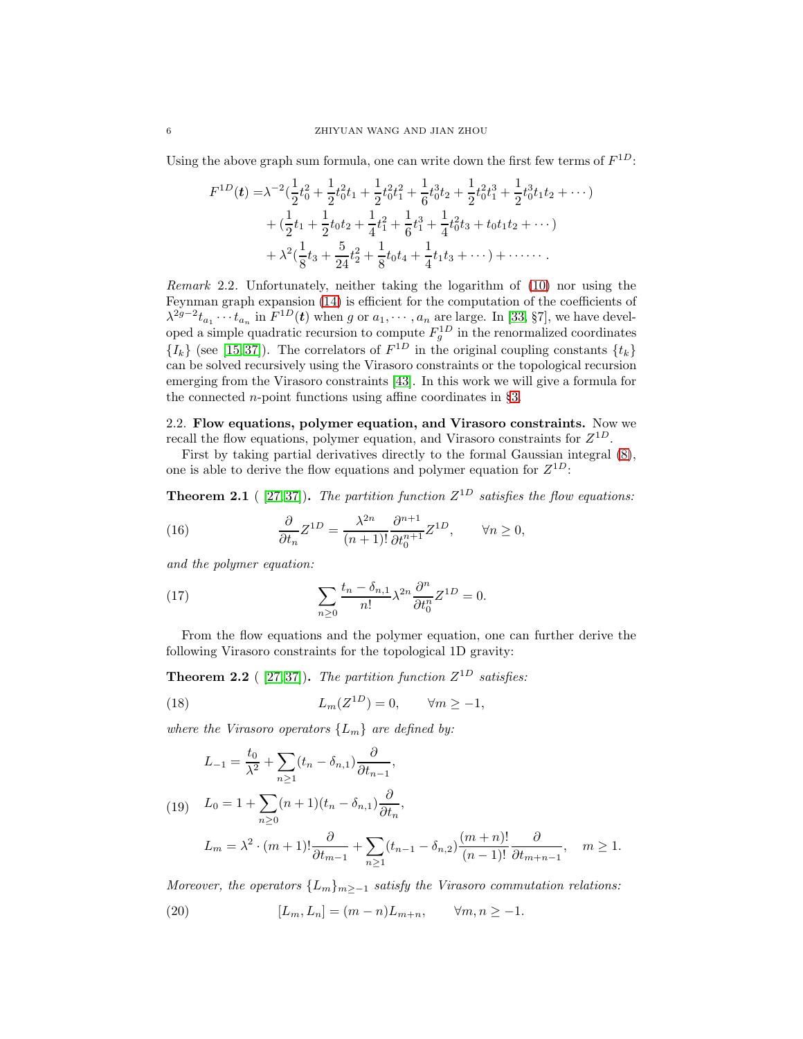Using the above graph sum formula, one can write down the first few terms of $F^{1D}$:

$$
\begin{aligned}
F^{1D}(\boldsymbol{t}) =& \lambda^{-2}(\frac{1}{2}t_0^2 + \frac{1}{2}t_0^2 t_1 + \frac{1}{2}t_0^2 t_1^2 + \frac{1}{6}t_0^3 t_2 + \frac{1}{2}t_0^2 t_1^3 + \frac{1}{2}t_0^3 t_1 t_2 + \cdots) \\
&+ (\frac{1}{2}t_1 + \frac{1}{2}t_0 t_2 + \frac{1}{4}t_1^2 + \frac{1}{6}t_1^3 + \frac{1}{4}t_0^2 t_3 + t_0 t_1 t_2 + \cdots) \\
&+ \lambda^2(\frac{1}{8}t_3 + \frac{5}{24}t_2^2 + \frac{1}{8}t_0 t_4 + \frac{1}{4}t_1 t_3 + \cdots) + \cdots\cdots .
\end{aligned}
$$

*Remark* 2.2. Unfortunately, neither taking the logarithm of (10) nor using the Feynman graph expansion (14) is efficient for the computation of the coefficients of $\lambda^{2g-2}t_{a_1}\cdots t_{a_n}$ in $F^{1D}(\boldsymbol{t})$ when $g$ or $a_1, \cdots, a_n$ are large. In [33, §7], we have developed a simple quadratic recursion to compute $F_g^{1D}$ in the renormalized coordinates $\{I_k\}$ (see [15, 37]). The correlators of $F^{1D}$ in the original coupling constants $\{t_k\}$ can be solved recursively using the Virasoro constraints or the topological recursion emerging from the Virasoro constraints [43]. In this work we will give a formula for the connected $n$-point functions using affine coordinates in §3.

## 2.2. Flow equations, polymer equation, and Virasoro constraints.

Now we recall the flow equations, polymer equation, and Virasoro constraints for $Z^{1D}$.

First by taking partial derivatives directly to the formal Gaussian integral (8), one is able to derive the flow equations and polymer equation for $Z^{1D}$:

**Theorem 2.1** ( [27, 37]). *The partition function $Z^{1D}$ satisfies the flow equations:*

$$
\frac{\partial}{\partial t_n} Z^{1D} = \frac{\lambda^{2n}}{(n+1)!}\frac{\partial^{n+1}}{\partial t_0^{n+1}} Z^{1D}, \qquad \forall n \geq 0, \tag{16}
$$

*and the polymer equation:*

$$
\sum_{n\geq 0} \frac{t_n - \delta_{n,1}}{n!}\lambda^{2n}\frac{\partial^n}{\partial t_0^n} Z^{1D} = 0. \tag{17}
$$

From the flow equations and the polymer equation, one can further derive the following Virasoro constraints for the topological 1D gravity:

**Theorem 2.2** ( [27, 37]). *The partition function $Z^{1D}$ satisfies:*

$$
L_m(Z^{1D}) = 0, \qquad \forall m \geq -1, \tag{18}
$$

*where the Virasoro operators $\{L_m\}$ are defined by:*

$$
\begin{aligned}
L_{-1} &= \frac{t_0}{\lambda^2} + \sum_{n\geq 1}(t_n - \delta_{n,1})\frac{\partial}{\partial t_{n-1}}, \\
L_0 &= 1 + \sum_{n\geq 0}(n+1)(t_n - \delta_{n,1})\frac{\partial}{\partial t_n}, \\
L_m &= \lambda^2 \cdot (m+1)!\frac{\partial}{\partial t_{m-1}} + \sum_{n\geq 1}(t_{n-1} - \delta_{n,2})\frac{(m+n)!}{(n-1)!}\frac{\partial}{\partial t_{m+n-1}}, \quad m \geq 1.
\end{aligned} \tag{19}
$$

*Moreover, the operators $\{L_m\}_{m\geq -1}$ satisfy the Virasoro commutation relations:*

$$
[L_m, L_n] = (m-n)L_{m+n}, \qquad \forall m, n \geq -1. \tag{20}
$$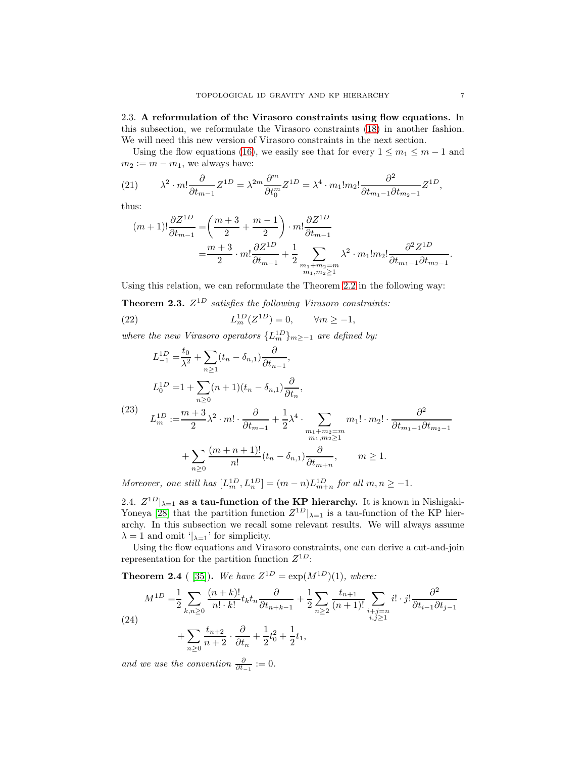2.3. **A reformulation of the Virasoro constraints using flow equations.** In this subsection, we reformulate the Virasoro constraints (18) in another fashion. We will need this new version of Virasoro constraints in the next section.

Using the flow equations (16), we easily see that for every $1 \leq m_1 \leq m-1$ and $m_2 := m - m_1$, we always have:

$$
\lambda^2 \cdot m! \frac{\partial}{\partial t_{m-1}} Z^{1D} = \lambda^{2m} \frac{\partial^m}{\partial t_0^m} Z^{1D} = \lambda^4 \cdot m_1! m_2! \frac{\partial^2}{\partial t_{m_1-1} \partial t_{m_2-1}} Z^{1D}, \tag{21}
$$

thus:

$$
\begin{aligned}
(m+1)! \frac{\partial Z^{1D}}{\partial t_{m-1}} =& \left( \frac{m+3}{2} + \frac{m-1}{2} \right) \cdot m! \frac{\partial Z^{1D}}{\partial t_{m-1}} \\
=& \frac{m+3}{2} \cdot m! \frac{\partial Z^{1D}}{\partial t_{m-1}} + \frac{1}{2} \sum_{\substack{m_1+m_2=m \\ m_1, m_2 \geq 1}} \lambda^2 \cdot m_1! m_2! \frac{\partial^2 Z^{1D}}{\partial t_{m_1-1} \partial t_{m_2-1}}.
\end{aligned}
$$

Using this relation, we can reformulate the Theorem 2.2 in the following way:

**Theorem 2.3.** *$Z^{1D}$ satisfies the following Virasoro constraints:*

$$
L_m^{1D}(Z^{1D}) = 0, \qquad \forall m \geq -1, \tag{22}
$$

*where the new Virasoro operators $\{L_m^{1D}\}_{m \geq -1}$ are defined by:*

$$
\begin{aligned}
L_{-1}^{1D} =& \frac{t_0}{\lambda^2} + \sum_{n \geq 1} (t_n - \delta_{n,1}) \frac{\partial}{\partial t_{n-1}}, \\
L_0^{1D} =& 1 + \sum_{n \geq 0} (n+1)(t_n - \delta_{n,1}) \frac{\partial}{\partial t_n}, \\
L_m^{1D} :=& \frac{m+3}{2} \lambda^2 \cdot m! \cdot \frac{\partial}{\partial t_{m-1}} + \frac{1}{2} \lambda^4 \cdot \sum_{\substack{m_1+m_2=m \\ m_1, m_2 \geq 1}} m_1! \cdot m_2! \cdot \frac{\partial^2}{\partial t_{m_1-1} \partial t_{m_2-1}} \\
&+ \sum_{n \geq 0} \frac{(m+n+1)!}{n!} (t_n - \delta_{n,1}) \frac{\partial}{\partial t_{m+n}}, \qquad m \geq 1.
\end{aligned} \tag{23}
$$

*Moreover, one still has $[L_m^{1D}, L_n^{1D}] = (m-n) L_{m+n}^{1D}$ for all $m, n \geq -1$.*

2.4. **$Z^{1D}|_{\lambda=1}$ as a tau-function of the KP hierarchy.** It is known in Nishigaki-Yoneya [28] that the partition function $Z^{1D}|_{\lambda=1}$ is a tau-function of the KP hierarchy. In this subsection we recall some relevant results. We will always assume $\lambda = 1$ and omit '$|_{\lambda=1}$' for simplicity.

Using the flow equations and Virasoro constraints, one can derive a cut-and-join representation for the partition function $Z^{1D}$:

**Theorem 2.4** ( [35]). *We have $Z^{1D} = \exp(M^{1D})(1)$, where:*

$$
\begin{aligned}
M^{1D} =& \frac{1}{2} \sum_{k,n \geq 0} \frac{(n+k)!}{n! \cdot k!} t_k t_n \frac{\partial}{\partial t_{n+k-1}} + \frac{1}{2} \sum_{n \geq 2} \frac{t_{n+1}}{(n+1)!} \sum_{\substack{i+j=n \\ i,j \geq 1}} i! \cdot j! \frac{\partial^2}{\partial t_{i-1} \partial t_{j-1}} \\
&+ \sum_{n \geq 0} \frac{t_{n+2}}{n+2} \cdot \frac{\partial}{\partial t_n} + \frac{1}{2} t_0^2 + \frac{1}{2} t_1,
\end{aligned} \tag{24}
$$

*and we use the convention $\frac{\partial}{\partial t_{-1}} := 0$.*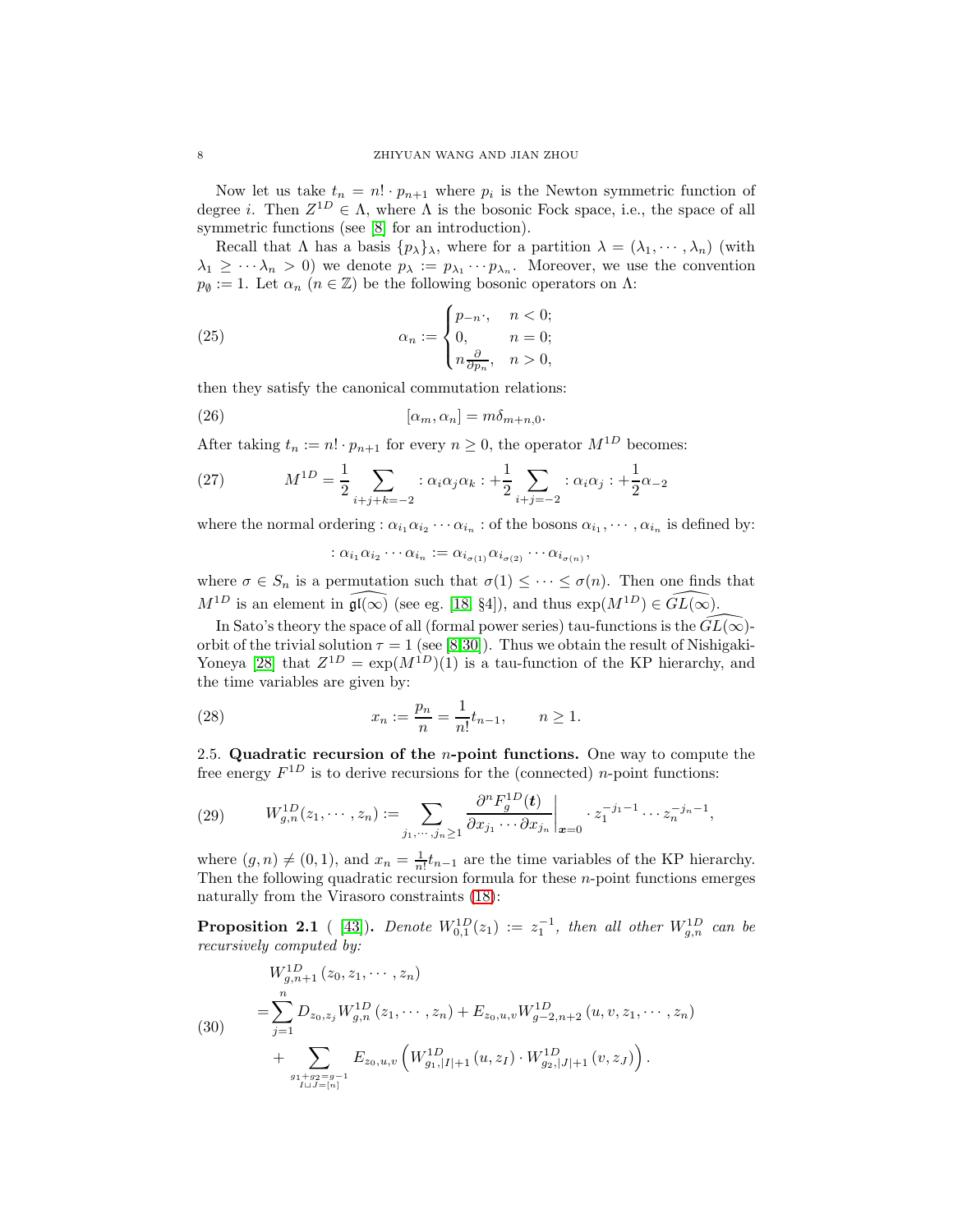Now let us take $t_n = n! \cdot p_{n+1}$ where $p_i$ is the Newton symmetric function of degree $i$. Then $Z^{1D} \in \Lambda$, where $\Lambda$ is the bosonic Fock space, i.e., the space of all symmetric functions (see [8] for an introduction).

Recall that $\Lambda$ has a basis $\{p_\lambda\}_\lambda$, where for a partition $\lambda = (\lambda_1, \cdots, \lambda_n)$ (with $\lambda_1 \geq \cdots \lambda_n > 0$) we denote $p_\lambda := p_{\lambda_1} \cdots p_{\lambda_n}$. Moreover, we use the convention $p_\emptyset := 1$. Let $\alpha_n$ ($n \in \mathbb{Z}$) be the following bosonic operators on $\Lambda$:

$$\alpha_n := \begin{cases} p_{-n}\cdot, & n < 0; \\ 0, & n = 0; \\ n\frac{\partial}{\partial p_n}, & n > 0, \end{cases} \tag{25}$$

then they satisfy the canonical commutation relations:

$$[\alpha_m, \alpha_n] = m\delta_{m+n,0}. \tag{26}$$

After taking $t_n := n! \cdot p_{n+1}$ for every $n \geq 0$, the operator $M^{1D}$ becomes:

$$M^{1D} = \frac{1}{2} \sum_{i+j+k=-2} : \alpha_i \alpha_j \alpha_k : + \frac{1}{2} \sum_{i+j=-2} : \alpha_i \alpha_j : + \frac{1}{2} \alpha_{-2} \tag{27}$$

where the normal ordering $: \alpha_{i_1} \alpha_{i_2} \cdots \alpha_{i_n} :$ of the bosons $\alpha_{i_1}, \cdots, \alpha_{i_n}$ is defined by:

$$: \alpha_{i_1} \alpha_{i_2} \cdots \alpha_{i_n} : := \alpha_{i_{\sigma(1)}} \alpha_{i_{\sigma(2)}} \cdots \alpha_{i_{\sigma(n)}},$$

where $\sigma \in S_n$ is a permutation such that $\sigma(1) \leq \cdots \leq \sigma(n)$. Then one finds that $M^{1D}$ is an element in $\widehat{\mathfrak{gl}(\infty)}$ (see eg. [18, §4]), and thus $\exp(M^{1D}) \in \widehat{GL(\infty)}$.

In Sato's theory the space of all (formal power series) tau-functions is the $\widehat{GL(\infty)}$-orbit of the trivial solution $\tau = 1$ (see [8, 30]). Thus we obtain the result of Nishigaki-Yoneya [28] that $Z^{1D} = \exp(M^{1D})(1)$ is a tau-function of the KP hierarchy, and the time variables are given by:

$$x_n := \frac{p_n}{n} = \frac{1}{n!} t_{n-1}, \qquad n \geq 1. \tag{28}$$

**2.5. Quadratic recursion of the $n$-point functions.** One way to compute the free energy $F^{1D}$ is to derive recursions for the (connected) $n$-point functions:

$$W_{g,n}^{1D}(z_1, \cdots, z_n) := \sum_{j_1, \cdots, j_n \geq 1} \frac{\partial^n F_g^{1D}(\boldsymbol{t})}{\partial x_{j_1} \cdots \partial x_{j_n}} \bigg|_{\boldsymbol{x}=0} \cdot z_1^{-j_1-1} \cdots z_n^{-j_n-1}, \tag{29}$$

where $(g, n) \neq (0, 1)$, and $x_n = \frac{1}{n!} t_{n-1}$ are the time variables of the KP hierarchy. Then the following quadratic recursion formula for these $n$-point functions emerges naturally from the Virasoro constraints (18):

**Proposition 2.1** ( [43]). *Denote $W_{0,1}^{1D}(z_1) := z_1^{-1}$, then all other $W_{g,n}^{1D}$ can be recursively computed by:*

$$\begin{aligned} & W_{g,n+1}^{1D}(z_0, z_1, \cdots, z_n) \\ =& \sum_{j=1}^{n} D_{z_0, z_j} W_{g,n}^{1D}(z_1, \cdots, z_n) + E_{z_0,u,v} W_{g-2,n+2}^{1D}(u, v, z_1, \cdots, z_n) \\ & + \sum_{\substack{g_1+g_2=g-1 \\ I \sqcup J = [n]}} E_{z_0,u,v} \left( W_{g_1,|I|+1}^{1D}(u, z_I) \cdot W_{g_2,|J|+1}^{1D}(v, z_J) \right). \end{aligned} \tag{30}$$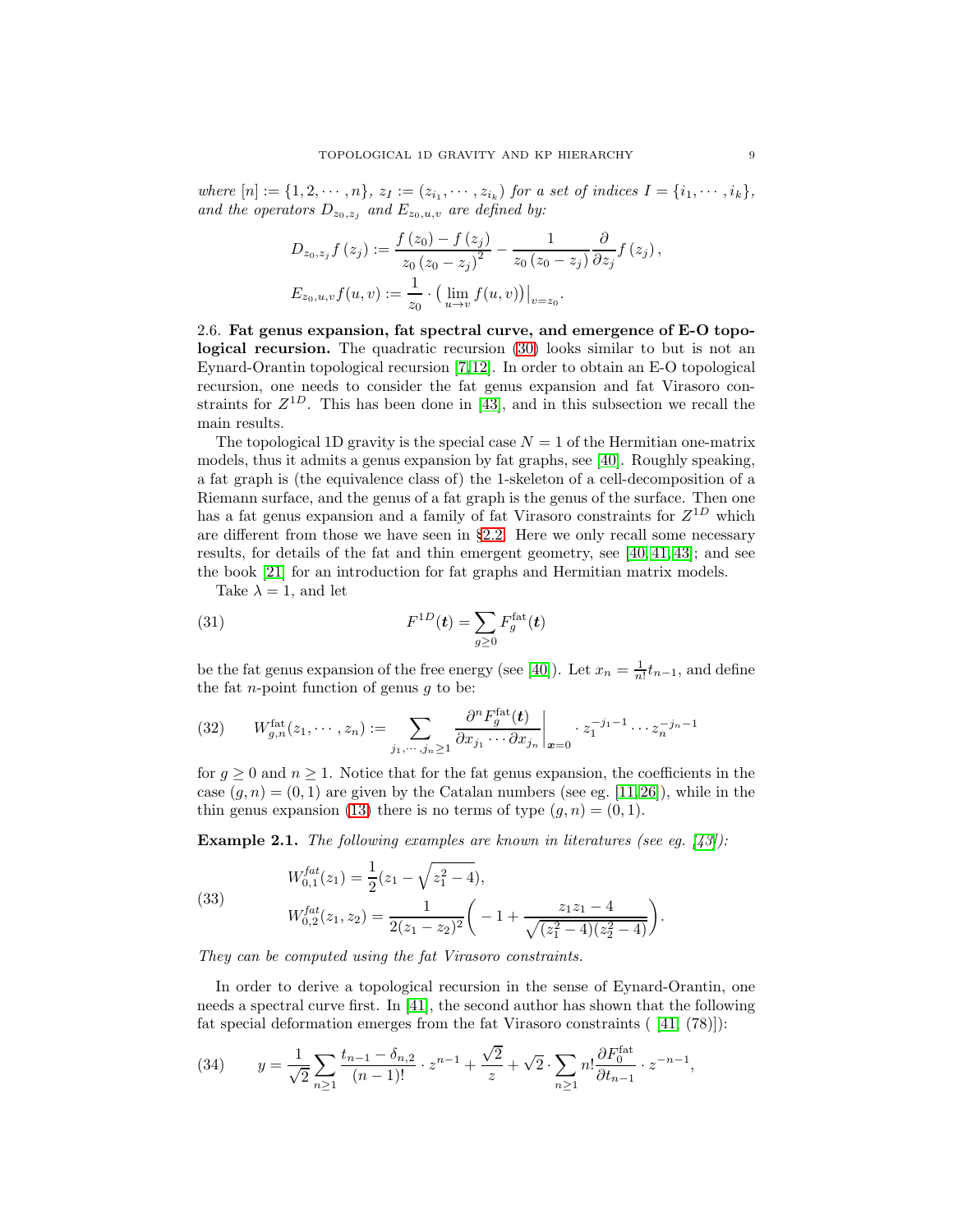*where* $[n] := \{1, 2, \cdots, n\}$, $z_I := (z_{i_1}, \cdots, z_{i_k})$ *for a set of indices* $I = \{i_1, \cdots, i_k\}$, *and the operators* $D_{z_0, z_j}$ *and* $E_{z_0,u,v}$ *are defined by:*

$$D_{z_0,z_j} f(z_j) := \frac{f(z_0) - f(z_j)}{z_0 (z_0 - z_j)^2} - \frac{1}{z_0 (z_0 - z_j)} \frac{\partial}{\partial z_j} f(z_j),$$

$$E_{z_0,u,v} f(u,v) := \frac{1}{z_0} \cdot \big( \lim_{u \to v} f(u,v) \big)\big|_{v=z_0}.$$

### 2.6. Fat genus expansion, fat spectral curve, and emergence of E-O topological recursion.

The quadratic recursion (30) looks similar to but is not an Eynard-Orantin topological recursion [7, 12]. In order to obtain an E-O topological recursion, one needs to consider the fat genus expansion and fat Virasoro constraints for $Z^{1D}$. This has been done in [43], and in this subsection we recall the main results.

The topological 1D gravity is the special case $N = 1$ of the Hermitian one-matrix models, thus it admits a genus expansion by fat graphs, see [40]. Roughly speaking, a fat graph is (the equivalence class of) the 1-skeleton of a cell-decomposition of a Riemann surface, and the genus of a fat graph is the genus of the surface. Then one has a fat genus expansion and a family of fat Virasoro constraints for $Z^{1D}$ which are different from those we have seen in §2.2. Here we only recall some necessary results, for details of the fat and thin emergent geometry, see [40, 41, 43]; and see the book [21] for an introduction for fat graphs and Hermitian matrix models.

Take $\lambda = 1$, and let

$$F^{1D}(\boldsymbol{t}) = \sum_{g \geq 0} F_g^{\text{fat}}(\boldsymbol{t}) \tag{31}$$

be the fat genus expansion of the free energy (see [40]). Let $x_n = \frac{1}{n!} t_{n-1}$, and define the fat $n$-point function of genus $g$ to be:

$$W_{g,n}^{\text{fat}}(z_1, \cdots, z_n) := \sum_{j_1, \cdots, j_n \geq 1} \frac{\partial^n F_g^{\text{fat}}(\boldsymbol{t})}{\partial x_{j_1} \cdots \partial x_{j_n}}\bigg|_{\boldsymbol{x}=0} \cdot z_1^{-j_1 - 1} \cdots z_n^{-j_n - 1} \tag{32}$$

for $g \geq 0$ and $n \geq 1$. Notice that for the fat genus expansion, the coefficients in the case $(g, n) = (0, 1)$ are given by the Catalan numbers (see eg. [11, 26]), while in the thin genus expansion (13) there is no terms of type $(g, n) = (0, 1)$.

**Example 2.1.** *The following examples are known in literatures (see eg. [43]):*

$$\begin{aligned} W_{0,1}^{fat}(z_1) &= \frac{1}{2}(z_1 - \sqrt{z_1^2 - 4}), \\ W_{0,2}^{fat}(z_1, z_2) &= \frac{1}{2(z_1 - z_2)^2}\bigg( -1 + \frac{z_1 z_1 - 4}{\sqrt{(z_1^2 - 4)(z_2^2 - 4)}}\bigg). \end{aligned} \tag{33}$$

*They can be computed using the fat Virasoro constraints.*

In order to derive a topological recursion in the sense of Eynard-Orantin, one needs a spectral curve first. In [41], the second author has shown that the following fat special deformation emerges from the fat Virasoro constraints ( [41, (78)]):

$$y = \frac{1}{\sqrt{2}} \sum_{n \geq 1} \frac{t_{n-1} - \delta_{n,2}}{(n-1)!} \cdot z^{n-1} + \frac{\sqrt{2}}{z} + \sqrt{2} \cdot \sum_{n \geq 1} n! \frac{\partial F_0^{\text{fat}}}{\partial t_{n-1}} \cdot z^{-n-1}, \tag{34}$$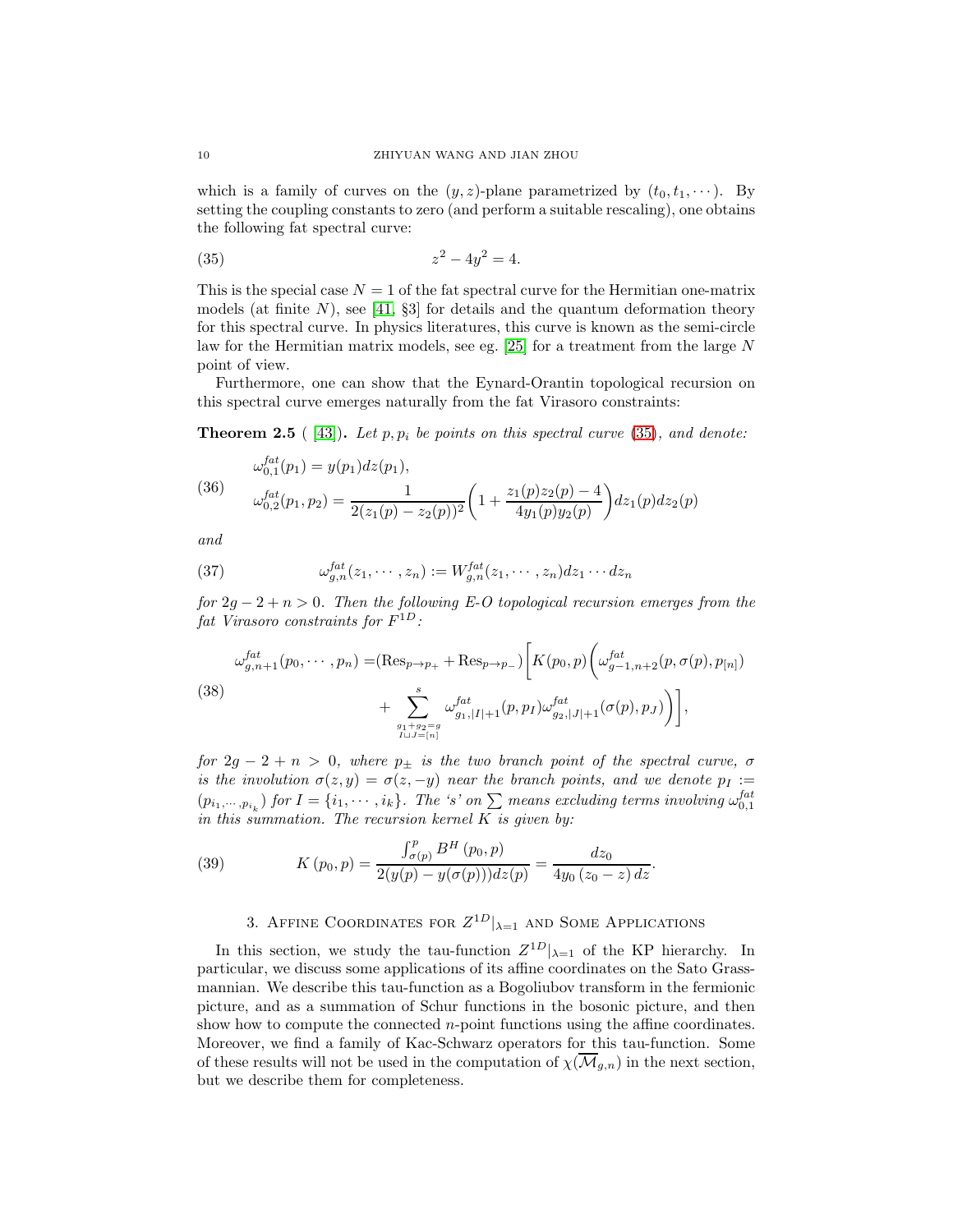which is a family of curves on the $(y, z)$-plane parametrized by $(t_0, t_1, \cdots)$. By setting the coupling constants to zero (and perform a suitable rescaling), one obtains the following fat spectral curve:

$$z^2 - 4y^2 = 4. \tag{35}$$

This is the special case $N = 1$ of the fat spectral curve for the Hermitian one-matrix models (at finite $N$), see [41, §3] for details and the quantum deformation theory for this spectral curve. In physics literatures, this curve is known as the semi-circle law for the Hermitian matrix models, see eg. [25] for a treatment from the large $N$ point of view.

Furthermore, one can show that the Eynard-Orantin topological recursion on this spectral curve emerges naturally from the fat Virasoro constraints:

**Theorem 2.5** ( [43]). *Let $p, p_i$ be points on this spectral curve (35), and denote:*

$$\begin{aligned}
&\omega_{0,1}^{fat}(p_1) = y(p_1)dz(p_1), \\
&\omega_{0,2}^{fat}(p_1, p_2) = \frac{1}{2(z_1(p) - z_2(p))^2}\left(1 + \frac{z_1(p)z_2(p) - 4}{4y_1(p)y_2(p)}\right)dz_1(p)dz_2(p)
\end{aligned} \tag{36}$$

*and*

$$\omega_{g,n}^{fat}(z_1, \cdots, z_n) := W_{g,n}^{fat}(z_1, \cdots, z_n)dz_1 \cdots dz_n \tag{37}$$

*for $2g - 2 + n > 0$. Then the following E-O topological recursion emerges from the fat Virasoro constraints for $F^{1D}$:*

$$\begin{aligned}
\omega_{g,n+1}^{fat}(p_0, \cdots, p_n) =& (\mathrm{Res}_{p \to p_+} + \mathrm{Res}_{p \to p_-})\Bigg[K(p_0, p)\bigg(\omega_{g-1,n+2}^{fat}(p, \sigma(p), p_{[n]}) \\
&+ \sum_{\substack{g_1+g_2=g \\ I \sqcup J = [n]}}^{s} \omega_{g_1,|I|+1}^{fat}(p, p_I)\omega_{g_2,|J|+1}^{fat}(\sigma(p), p_J)\bigg)\Bigg],
\end{aligned} \tag{38}$$

*for $2g - 2 + n > 0$, where $p_\pm$ is the two branch point of the spectral curve, $\sigma$ is the involution $\sigma(z, y) = \sigma(z, -y)$ near the branch points, and we denote $p_I := (p_{i_1}, \cdots, p_{i_k})$ for $I = \{i_1, \cdots, i_k\}$. The 's' on $\sum$ means excluding terms involving $\omega_{0,1}^{fat}$ in this summation. The recursion kernel $K$ is given by:*

$$K(p_0, p) = \frac{\int_{\sigma(p)}^{p} B^H(p_0, p)}{2(y(p) - y(\sigma(p)))dz(p)} = \frac{dz_0}{4y_0(z_0 - z)\, dz}. \tag{39}$$

## 3. Affine Coordinates for $Z^{1D}|_{\lambda=1}$ and Some Applications

In this section, we study the tau-function $Z^{1D}|_{\lambda=1}$ of the KP hierarchy. In particular, we discuss some applications of its affine coordinates on the Sato Grassmannian. We describe this tau-function as a Bogoliubov transform in the fermionic picture, and as a summation of Schur functions in the bosonic picture, and then show how to compute the connected $n$-point functions using the affine coordinates. Moreover, we find a family of Kac-Schwarz operators for this tau-function. Some of these results will not be used in the computation of $\chi(\overline{\mathcal{M}}_{g,n})$ in the next section, but we describe them for completeness.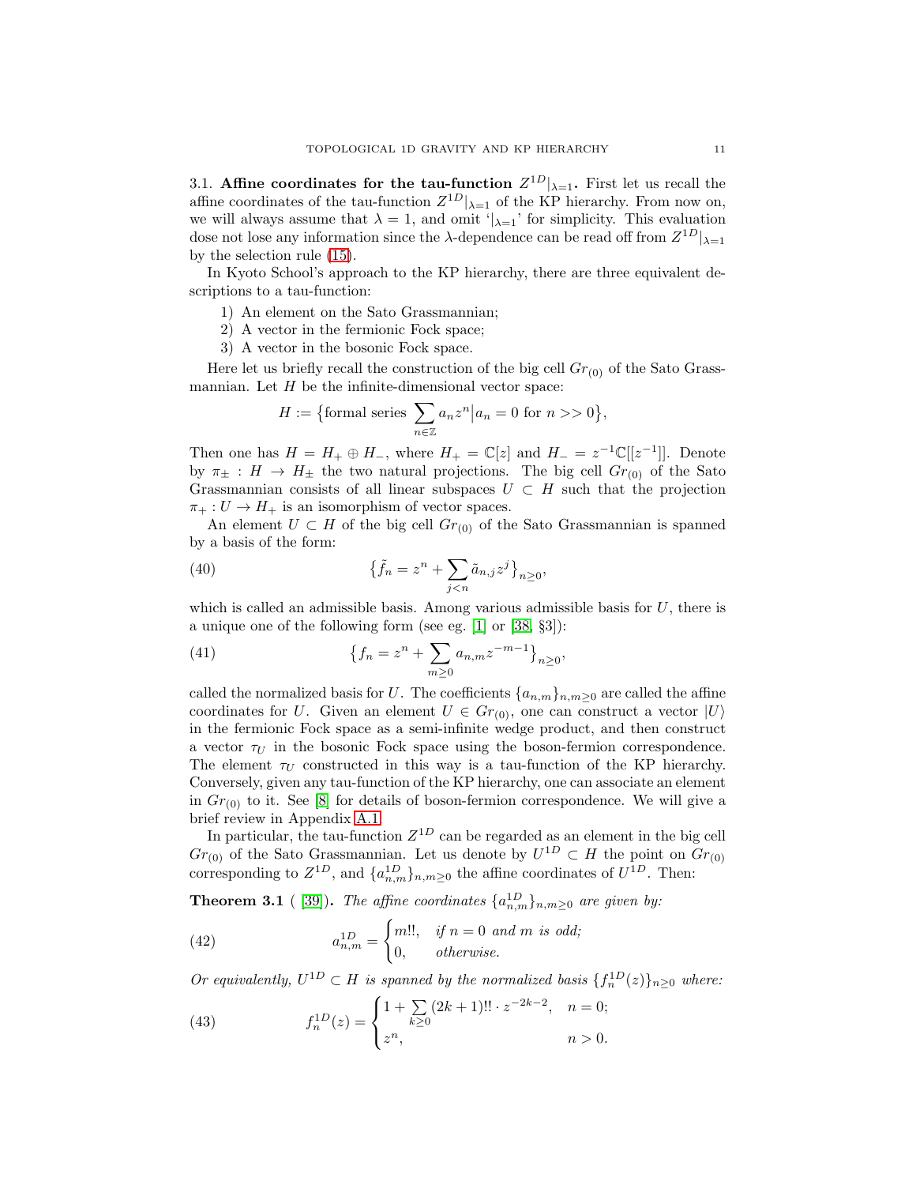### 3.1. Affine coordinates for the tau-function $Z^{1D}|_{\lambda=1}$.

First let us recall the affine coordinates of the tau-function $Z^{1D}|_{\lambda=1}$ of the KP hierarchy. From now on, we will always assume that $\lambda = 1$, and omit '$|_{\lambda=1}$' for simplicity. This evaluation dose not lose any information since the $\lambda$-dependence can be read off from $Z^{1D}|_{\lambda=1}$ by the selection rule (15).

In Kyoto School's approach to the KP hierarchy, there are three equivalent descriptions to a tau-function:

1) An element on the Sato Grassmannian;
2) A vector in the fermionic Fock space;
3) A vector in the bosonic Fock space.

Here let us briefly recall the construction of the big cell $Gr_{(0)}$ of the Sato Grassmannian. Let $H$ be the infinite-dimensional vector space:

$$H := \big\{\text{formal series } \sum_{n\in\mathbb{Z}} a_n z^n \big| a_n = 0 \text{ for } n >> 0\big\},$$

Then one has $H = H_+ \oplus H_-$, where $H_+ = \mathbb{C}[z]$ and $H_- = z^{-1}\mathbb{C}[[z^{-1}]]$. Denote by $\pi_\pm : H \to H_\pm$ the two natural projections. The big cell $Gr_{(0)}$ of the Sato Grassmannian consists of all linear subspaces $U \subset H$ such that the projection $\pi_+ : U \to H_+$ is an isomorphism of vector spaces.

An element $U \subset H$ of the big cell $Gr_{(0)}$ of the Sato Grassmannian is spanned by a basis of the form:

$$\big\{\tilde{f}_n = z^n + \sum_{j<n} \tilde{a}_{n,j} z^j\big\}_{n\geq 0}, \tag{40}$$

which is called an admissible basis. Among various admissible basis for $U$, there is a unique one of the following form (see eg. [1] or [38, §3]):

$$\big\{f_n = z^n + \sum_{m\geq 0} a_{n,m} z^{-m-1}\big\}_{n\geq 0}, \tag{41}$$

called the normalized basis for $U$. The coefficients $\{a_{n,m}\}_{n,m\geq 0}$ are called the affine coordinates for $U$. Given an element $U \in Gr_{(0)}$, one can construct a vector $|U\rangle$ in the fermionic Fock space as a semi-infinite wedge product, and then construct a vector $\tau_U$ in the bosonic Fock space using the boson-fermion correspondence. The element $\tau_U$ constructed in this way is a tau-function of the KP hierarchy. Conversely, given any tau-function of the KP hierarchy, one can associate an element in $Gr_{(0)}$ to it. See [8] for details of boson-fermion correspondence. We will give a brief review in Appendix A.1.

In particular, the tau-function $Z^{1D}$ can be regarded as an element in the big cell $Gr_{(0)}$ of the Sato Grassmannian. Let us denote by $U^{1D} \subset H$ the point on $Gr_{(0)}$ corresponding to $Z^{1D}$, and $\{a^{1D}_{n,m}\}_{n,m\geq 0}$ the affine coordinates of $U^{1D}$. Then:

**Theorem 3.1** ([39]). *The affine coordinates $\{a^{1D}_{n,m}\}_{n,m\geq 0}$ are given by:*

$$a^{1D}_{n,m} = \begin{cases} m!!, & \text{if } n = 0 \text{ and } m \text{ is odd;} \\ 0, & \text{otherwise.} \end{cases} \tag{42}$$

*Or equivalently, $U^{1D} \subset H$ is spanned by the normalized basis $\{f^{1D}_n(z)\}_{n\geq 0}$ where:*

$$f^{1D}_n(z) = \begin{cases} 1 + \sum\limits_{k\geq 0} (2k+1)!! \cdot z^{-2k-2}, & n = 0; \\ z^n, & n > 0. \end{cases} \tag{43}$$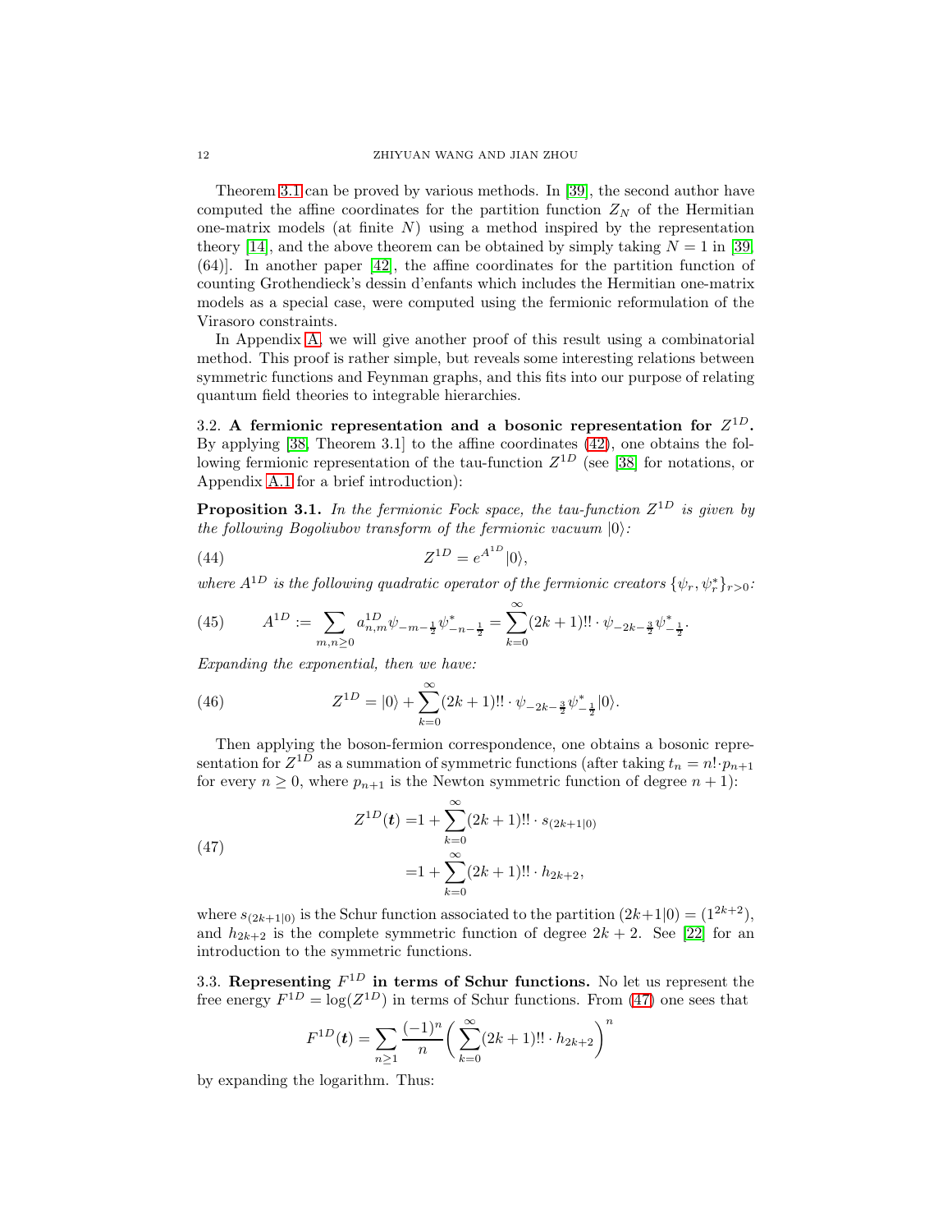Theorem 3.1 can be proved by various methods. In [39], the second author have computed the affine coordinates for the partition function $Z_N$ of the Hermitian one-matrix models (at finite $N$) using a method inspired by the representation theory [14], and the above theorem can be obtained by simply taking $N = 1$ in [39, (64)]. In another paper [42], the affine coordinates for the partition function of counting Grothendieck's dessin d'enfants which includes the Hermitian one-matrix models as a special case, were computed using the fermionic reformulation of the Virasoro constraints.

In Appendix A, we will give another proof of this result using a combinatorial method. This proof is rather simple, but reveals some interesting relations between symmetric functions and Feynman graphs, and this fits into our purpose of relating quantum field theories to integrable hierarchies.

3.2. **A fermionic representation and a bosonic representation for $Z^{1D}$.** By applying [38, Theorem 3.1] to the affine coordinates (42), one obtains the following fermionic representation of the tau-function $Z^{1D}$ (see [38] for notations, or Appendix A.1 for a brief introduction):

**Proposition 3.1.** *In the fermionic Fock space, the tau-function $Z^{1D}$ is given by the following Bogoliubov transform of the fermionic vacuum $|0\rangle$:*

$$Z^{1D} = e^{A^{1D}}|0\rangle, \tag{44}$$

*where $A^{1D}$ is the following quadratic operator of the fermionic creators $\{\psi_r, \psi_r^*\}_{r>0}$:*

$$A^{1D} := \sum_{m,n\geq 0} a_{n,m}^{1D} \psi_{-m-\frac{1}{2}}\psi^*_{-n-\frac{1}{2}} = \sum_{k=0}^{\infty}(2k+1)!! \cdot \psi_{-2k-\frac{3}{2}}\psi^*_{-\frac{1}{2}}. \tag{45}$$

*Expanding the exponential, then we have:*

$$Z^{1D} = |0\rangle + \sum_{k=0}^{\infty}(2k+1)!! \cdot \psi_{-2k-\frac{3}{2}}\psi^*_{-\frac{1}{2}}|0\rangle. \tag{46}$$

Then applying the boson-fermion correspondence, one obtains a bosonic representation for $Z^{1D}$ as a summation of symmetric functions (after taking $t_n = n! \cdot p_{n+1}$ for every $n \geq 0$, where $p_{n+1}$ is the Newton symmetric function of degree $n+1$):

$$\begin{aligned} Z^{1D}(\boldsymbol{t}) =& 1 + \sum_{k=0}^{\infty}(2k+1)!! \cdot s_{(2k+1|0)} \\ =& 1 + \sum_{k=0}^{\infty}(2k+1)!! \cdot h_{2k+2}, \end{aligned} \tag{47}$$

where $s_{(2k+1|0)}$ is the Schur function associated to the partition $(2k+1|0) = (1^{2k+2})$, and $h_{2k+2}$ is the complete symmetric function of degree $2k+2$. See [22] for an introduction to the symmetric functions.

3.3. **Representing $F^{1D}$ in terms of Schur functions.** No let us represent the free energy $F^{1D} = \log(Z^{1D})$ in terms of Schur functions. From (47) one sees that

$$F^{1D}(\boldsymbol{t}) = \sum_{n\geq 1} \frac{(-1)^n}{n}\bigg(\sum_{k=0}^{\infty}(2k+1)!! \cdot h_{2k+2}\bigg)^n$$

by expanding the logarithm. Thus: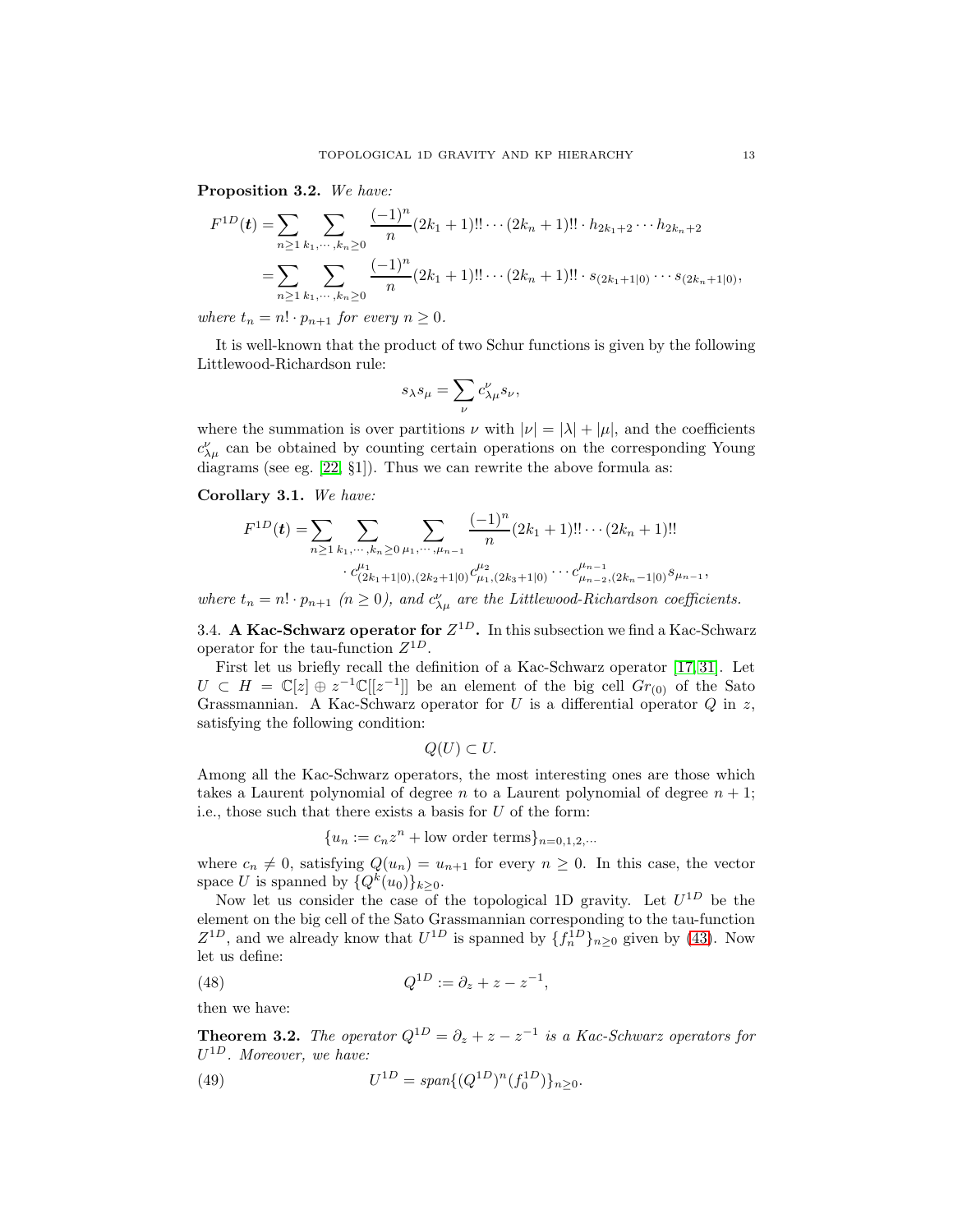**Proposition 3.2.** *We have:*

$$
\begin{aligned}
F^{1D}(\boldsymbol{t}) =& \sum_{n\geq 1} \sum_{k_1,\cdots,k_n\geq 0} \frac{(-1)^n}{n}(2k_1+1)!!\cdots(2k_n+1)!!\cdot h_{2k_1+2}\cdots h_{2k_n+2} \\
=& \sum_{n\geq 1} \sum_{k_1,\cdots,k_n\geq 0} \frac{(-1)^n}{n}(2k_1+1)!!\cdots(2k_n+1)!!\cdot s_{(2k_1+1|0)}\cdots s_{(2k_n+1|0)},
\end{aligned}
$$

*where $t_n = n!\cdot p_{n+1}$ for every $n \geq 0$.*

It is well-known that the product of two Schur functions is given by the following Littlewood-Richardson rule:

$$
s_\lambda s_\mu = \sum_\nu c^\nu_{\lambda\mu} s_\nu,
$$

where the summation is over partitions $\nu$ with $|\nu| = |\lambda| + |\mu|$, and the coefficients $c^\nu_{\lambda\mu}$ can be obtained by counting certain operations on the corresponding Young diagrams (see eg. [22, §1]). Thus we can rewrite the above formula as:

**Corollary 3.1.** *We have:*

$$
\begin{aligned}
F^{1D}(\boldsymbol{t}) =& \sum_{n\geq 1} \sum_{k_1,\cdots,k_n\geq 0} \sum_{\mu_1,\cdots,\mu_{n-1}} \frac{(-1)^n}{n}(2k_1+1)!!\cdots(2k_n+1)!! \\
& \cdot c^{\mu_1}_{(2k_1+1|0),(2k_2+1|0)} c^{\mu_2}_{\mu_1,(2k_3+1|0)} \cdots c^{\mu_{n-1}}_{\mu_{n-2},(2k_n-1|0)} s_{\mu_{n-1}},
\end{aligned}
$$

*where $t_n = n!\cdot p_{n+1}$ ($n \geq 0$), and $c^\nu_{\lambda\mu}$ are the Littlewood-Richardson coefficients.*

### 3.4. A Kac-Schwarz operator for $Z^{1D}$.

In this subsection we find a Kac-Schwarz operator for the tau-function $Z^{1D}$.

First let us briefly recall the definition of a Kac-Schwarz operator [17, 31]. Let $U \subset H = \mathbb{C}[z] \oplus z^{-1}\mathbb{C}[[z^{-1}]]$ be an element of the big cell $Gr_{(0)}$ of the Sato Grassmannian. A Kac-Schwarz operator for $U$ is a differential operator $Q$ in $z$, satisfying the following condition:

$$
Q(U) \subset U.
$$

Among all the Kac-Schwarz operators, the most interesting ones are those which takes a Laurent polynomial of degree $n$ to a Laurent polynomial of degree $n+1$; i.e., those such that there exists a basis for $U$ of the form:

$$
\{u_n := c_n z^n + \text{low order terms}\}_{n=0,1,2,\cdots}
$$

where $c_n \neq 0$, satisfying $Q(u_n) = u_{n+1}$ for every $n \geq 0$. In this case, the vector space $U$ is spanned by $\{Q^k(u_0)\}_{k\geq 0}$.

Now let us consider the case of the topological 1D gravity. Let $U^{1D}$ be the element on the big cell of the Sato Grassmannian corresponding to the tau-function $Z^{1D}$, and we already know that $U^{1D}$ is spanned by $\{f^{1D}_n\}_{n\geq 0}$ given by (43). Now let us define:

$$
Q^{1D} := \partial_z + z - z^{-1}, \tag{48}
$$

then we have:

**Theorem 3.2.** *The operator $Q^{1D} = \partial_z + z - z^{-1}$ is a Kac-Schwarz operators for $U^{1D}$. Moreover, we have:*

$$
U^{1D} = span\{(Q^{1D})^n(f^{1D}_0)\}_{n\geq 0}. \tag{49}
$$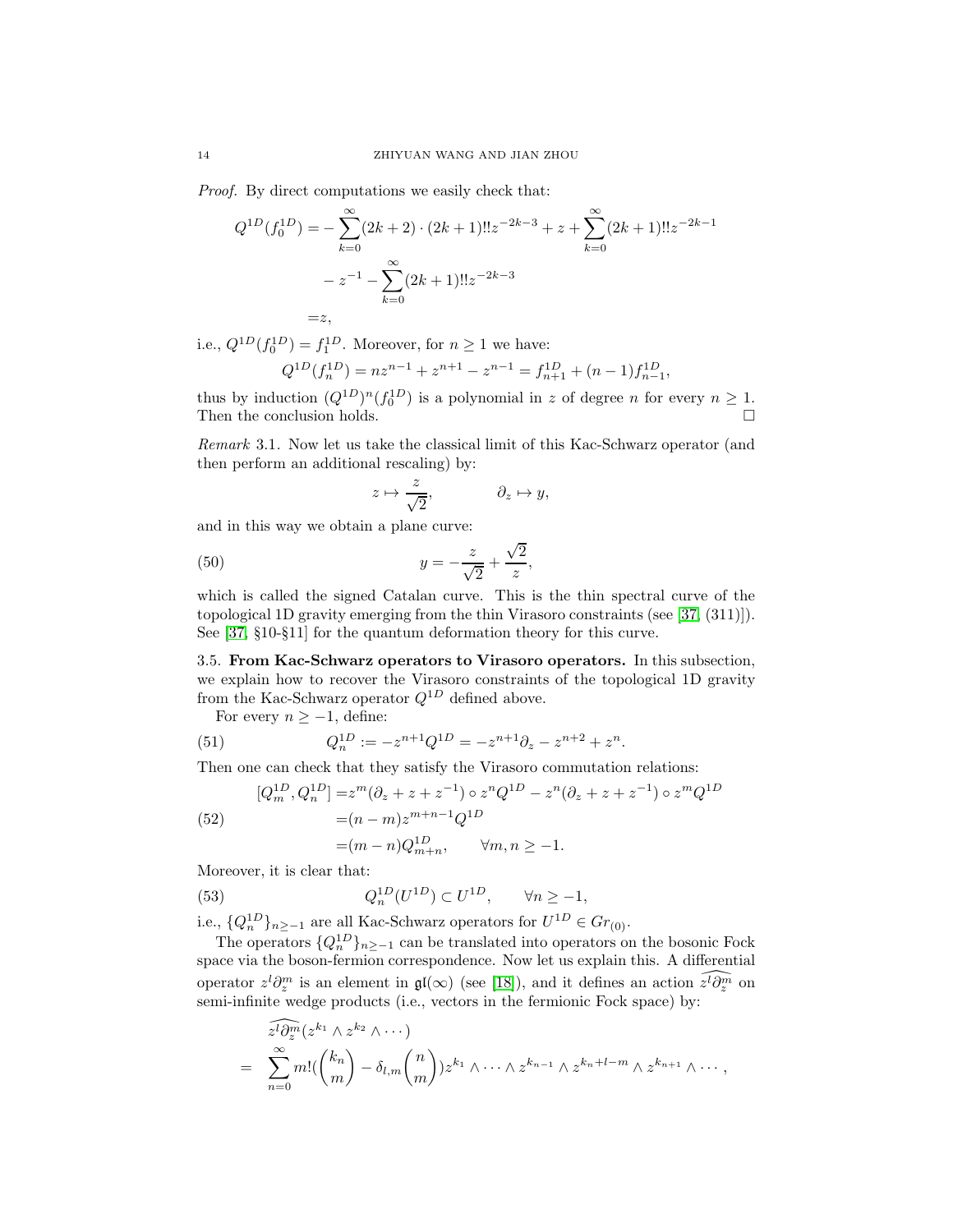*Proof.* By direct computations we easily check that:

$$
\begin{aligned}
Q^{1D}(f_0^{1D}) =& -\sum_{k=0}^{\infty}(2k+2)\cdot(2k+1)!!z^{-2k-3} + z + \sum_{k=0}^{\infty}(2k+1)!!z^{-2k-1} \\
& - z^{-1} - \sum_{k=0}^{\infty}(2k+1)!!z^{-2k-3} \\
=& z,
\end{aligned}
$$

i.e., $Q^{1D}(f_0^{1D}) = f_1^{1D}$. Moreover, for $n \geq 1$ we have:

$$
Q^{1D}(f_n^{1D}) = nz^{n-1} + z^{n+1} - z^{n-1} = f_{n+1}^{1D} + (n-1)f_{n-1}^{1D},
$$

thus by induction $(Q^{1D})^n(f_0^{1D})$ is a polynomial in $z$ of degree $n$ for every $n \geq 1$. Then the conclusion holds. $\square$

*Remark* 3.1. Now let us take the classical limit of this Kac-Schwarz operator (and then perform an additional rescaling) by:

$$
z \mapsto \frac{z}{\sqrt{2}}, \qquad \partial_z \mapsto y,
$$

and in this way we obtain a plane curve:

$$
y = -\frac{z}{\sqrt{2}} + \frac{\sqrt{2}}{z}, \tag{50}
$$

which is called the signed Catalan curve. This is the thin spectral curve of the topological 1D gravity emerging from the thin Virasoro constraints (see [37, (311)]). See [37, §10-§11] for the quantum deformation theory for this curve.

**3.5. From Kac-Schwarz operators to Virasoro operators.** In this subsection, we explain how to recover the Virasoro constraints of the topological 1D gravity from the Kac-Schwarz operator $Q^{1D}$ defined above.

For every $n \geq -1$, define:

$$
Q_n^{1D} := -z^{n+1}Q^{1D} = -z^{n+1}\partial_z - z^{n+2} + z^n. \tag{51}
$$

Then one can check that they satisfy the Virasoro commutation relations:

$$
\begin{aligned}
[Q_m^{1D}, Q_n^{1D}] =& z^m(\partial_z + z + z^{-1}) \circ z^n Q^{1D} - z^n(\partial_z + z + z^{-1}) \circ z^m Q^{1D} \\
=& (n-m)z^{m+n-1}Q^{1D} \\
=& (m-n)Q_{m+n}^{1D}, \qquad \forall m, n \geq -1.
\end{aligned} \tag{52}
$$

Moreover, it is clear that:

$$
Q_n^{1D}(U^{1D}) \subset U^{1D}, \qquad \forall n \geq -1, \tag{53}
$$

i.e., $\{Q_n^{1D}\}_{n\geq -1}$ are all Kac-Schwarz operators for $U^{1D} \in Gr_{(0)}$.

The operators $\{Q_n^{1D}\}_{n\geq-1}$ can be translated into operators on the bosonic Fock space via the boson-fermion correspondence. Now let us explain this. A differential operator $z^l\partial_z^m$ is an element in $\mathfrak{gl}(\infty)$ (see [18]), and it defines an action $\widehat{z^l\partial_z^m}$ on semi-infinite wedge products (i.e., vectors in the fermionic Fock space) by:

$$
\begin{aligned}
& \widehat{z^l\partial_z^m}(z^{k_1} \wedge z^{k_2} \wedge \cdots) \\
=& \sum_{n=0}^{\infty} m!\left(\binom{k_n}{m} - \delta_{l,m}\binom{n}{m}\right) z^{k_1} \wedge \cdots \wedge z^{k_{n-1}} \wedge z^{k_n+l-m} \wedge z^{k_{n+1}} \wedge \cdots,
\end{aligned}
$$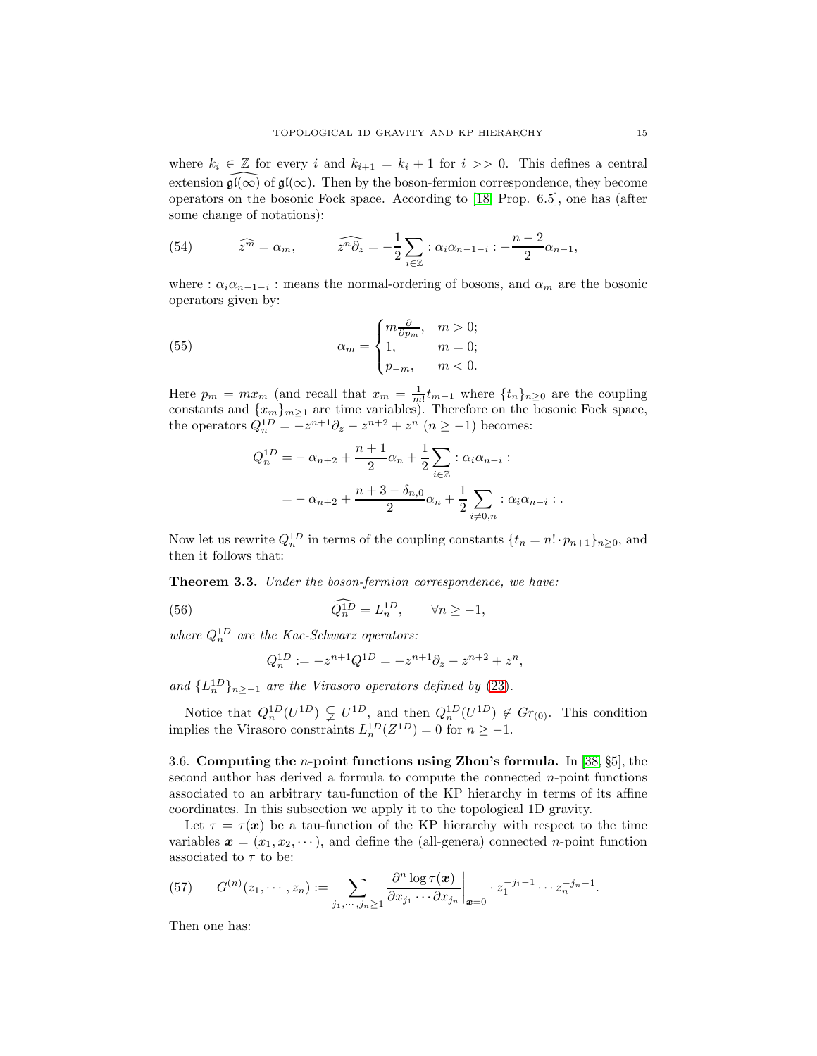where $k_i \in \mathbb{Z}$ for every $i$ and $k_{i+1} = k_i + 1$ for $i >> 0$. This defines a central extension $\widehat{\mathfrak{gl}(\infty)}$ of $\mathfrak{gl}(\infty)$. Then by the boson-fermion correspondence, they become operators on the bosonic Fock space. According to [18, Prop. 6.5], one has (after some change of notations):

$$
\widehat{z^m} = \alpha_m, \qquad \widehat{z^n\partial_z} = -\frac{1}{2}\sum_{i\in\mathbb{Z}} :\alpha_i\alpha_{n-1-i}: -\frac{n-2}{2}\alpha_{n-1}, \tag{54}
$$

where $:\alpha_i\alpha_{n-1-i}:$ means the normal-ordering of bosons, and $\alpha_m$ are the bosonic operators given by:

$$
\alpha_m = \begin{cases} m\frac{\partial}{\partial p_m}, & m > 0; \\ 1, & m = 0; \\ p_{-m}, & m < 0. \end{cases} \tag{55}
$$

Here $p_m = m x_m$ (and recall that $x_m = \frac{1}{m!}t_{m-1}$ where $\{t_n\}_{n\geq 0}$ are the coupling constants and $\{x_m\}_{m\geq 1}$ are time variables). Therefore on the bosonic Fock space, the operators $Q_n^{1D} = -z^{n+1}\partial_z - z^{n+2} + z^n$ $(n \geq -1)$ becomes:

$$
\begin{aligned}
Q_n^{1D} =& -\alpha_{n+2} + \frac{n+1}{2}\alpha_n + \frac{1}{2}\sum_{i\in\mathbb{Z}} :\alpha_i\alpha_{n-i}: \\
=& -\alpha_{n+2} + \frac{n+3-\delta_{n,0}}{2}\alpha_n + \frac{1}{2}\sum_{i\neq 0,n} :\alpha_i\alpha_{n-i}: .
\end{aligned}
$$

Now let us rewrite $Q_n^{1D}$ in terms of the coupling constants $\{t_n = n!\cdot p_{n+1}\}_{n\geq 0}$, and then it follows that:

**Theorem 3.3.** *Under the boson-fermion correspondence, we have:*

$$
\widehat{Q_n^{1D}} = L_n^{1D}, \qquad \forall n \geq -1, \tag{56}
$$

*where $Q_n^{1D}$ are the Kac-Schwarz operators:*

$$
Q_n^{1D} := -z^{n+1}Q^{1D} = -z^{n+1}\partial_z - z^{n+2} + z^n,
$$

*and $\{L_n^{1D}\}_{n\geq -1}$ are the Virasoro operators defined by (23).*

Notice that $Q_n^{1D}(U^{1D}) \subsetneq U^{1D}$, and then $Q_n^{1D}(U^{1D}) \notin Gr_{(0)}$. This condition implies the Virasoro constraints $L_n^{1D}(Z^{1D}) = 0$ for $n \geq -1$.

### 3.6. Computing the $n$-point functions using Zhou's formula.

In [38, §5], the second author has derived a formula to compute the connected $n$-point functions associated to an arbitrary tau-function of the KP hierarchy in terms of its affine coordinates. In this subsection we apply it to the topological 1D gravity.

Let $\tau = \tau(\boldsymbol{x})$ be a tau-function of the KP hierarchy with respect to the time variables $\boldsymbol{x} = (x_1, x_2, \cdots)$, and define the (all-genera) connected $n$-point function associated to $\tau$ to be:

$$
G^{(n)}(z_1,\cdots,z_n) := \sum_{j_1,\cdots,j_n\geq 1} \frac{\partial^n \log\tau(\boldsymbol{x})}{\partial x_{j_1}\cdots\partial x_{j_n}}\bigg|_{\boldsymbol{x}=0} \cdot z_1^{-j_1-1}\cdots z_n^{-j_n-1}. \tag{57}
$$

Then one has: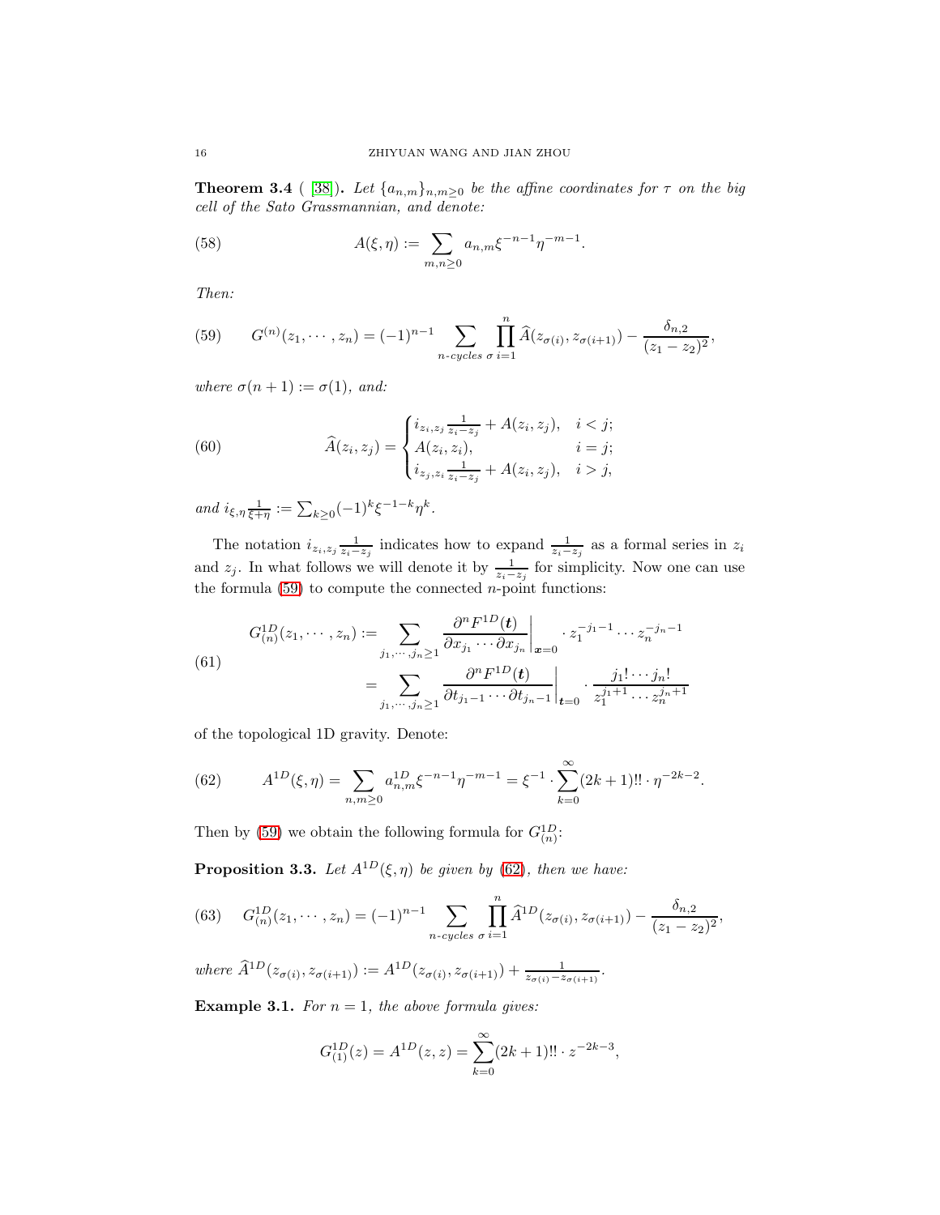**Theorem 3.4** ( [38]). *Let $\{a_{n,m}\}_{n,m\geq 0}$ be the affine coordinates for $\tau$ on the big cell of the Sato Grassmannian, and denote:*

$$A(\xi,\eta) := \sum_{m,n\geq 0} a_{n,m}\xi^{-n-1}\eta^{-m-1}. \tag{58}$$

*Then:*

$$G^{(n)}(z_1,\cdots,z_n) = (-1)^{n-1}\sum_{n\text{-cycles }\sigma}\prod_{i=1}^{n}\widehat{A}(z_{\sigma(i)},z_{\sigma(i+1)}) - \frac{\delta_{n,2}}{(z_1-z_2)^2}, \tag{59}$$

*where $\sigma(n+1) := \sigma(1)$, and:*

$$\widehat{A}(z_i,z_j) = \begin{cases} i_{z_i,z_j}\frac{1}{z_i-z_j} + A(z_i,z_j), & i<j;\\ A(z_i,z_i), & i=j;\\ i_{z_j,z_i}\frac{1}{z_i-z_j} + A(z_i,z_j), & i>j,\end{cases} \tag{60}$$

*and $i_{\xi,\eta}\frac{1}{\xi+\eta} := \sum_{k\geq 0}(-1)^k\xi^{-1-k}\eta^k$.*

The notation $i_{z_i,z_j}\frac{1}{z_i-z_j}$ indicates how to expand $\frac{1}{z_i-z_j}$ as a formal series in $z_i$ and $z_j$. In what follows we will denote it by $\frac{1}{z_i-z_j}$ for simplicity. Now one can use the formula (59) to compute the connected $n$-point functions:

$$\begin{aligned} G^{1D}_{(n)}(z_1,\cdots,z_n) :=& \sum_{j_1,\cdots,j_n\geq 1}\frac{\partial^n F^{1D}(\boldsymbol{t})}{\partial x_{j_1}\cdots\partial x_{j_n}}\bigg|_{\boldsymbol{x}=0}\cdot z_1^{-j_1-1}\cdots z_n^{-j_n-1}\\ =& \sum_{j_1,\cdots,j_n\geq 1}\frac{\partial^n F^{1D}(\boldsymbol{t})}{\partial t_{j_1-1}\cdots\partial t_{j_n-1}}\bigg|_{\boldsymbol{t}=0}\cdot\frac{j_1!\cdots j_n!}{z_1^{j_1+1}\cdots z_n^{j_n+1}} \end{aligned} \tag{61}$$

of the topological 1D gravity. Denote:

$$A^{1D}(\xi,\eta) = \sum_{n,m\geq 0} a^{1D}_{n,m}\xi^{-n-1}\eta^{-m-1} = \xi^{-1}\cdot\sum_{k=0}^{\infty}(2k+1)!!\cdot\eta^{-2k-2}. \tag{62}$$

Then by (59) we obtain the following formula for $G^{1D}_{(n)}$:

**Proposition 3.3.** *Let $A^{1D}(\xi,\eta)$ be given by (62), then we have:*

$$G^{1D}_{(n)}(z_1,\cdots,z_n) = (-1)^{n-1}\sum_{n\text{-cycles }\sigma}\prod_{i=1}^{n}\widehat{A}^{1D}(z_{\sigma(i)},z_{\sigma(i+1)}) - \frac{\delta_{n,2}}{(z_1-z_2)^2}, \tag{63}$$

*where $\widehat{A}^{1D}(z_{\sigma(i)},z_{\sigma(i+1)}) := A^{1D}(z_{\sigma(i)},z_{\sigma(i+1)}) + \frac{1}{z_{\sigma(i)}-z_{\sigma(i+1)}}$.*

**Example 3.1.** *For $n=1$, the above formula gives:*

$$G^{1D}_{(1)}(z) = A^{1D}(z,z) = \sum_{k=0}^{\infty}(2k+1)!!\cdot z^{-2k-3},$$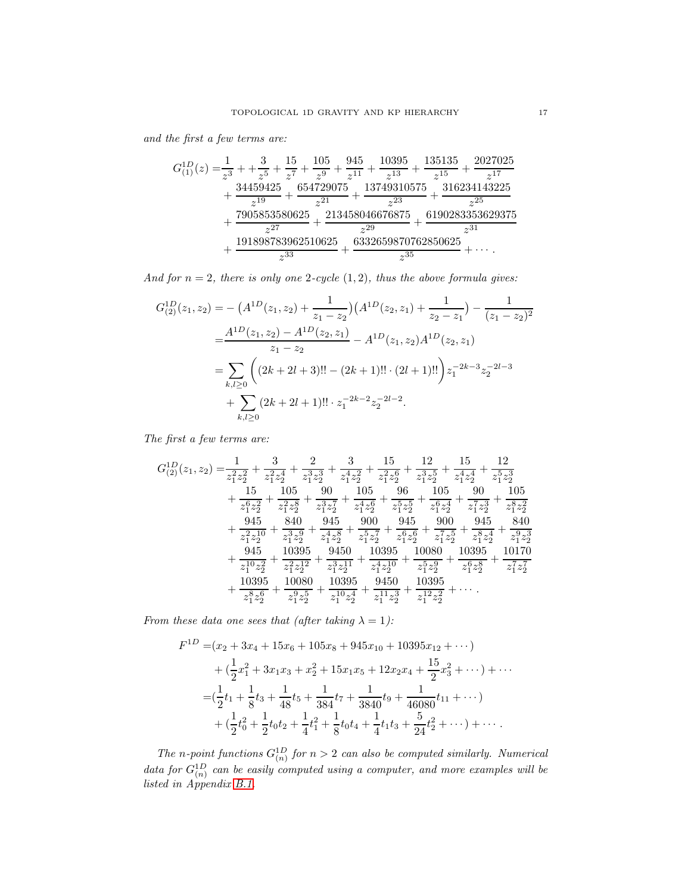*and the first a few terms are:*

$$
\begin{aligned}
G^{1D}_{(1)}(z) =& \frac{1}{z^3} + + \frac{3}{z^5} + \frac{15}{z^7} + \frac{105}{z^9} + \frac{945}{z^{11}} + \frac{10395}{z^{13}} + \frac{135135}{z^{15}} + \frac{2027025}{z^{17}} \\
&+ \frac{34459425}{z^{19}} + \frac{654729075}{z^{21}} + \frac{13749310575}{z^{23}} + \frac{316234143225}{z^{25}} \\
&+ \frac{7905853580625}{z^{27}} + \frac{213458046676875}{z^{29}} + \frac{6190283353629375}{z^{31}} \\
&+ \frac{191898783962510625}{z^{33}} + \frac{6332659870762850625}{z^{35}} + \cdots .
\end{aligned}
$$

*And for $n = 2$, there is only one 2-cycle $(1, 2)$, thus the above formula gives:*

$$
\begin{aligned}
G^{1D}_{(2)}(z_1, z_2) =& -\big(A^{1D}(z_1, z_2) + \frac{1}{z_1 - z_2}\big)\big(A^{1D}(z_2, z_1) + \frac{1}{z_2 - z_1}\big) - \frac{1}{(z_1 - z_2)^2} \\
=& \frac{A^{1D}(z_1, z_2) - A^{1D}(z_2, z_1)}{z_1 - z_2} - A^{1D}(z_1, z_2)A^{1D}(z_2, z_1) \\
=& \sum_{k,l\geq 0} \Big( (2k + 2l + 3)!! - (2k + 1)!! \cdot (2l + 1)!! \Big) z_1^{-2k-3} z_2^{-2l-3} \\
&+ \sum_{k,l\geq 0} (2k + 2l + 1)!! \cdot z_1^{-2k-2} z_2^{-2l-2}.
\end{aligned}
$$

*The first a few terms are:*

$$
\begin{aligned}
G^{1D}_{(2)}(z_1, z_2) =& \frac{1}{z_1^2 z_2^2} + \frac{3}{z_1^2 z_2^4} + \frac{2}{z_1^3 z_2^3} + \frac{3}{z_1^4 z_2^2} + \frac{15}{z_1^2 z_2^6} + \frac{12}{z_1^3 z_2^5} + \frac{15}{z_1^4 z_2^4} + \frac{12}{z_1^5 z_2^3} \\
&+ \frac{15}{z_1^6 z_2^2} + \frac{105}{z_1^2 z_2^8} + \frac{90}{z_1^3 z_2^7} + \frac{105}{z_1^4 z_2^6} + \frac{96}{z_1^5 z_2^5} + \frac{105}{z_1^6 z_2^4} + \frac{90}{z_1^7 z_2^3} + \frac{105}{z_1^8 z_2^2} \\
&+ \frac{945}{z_1^2 z_2^{10}} + \frac{840}{z_1^3 z_2^9} + \frac{945}{z_1^4 z_2^8} + \frac{900}{z_1^5 z_2^7} + \frac{945}{z_1^6 z_2^6} + \frac{900}{z_1^7 z_2^5} + \frac{945}{z_1^8 z_2^4} + \frac{840}{z_1^9 z_2^3} \\
&+ \frac{945}{z_1^{10} z_2^2} + \frac{10395}{z_1^2 z_2^{12}} + \frac{9450}{z_1^3 z_2^{11}} + \frac{10395}{z_1^4 z_2^{10}} + \frac{10080}{z_1^5 z_2^9} + \frac{10395}{z_1^6 z_2^8} + \frac{10170}{z_1^7 z_2^7} \\
&+ \frac{10395}{z_1^8 z_2^6} + \frac{10080}{z_1^9 z_2^5} + \frac{10395}{z_1^{10} z_2^4} + \frac{9450}{z_1^{11} z_2^3} + \frac{10395}{z_1^{12} z_2^2} + \cdots .
\end{aligned}
$$

*From these data one sees that (after taking $\lambda = 1$):*

$$
\begin{aligned}
F^{1D} =& (x_2 + 3x_4 + 15x_6 + 105x_8 + 945x_{10} + 10395x_{12} + \cdots) \\
&+ (\frac{1}{2}x_1^2 + 3x_1x_3 + x_2^2 + 15x_1x_5 + 12x_2x_4 + \frac{15}{2}x_3^2 + \cdots) + \cdots \\
=& (\frac{1}{2}t_1 + \frac{1}{8}t_3 + \frac{1}{48}t_5 + \frac{1}{384}t_7 + \frac{1}{3840}t_9 + \frac{1}{46080}t_{11} + \cdots) \\
&+ (\frac{1}{2}t_0^2 + \frac{1}{2}t_0t_2 + \frac{1}{4}t_1^2 + \frac{1}{8}t_0t_4 + \frac{1}{4}t_1t_3 + \frac{5}{24}t_2^2 + \cdots) + \cdots .
\end{aligned}
$$

*The $n$-point functions $G^{1D}_{(n)}$ for $n > 2$ can also be computed similarly. Numerical data for $G^{1D}_{(n)}$ can be easily computed using a computer, and more examples will be listed in Appendix B.1.*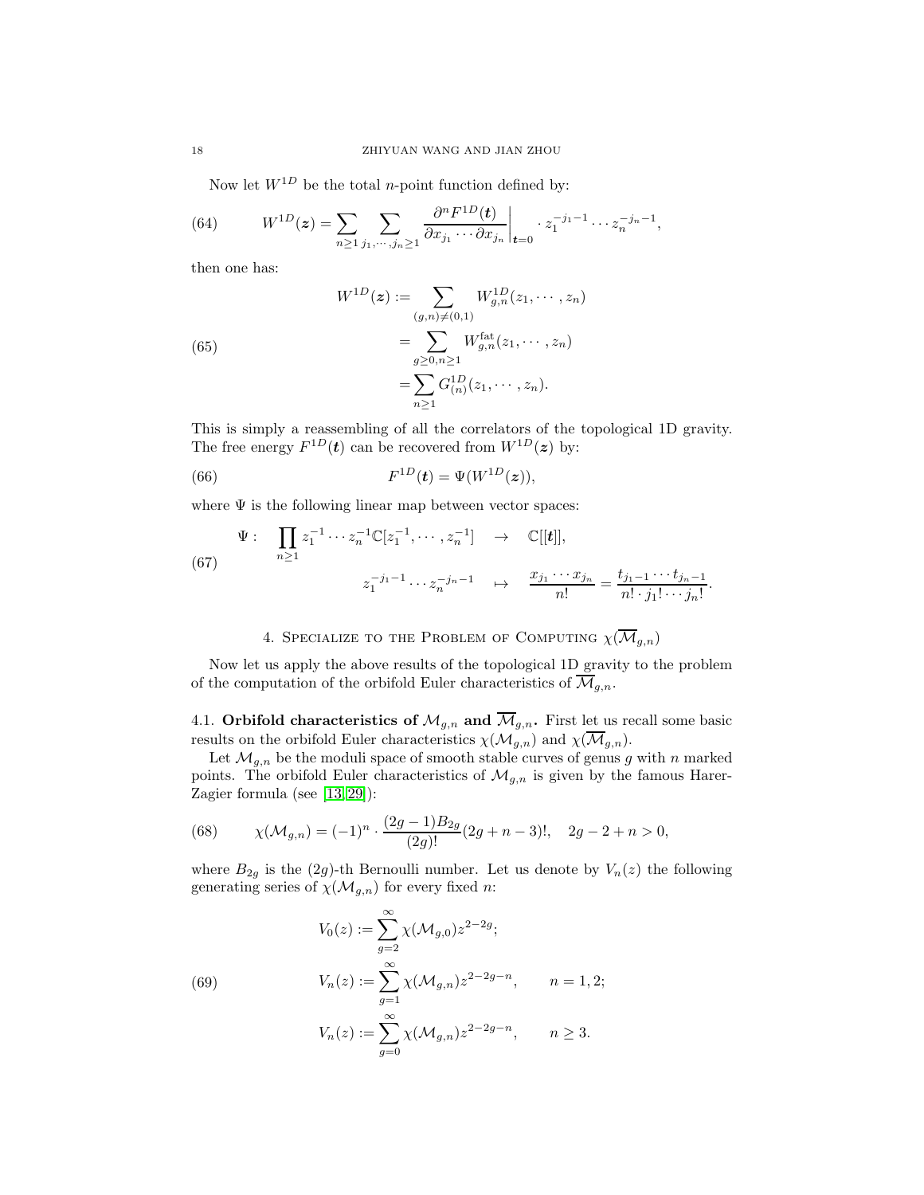Now let $W^{1D}$ be the total $n$-point function defined by:

$$W^{1D}(\boldsymbol{z}) = \sum_{n\geq 1}\sum_{j_1,\cdots,j_n\geq 1} \frac{\partial^n F^{1D}(\boldsymbol{t})}{\partial x_{j_1}\cdots\partial x_{j_n}}\bigg|_{\boldsymbol{t}=0} \cdot z_1^{-j_1-1}\cdots z_n^{-j_n-1}, \tag{64}$$

then one has:

$$\begin{aligned} W^{1D}(\boldsymbol{z}) :=& \sum_{(g,n)\neq(0,1)} W^{1D}_{g,n}(z_1,\cdots,z_n) \\ =& \sum_{g\geq 0, n\geq 1} W^{\text{fat}}_{g,n}(z_1,\cdots,z_n) \\ =& \sum_{n\geq 1} G^{1D}_{(n)}(z_1,\cdots,z_n). \end{aligned} \tag{65}$$

This is simply a reassembling of all the correlators of the topological 1D gravity. The free energy $F^{1D}(\boldsymbol{t})$ can be recovered from $W^{1D}(\boldsymbol{z})$ by:

$$F^{1D}(\boldsymbol{t}) = \Psi(W^{1D}(\boldsymbol{z})), \tag{66}$$

where $\Psi$ is the following linear map between vector spaces:

$$\begin{aligned} \Psi: \quad \prod_{n\geq 1} z_1^{-1}\cdots z_n^{-1}\mathbb{C}[z_1^{-1},\cdots,z_n^{-1}] \quad &\rightarrow \quad \mathbb{C}[[\boldsymbol{t}]], \\ z_1^{-j_1-1}\cdots z_n^{-j_n-1} \quad &\mapsto \quad \frac{x_{j_1}\cdots x_{j_n}}{n!} = \frac{t_{j_1-1}\cdots t_{j_n-1}}{n!\cdot j_1!\cdots j_n!}. \end{aligned} \tag{67}$$

## 4. Specialize to the Problem of Computing $\chi(\overline{\mathcal{M}}_{g,n})$

Now let us apply the above results of the topological 1D gravity to the problem of the computation of the orbifold Euler characteristics of $\overline{\mathcal{M}}_{g,n}$.

**4.1. Orbifold characteristics of $\mathcal{M}_{g,n}$ and $\overline{\mathcal{M}}_{g,n}$.** First let us recall some basic results on the orbifold Euler characteristics $\chi(\mathcal{M}_{g,n})$ and $\chi(\overline{\mathcal{M}}_{g,n})$.

Let $\mathcal{M}_{g,n}$ be the moduli space of smooth stable curves of genus $g$ with $n$ marked points. The orbifold Euler characteristics of $\mathcal{M}_{g,n}$ is given by the famous Harer-Zagier formula (see [13, 29]):

$$\chi(\mathcal{M}_{g,n}) = (-1)^n \cdot \frac{(2g-1)B_{2g}}{(2g)!}(2g+n-3)!, \quad 2g-2+n>0, \tag{68}$$

where $B_{2g}$ is the $(2g)$-th Bernoulli number. Let us denote by $V_n(z)$ the following generating series of $\chi(\mathcal{M}_{g,n})$ for every fixed $n$:

$$\begin{aligned} V_0(z) :=& \sum_{g=2}^{\infty} \chi(\mathcal{M}_{g,0}) z^{2-2g}; \\ V_n(z) :=& \sum_{g=1}^{\infty} \chi(\mathcal{M}_{g,n}) z^{2-2g-n}, \qquad n=1,2; \\ V_n(z) :=& \sum_{g=0}^{\infty} \chi(\mathcal{M}_{g,n}) z^{2-2g-n}, \qquad n\geq 3. \end{aligned} \tag{69}$$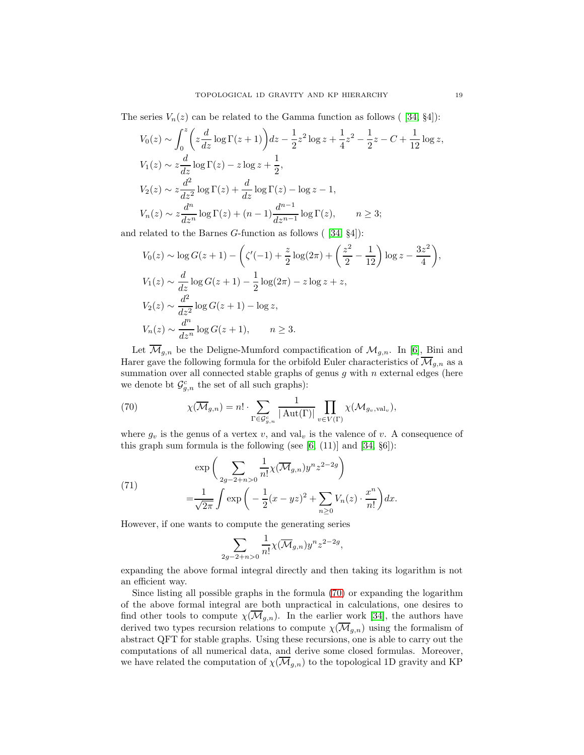The series $V_n(z)$ can be related to the Gamma function as follows ( [34, §4]):

$$
\begin{aligned}
V_0(z) &\sim \int_0^z \left( z\frac{d}{dz}\log\Gamma(z+1)\right)dz - \frac{1}{2}z^2\log z + \frac{1}{4}z^2 - \frac{1}{2}z - C + \frac{1}{12}\log z,\\
V_1(z) &\sim z\frac{d}{dz}\log\Gamma(z) - z\log z + \frac{1}{2},\\
V_2(z) &\sim z\frac{d^2}{dz^2}\log\Gamma(z) + \frac{d}{dz}\log\Gamma(z) - \log z - 1,\\
V_n(z) &\sim z\frac{d^n}{dz^n}\log\Gamma(z) + (n-1)\frac{d^{n-1}}{dz^{n-1}}\log\Gamma(z), \qquad n\geq 3;
\end{aligned}
$$

and related to the Barnes $G$-function as follows ( [34, §4]):

$$
\begin{aligned}
V_0(z) &\sim \log G(z+1) - \left(\zeta'(-1) + \frac{z}{2}\log(2\pi) + \left(\frac{z^2}{2} - \frac{1}{12}\right)\log z - \frac{3z^2}{4}\right),\\
V_1(z) &\sim \frac{d}{dz}\log G(z+1) - \frac{1}{2}\log(2\pi) - z\log z + z,\\
V_2(z) &\sim \frac{d^2}{dz^2}\log G(z+1) - \log z,\\
V_n(z) &\sim \frac{d^n}{dz^n}\log G(z+1), \qquad n\geq 3.
\end{aligned}
$$

Let $\overline{\mathcal{M}}_{g,n}$ be the Deligne-Mumford compactification of $\mathcal{M}_{g,n}$. In [6], Bini and Harer gave the following formula for the orbifold Euler characteristics of $\overline{\mathcal{M}}_{g,n}$ as a summation over all connected stable graphs of genus $g$ with $n$ external edges (here we denote bt $\mathcal{G}^c_{g,n}$ the set of all such graphs):

$$
\chi(\overline{\mathcal{M}}_{g,n}) = n!\cdot \sum_{\Gamma\in\mathcal{G}^c_{g,n}} \frac{1}{|\operatorname{Aut}(\Gamma)|}\prod_{v\in V(\Gamma)}\chi(\mathcal{M}_{g_v,\mathrm{val}_v}), \tag{70}
$$

where $g_v$ is the genus of a vertex $v$, and $\mathrm{val}_v$ is the valence of $v$. A consequence of this graph sum formula is the following (see [6, (11)] and [34, §6]):

$$
\begin{aligned}
&\exp\bigg(\sum_{2g-2+n>0}\frac{1}{n!}\chi(\overline{\mathcal{M}}_{g,n})y^n z^{2-2g}\bigg)\\
=&\frac{1}{\sqrt{2\pi}}\int \exp\bigg(-\frac{1}{2}(x-yz)^2 + \sum_{n\geq 0}V_n(z)\cdot\frac{x^n}{n!}\bigg)dx.
\end{aligned} \tag{71}
$$

However, if one wants to compute the generating series

$$
\sum_{2g-2+n>0}\frac{1}{n!}\chi(\overline{\mathcal{M}}_{g,n})y^n z^{2-2g},
$$

expanding the above formal integral directly and then taking its logarithm is not an efficient way.

Since listing all possible graphs in the formula (70) or expanding the logarithm of the above formal integral are both unpractical in calculations, one desires to find other tools to compute $\chi(\overline{\mathcal{M}}_{g,n})$. In the earlier work [34], the authors have derived two types recursion relations to compute $\chi(\overline{\mathcal{M}}_{g,n})$ using the formalism of abstract QFT for stable graphs. Using these recursions, one is able to carry out the computations of all numerical data, and derive some closed formulas. Moreover, we have related the computation of $\chi(\overline{\mathcal{M}}_{g,n})$ to the topological 1D gravity and KP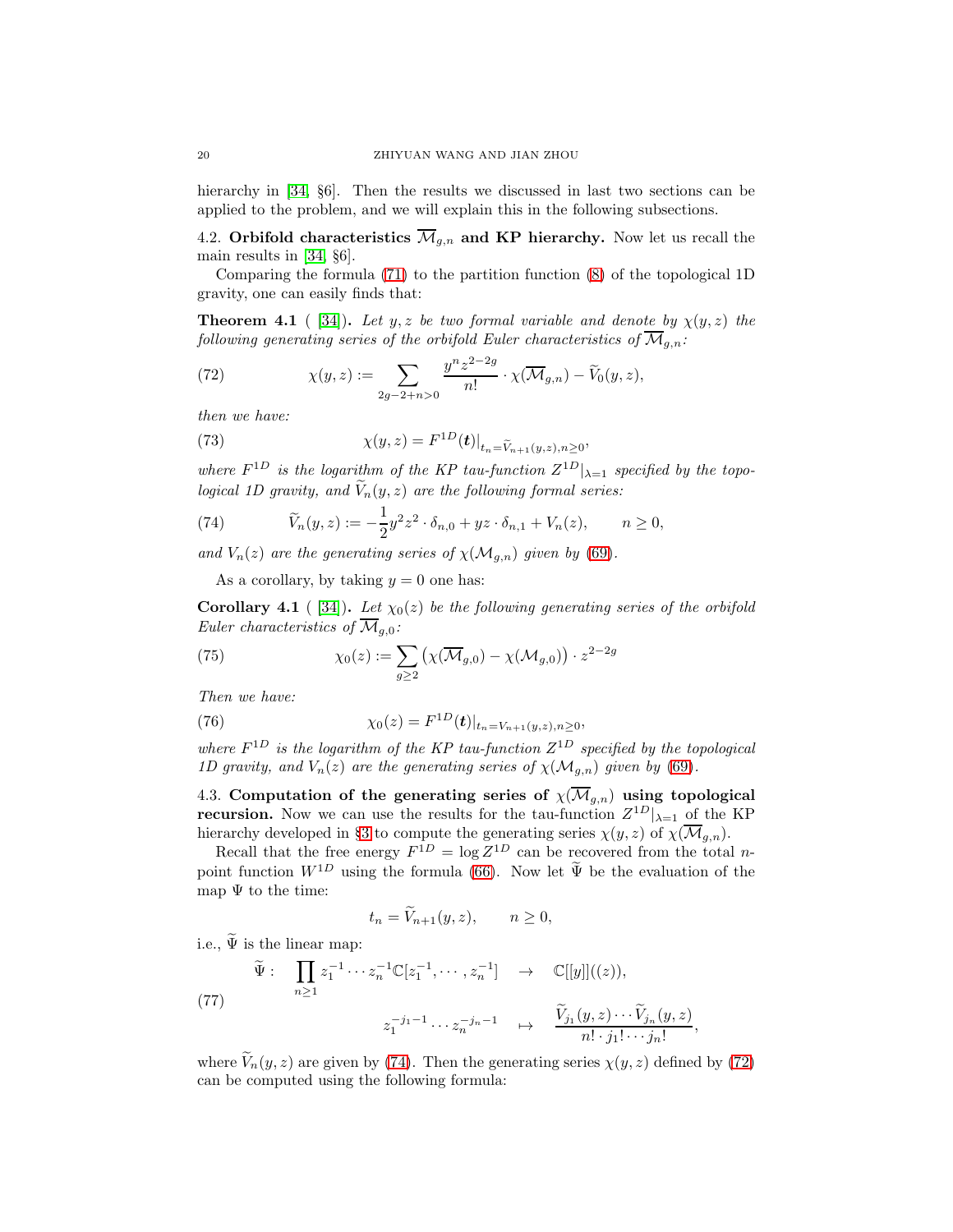hierarchy in [34, §6]. Then the results we discussed in last two sections can be applied to the problem, and we will explain this in the following subsections.

### 4.2. Orbifold characteristics $\overline{\mathcal{M}}_{g,n}$ and KP hierarchy.

Now let us recall the main results in [34, §6].

Comparing the formula (71) to the partition function (8) of the topological 1D gravity, one can easily finds that:

**Theorem 4.1** ( [34]). *Let $y, z$ be two formal variable and denote by $\chi(y,z)$ the following generating series of the orbifold Euler characteristics of $\overline{\mathcal{M}}_{g,n}$:*

$$\chi(y,z) := \sum_{2g-2+n>0} \frac{y^n z^{2-2g}}{n!} \cdot \chi(\overline{\mathcal{M}}_{g,n}) - \widetilde{V}_0(y,z), \tag{72}$$

*then we have:*

$$\chi(y,z) = F^{1D}(\boldsymbol{t})|_{t_n = \widetilde{V}_{n+1}(y,z), n\geq 0}, \tag{73}$$

*where $F^{1D}$ is the logarithm of the KP tau-function $Z^{1D}|_{\lambda=1}$ specified by the topological 1D gravity, and $\widetilde{V}_n(y,z)$ are the following formal series:*

$$\widetilde{V}_n(y,z) := -\frac{1}{2} y^2 z^2 \cdot \delta_{n,0} + yz \cdot \delta_{n,1} + V_n(z), \qquad n \geq 0, \tag{74}$$

*and $V_n(z)$ are the generating series of $\chi(\mathcal{M}_{g,n})$ given by (69).*

As a corollary, by taking $y = 0$ one has:

**Corollary 4.1** ( [34]). *Let $\chi_0(z)$ be the following generating series of the orbifold Euler characteristics of $\overline{\mathcal{M}}_{g,0}$:*

$$\chi_0(z) := \sum_{g\geq 2} \big(\chi(\overline{\mathcal{M}}_{g,0}) - \chi(\mathcal{M}_{g,0})\big) \cdot z^{2-2g} \tag{75}$$

*Then we have:*

$$\chi_0(z) = F^{1D}(\boldsymbol{t})|_{t_n = V_{n+1}(y,z), n\geq 0}, \tag{76}$$

*where $F^{1D}$ is the logarithm of the KP tau-function $Z^{1D}$ specified by the topological 1D gravity, and $V_n(z)$ are the generating series of $\chi(\mathcal{M}_{g,n})$ given by (69).*

### 4.3. Computation of the generating series of $\chi(\overline{\mathcal{M}}_{g,n})$ using topological recursion.

Now we can use the results for the tau-function $Z^{1D}|_{\lambda=1}$ of the KP hierarchy developed in §3 to compute the generating series $\chi(y,z)$ of $\chi(\overline{\mathcal{M}}_{g,n})$.

Recall that the free energy $F^{1D} = \log Z^{1D}$ can be recovered from the total $n$-point function $W^{1D}$ using the formula (66). Now let $\widetilde{\Psi}$ be the evaluation of the map $\Psi$ to the time:

$$t_n = \widetilde{V}_{n+1}(y,z), \qquad n \geq 0,$$

i.e., $\widetilde{\Psi}$ is the linear map:

$$\begin{aligned} \widetilde{\Psi}: \quad \prod_{n\geq 1} z_1^{-1}\cdots z_n^{-1}\mathbb{C}[z_1^{-1},\cdots,z_n^{-1}] \quad &\rightarrow \quad \mathbb{C}[[y]]((z)), \\ z_1^{-j_1-1}\cdots z_n^{-j_n-1} \quad &\mapsto \quad \frac{\widetilde{V}_{j_1}(y,z)\cdots\widetilde{V}_{j_n}(y,z)}{n!\cdot j_1!\cdots j_n!}, \end{aligned} \tag{77}$$

where $\widetilde{V}_n(y,z)$ are given by (74). Then the generating series $\chi(y,z)$ defined by (72) can be computed using the following formula: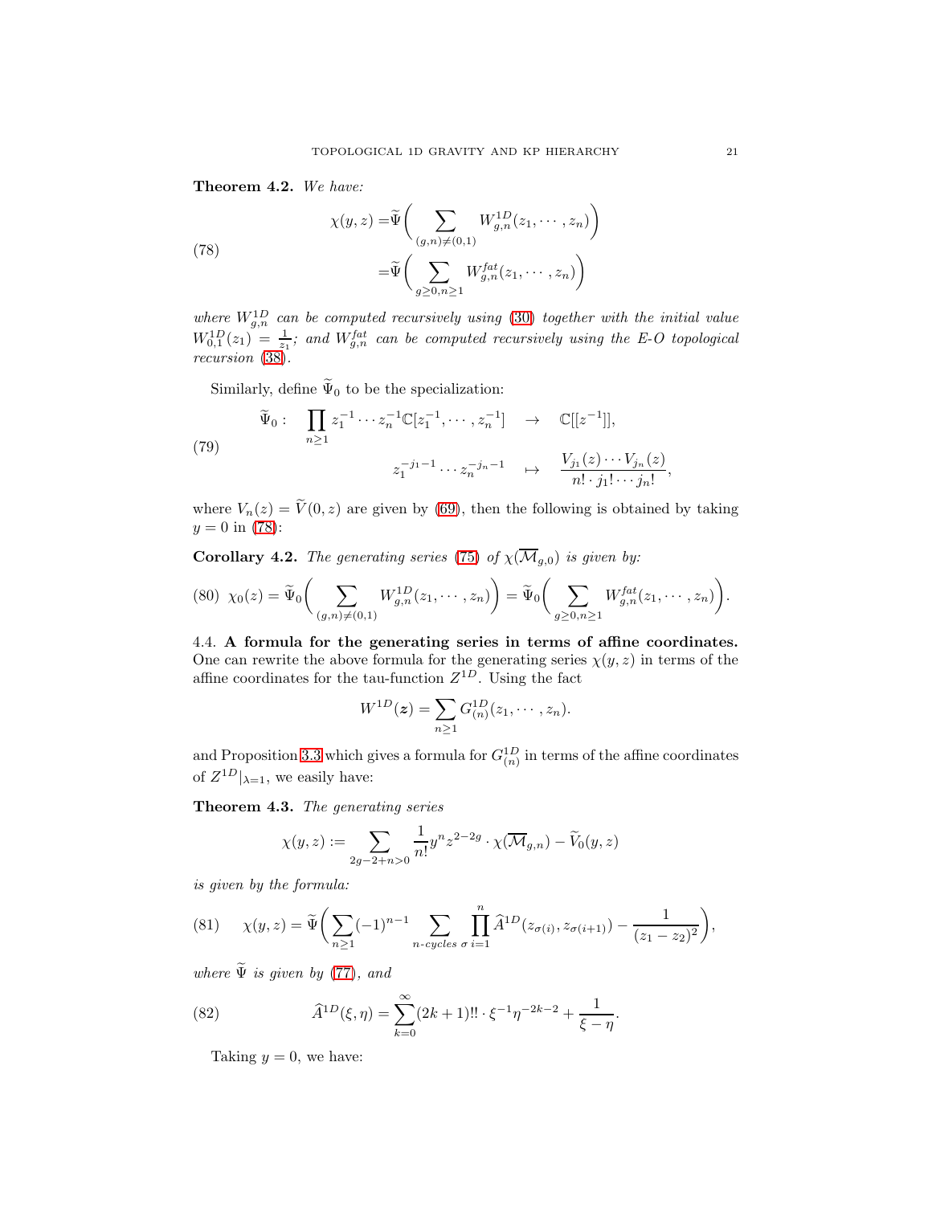**Theorem 4.2.** *We have:*

$$
\begin{aligned}
\chi(y,z) =&\widetilde{\Psi}\bigg(\sum_{(g,n)\neq(0,1)} W_{g,n}^{1D}(z_1,\cdots,z_n)\bigg)\\
=&\widetilde{\Psi}\bigg(\sum_{g\geq 0, n\geq 1} W_{g,n}^{fat}(z_1,\cdots,z_n)\bigg)
\end{aligned}
\tag{78}
$$

*where $W_{g,n}^{1D}$ can be computed recursively using (30) together with the initial value $W_{0,1}^{1D}(z_1)=\frac{1}{z_1}$; and $W_{g,n}^{fat}$ can be computed recursively using the E-O topological recursion (38).*

Similarly, define $\widetilde{\Psi}_0$ to be the specialization:

$$
\begin{aligned}
\widetilde{\Psi}_0: \quad \prod_{n\geq 1} z_1^{-1}\cdots z_n^{-1}\mathbb{C}[z_1^{-1},\cdots,z_n^{-1}] \quad &\rightarrow \quad \mathbb{C}[[z^{-1}]],\\
z_1^{-j_1-1}\cdots z_n^{-j_n-1} \quad &\mapsto \quad \frac{V_{j_1}(z)\cdots V_{j_n}(z)}{n!\cdot j_1!\cdots j_n!},
\end{aligned}
\tag{79}
$$

where $V_n(z)=\widetilde{V}(0,z)$ are given by (69), then the following is obtained by taking $y=0$ in (78):

**Corollary 4.2.** *The generating series (75) of $\chi(\overline{\mathcal{M}}_{g,0})$ is given by:*

$$
\chi_0(z)=\widetilde{\Psi}_0\bigg(\sum_{(g,n)\neq(0,1)} W_{g,n}^{1D}(z_1,\cdots,z_n)\bigg)=\widetilde{\Psi}_0\bigg(\sum_{g\geq 0,n\geq 1} W_{g,n}^{fat}(z_1,\cdots,z_n)\bigg).
\tag{80}
$$

4.4. **A formula for the generating series in terms of affine coordinates.** One can rewrite the above formula for the generating series $\chi(y,z)$ in terms of the affine coordinates for the tau-function $Z^{1D}$. Using the fact

$$
W^{1D}(\boldsymbol{z})=\sum_{n\geq 1} G_{(n)}^{1D}(z_1,\cdots,z_n).
$$

and Proposition 3.3 which gives a formula for $G_{(n)}^{1D}$ in terms of the affine coordinates of $Z^{1D}|_{\lambda=1}$, we easily have:

**Theorem 4.3.** *The generating series*

$$
\chi(y,z):=\sum_{2g-2+n>0}\frac{1}{n!}y^n z^{2-2g}\cdot\chi(\overline{\mathcal{M}}_{g,n})-\widetilde{V}_0(y,z)
$$

*is given by the formula:*

$$
\chi(y,z)=\widetilde{\Psi}\bigg(\sum_{n\geq 1}(-1)^{n-1}\sum_{n\text{-cycles }\sigma}\prod_{i=1}^{n}\widehat{A}^{1D}(z_{\sigma(i)},z_{\sigma(i+1)})-\frac{1}{(z_1-z_2)^2}\bigg),
\tag{81}
$$

*where $\widetilde{\Psi}$ is given by (77), and*

$$
\widehat{A}^{1D}(\xi,\eta)=\sum_{k=0}^{\infty}(2k+1)!!\cdot\xi^{-1}\eta^{-2k-2}+\frac{1}{\xi-\eta}.
\tag{82}
$$

Taking $y=0$, we have: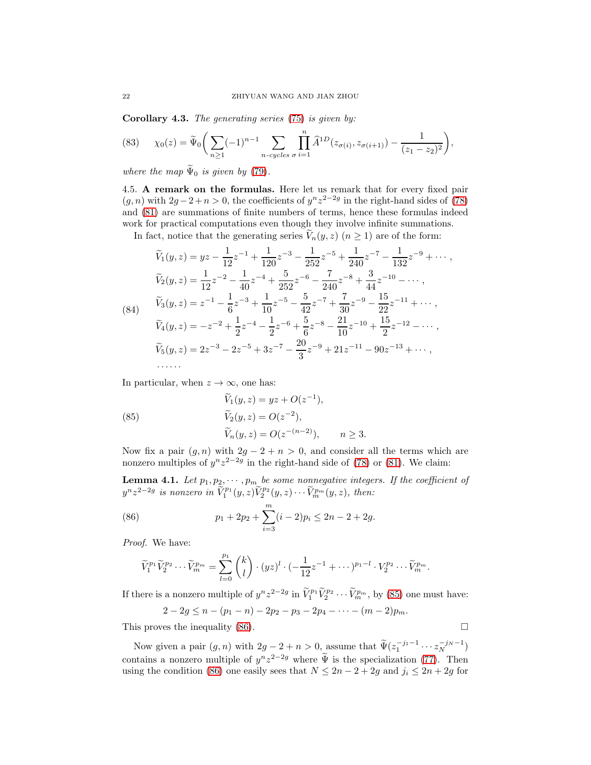**Corollary 4.3.** *The generating series* (75) *is given by:*

$$\chi_0(z) = \widetilde{\Psi}_0\bigg(\sum_{n\geq 1}(-1)^{n-1}\sum_{n\text{-cycles }\sigma}\prod_{i=1}^{n}\widehat{A}^{1D}(z_{\sigma(i)},z_{\sigma(i+1)}) - \frac{1}{(z_1-z_2)^2}\bigg), \tag{83}$$

*where the map* $\widetilde{\Psi}_0$ *is given by* (79).

4.5. **A remark on the formulas.** Here let us remark that for every fixed pair $(g,n)$ with $2g-2+n>0$, the coefficients of $y^n z^{2-2g}$ in the right-hand sides of (78) and (81) are summations of finite numbers of terms, hence these formulas indeed work for practical computations even though they involve infinite summations.

In fact, notice that the generating series $\widetilde{V}_n(y,z)$ $(n\geq 1)$ are of the form:

$$\begin{aligned}
\widetilde{V}_1(y,z) &= yz - \frac{1}{12}z^{-1} + \frac{1}{120}z^{-3} - \frac{1}{252}z^{-5} + \frac{1}{240}z^{-7} - \frac{1}{132}z^{-9} + \cdots,\\
\widetilde{V}_2(y,z) &= \frac{1}{12}z^{-2} - \frac{1}{40}z^{-4} + \frac{5}{252}z^{-6} - \frac{7}{240}z^{-8} + \frac{3}{44}z^{-10} - \cdots,\\
\widetilde{V}_3(y,z) &= z^{-1} - \frac{1}{6}z^{-3} + \frac{1}{10}z^{-5} - \frac{5}{42}z^{-7} + \frac{7}{30}z^{-9} - \frac{15}{22}z^{-11} + \cdots,\\
\widetilde{V}_4(y,z) &= -z^{-2} + \frac{1}{2}z^{-4} - \frac{1}{2}z^{-6} + \frac{5}{6}z^{-8} - \frac{21}{10}z^{-10} + \frac{15}{2}z^{-12} - \cdots,\\
\widetilde{V}_5(y,z) &= 2z^{-3} - 2z^{-5} + 3z^{-7} - \frac{20}{3}z^{-9} + 21z^{-11} - 90z^{-13} + \cdots,\\
&\cdots\cdots
\end{aligned} \tag{84}$$

In particular, when $z\to\infty$, one has:

$$\begin{aligned}
\widetilde{V}_1(y,z) &= yz + O(z^{-1}),\\
\widetilde{V}_2(y,z) &= O(z^{-2}),\\
\widetilde{V}_n(y,z) &= O(z^{-(n-2)}), \qquad n\geq 3.
\end{aligned} \tag{85}$$

Now fix a pair $(g,n)$ with $2g-2+n>0$, and consider all the terms which are nonzero multiples of $y^n z^{2-2g}$ in the right-hand side of (78) or (81). We claim:

**Lemma 4.1.** *Let $p_1,p_2,\cdots,p_m$ be some nonnegative integers. If the coefficient of $y^n z^{2-2g}$ is nonzero in $\widetilde{V}_1^{p_1}(y,z)\widetilde{V}_2^{p_2}(y,z)\cdots\widetilde{V}_m^{p_m}(y,z)$, then:*

$$p_1 + 2p_2 + \sum_{i=3}^{m}(i-2)p_i \leq 2n-2+2g. \tag{86}$$

*Proof.* We have:

$$\widetilde{V}_1^{p_1}\widetilde{V}_2^{p_2}\cdots\widetilde{V}_m^{p_m} = \sum_{l=0}^{p_1}\binom{k}{l}\cdot(yz)^l\cdot(-\frac{1}{12}z^{-1}+\cdots)^{p_1-l}\cdot V_2^{p_2}\cdots\widetilde{V}_m^{p_m}.$$

If there is a nonzero multiple of $y^n z^{2-2g}$ in $\widetilde{V}_1^{p_1}\widetilde{V}_2^{p_2}\cdots\widetilde{V}_m^{p_m}$, by (85) one must have:

$$2-2g \leq n-(p_1-n)-2p_2-p_3-2p_4-\cdots-(m-2)p_m.$$

This proves the inequality (86). $\square$

Now given a pair $(g,n)$ with $2g-2+n>0$, assume that $\widetilde{\Psi}(z_1^{-j_1-1}\cdots z_N^{-j_N-1})$ contains a nonzero multiple of $y^n z^{2-2g}$ where $\widetilde{\Psi}$ is the specialization (77). Then using the condition (86) one easily sees that $N\leq 2n-2+2g$ and $j_i\leq 2n+2g$ for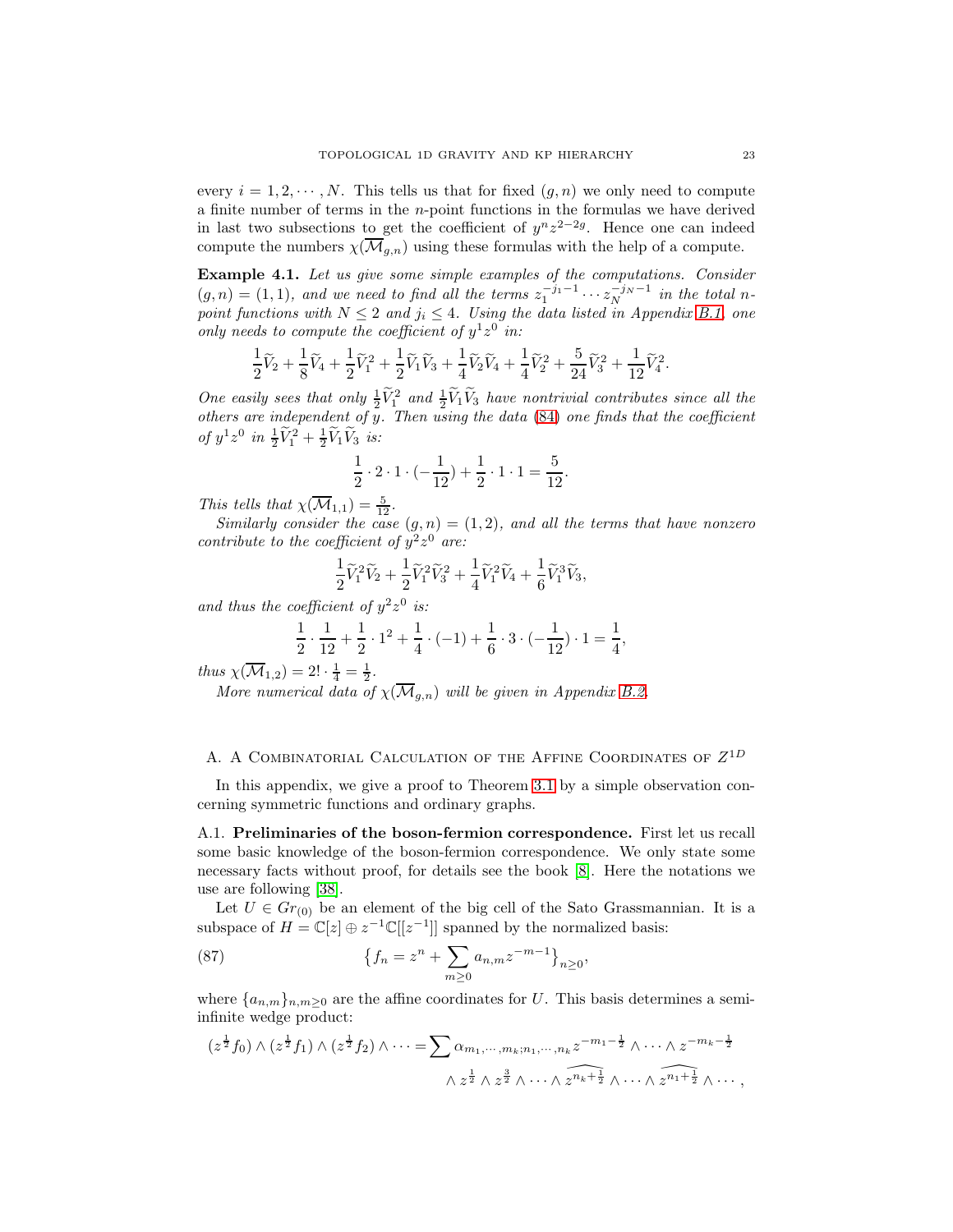every $i = 1, 2, \cdots, N$. This tells us that for fixed $(g, n)$ we only need to compute a finite number of terms in the $n$-point functions in the formulas we have derived in last two subsections to get the coefficient of $y^n z^{2-2g}$. Hence one can indeed compute the numbers $\chi(\overline{\mathcal{M}}_{g,n})$ using these formulas with the help of a compute.

**Example 4.1.** *Let us give some simple examples of the computations. Consider $(g, n) = (1, 1)$, and we need to find all the terms $z_1^{-j_1-1} \cdots z_N^{-j_N-1}$ in the total $n$-point functions with $N \leq 2$ and $j_i \leq 4$. Using the data listed in Appendix B.1, one only needs to compute the coefficient of $y^1 z^0$ in:*

$$\frac{1}{2}\widetilde{V}_2 + \frac{1}{8}\widetilde{V}_4 + \frac{1}{2}\widetilde{V}_1^2 + \frac{1}{2}\widetilde{V}_1\widetilde{V}_3 + \frac{1}{4}\widetilde{V}_2\widetilde{V}_4 + \frac{1}{4}\widetilde{V}_2^2 + \frac{5}{24}\widetilde{V}_3^2 + \frac{1}{12}\widetilde{V}_4^2.$$

*One easily sees that only $\frac{1}{2}\widetilde{V}_1^2$ and $\frac{1}{2}\widetilde{V}_1\widetilde{V}_3$ have nontrivial contributes since all the others are independent of $y$. Then using the data (84) one finds that the coefficient of $y^1 z^0$ in $\frac{1}{2}\widetilde{V}_1^2 + \frac{1}{2}\widetilde{V}_1\widetilde{V}_3$ is:*

$$\frac{1}{2} \cdot 2 \cdot 1 \cdot (-\frac{1}{12}) + \frac{1}{2} \cdot 1 \cdot 1 = \frac{5}{12}.$$

*This tells that $\chi(\overline{\mathcal{M}}_{1,1}) = \frac{5}{12}$.*

*Similarly consider the case $(g, n) = (1, 2)$, and all the terms that have nonzero contribute to the coefficient of $y^2 z^0$ are:*

$$\frac{1}{2}\widetilde{V}_1^2\widetilde{V}_2 + \frac{1}{2}\widetilde{V}_1^2\widetilde{V}_3^2 + \frac{1}{4}\widetilde{V}_1^2\widetilde{V}_4 + \frac{1}{6}\widetilde{V}_1^3\widetilde{V}_3,$$

*and thus the coefficient of $y^2 z^0$ is:*

$$\frac{1}{2} \cdot \frac{1}{12} + \frac{1}{2} \cdot 1^2 + \frac{1}{4} \cdot (-1) + \frac{1}{6} \cdot 3 \cdot (-\frac{1}{12}) \cdot 1 = \frac{1}{4},$$

*thus $\chi(\overline{\mathcal{M}}_{1,2}) = 2! \cdot \frac{1}{4} = \frac{1}{2}$.*

*More numerical data of $\chi(\overline{\mathcal{M}}_{g,n})$ will be given in Appendix B.2.*

## A. A Combinatorial Calculation of the Affine Coordinates of $Z^{1D}$

In this appendix, we give a proof to Theorem 3.1 by a simple observation concerning symmetric functions and ordinary graphs.

### A.1. Preliminaries of the boson-fermion correspondence.

First let us recall some basic knowledge of the boson-fermion correspondence. We only state some necessary facts without proof, for details see the book [8]. Here the notations we use are following [38].

Let $U \in Gr_{(0)}$ be an element of the big cell of the Sato Grassmannian. It is a subspace of $H = \mathbb{C}[z] \oplus z^{-1}\mathbb{C}[[z^{-1}]]$ spanned by the normalized basis:

$$\big\{f_n = z^n + \sum_{m \geq 0} a_{n,m} z^{-m-1}\big\}_{n \geq 0}, \tag{87}$$

where $\{a_{n,m}\}_{n,m \geq 0}$ are the affine coordinates for $U$. This basis determines a semi-infinite wedge product:

$$(z^{\frac{1}{2}} f_0) \wedge (z^{\frac{1}{2}} f_1) \wedge (z^{\frac{1}{2}} f_2) \wedge \cdots = \sum \alpha_{m_1,\cdots,m_k;n_1,\cdots,n_k} z^{-m_1-\frac{1}{2}} \wedge \cdots \wedge z^{-m_k-\frac{1}{2}} \wedge z^{\frac{1}{2}} \wedge z^{\frac{3}{2}} \wedge \cdots \wedge \widehat{z^{n_k+\frac{1}{2}}} \wedge \cdots \wedge \widehat{z^{n_1+\frac{1}{2}}} \wedge \cdots,$$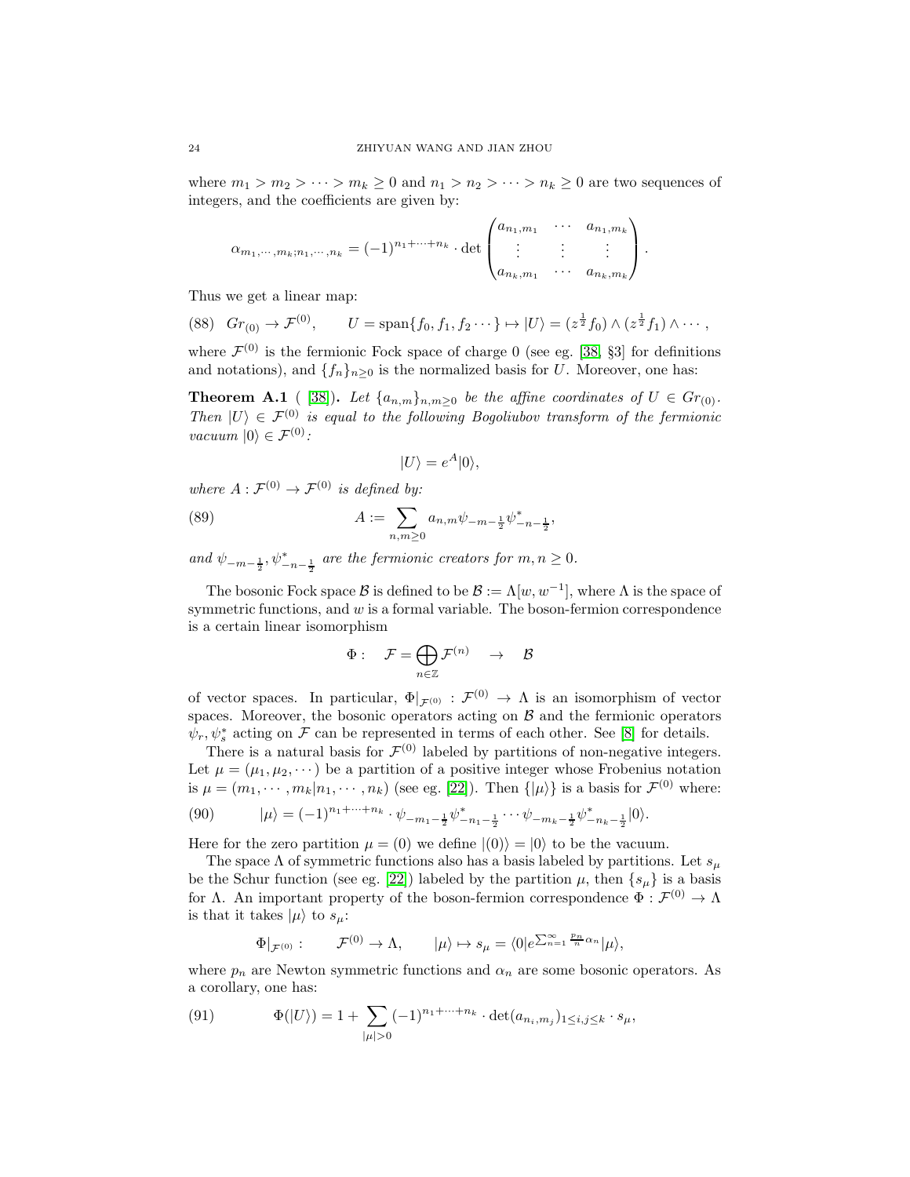where $m_1 > m_2 > \cdots > m_k \geq 0$ and $n_1 > n_2 > \cdots > n_k \geq 0$ are two sequences of integers, and the coefficients are given by:

$$\alpha_{m_1,\cdots,m_k;n_1,\cdots,n_k} = (-1)^{n_1+\cdots+n_k} \cdot \det \begin{pmatrix} a_{n_1,m_1} & \cdots & a_{n_1,m_k} \\ \vdots & \vdots & \vdots \\ a_{n_k,m_1} & \cdots & a_{n_k,m_k} \end{pmatrix}.$$

Thus we get a linear map:

$$Gr_{(0)} \to \mathcal{F}^{(0)}, \qquad U = \mathrm{span}\{f_0, f_1, f_2 \cdots\} \mapsto |U\rangle = (z^{\frac{1}{2}} f_0) \wedge (z^{\frac{1}{2}} f_1) \wedge \cdots, \tag{88}$$

where $\mathcal{F}^{(0)}$ is the fermionic Fock space of charge 0 (see eg. [38, §3] for definitions and notations), and $\{f_n\}_{n\geq 0}$ is the normalized basis for $U$. Moreover, one has:

**Theorem A.1** ( [38]). *Let $\{a_{n,m}\}_{n,m\geq 0}$ be the affine coordinates of $U \in Gr_{(0)}$. Then $|U\rangle \in \mathcal{F}^{(0)}$ is equal to the following Bogoliubov transform of the fermionic vacuum $|0\rangle \in \mathcal{F}^{(0)}$:*

$$|U\rangle = e^A |0\rangle,$$

*where $A : \mathcal{F}^{(0)} \to \mathcal{F}^{(0)}$ is defined by:*

$$A := \sum_{n,m\geq 0} a_{n,m} \psi_{-m-\frac{1}{2}} \psi^*_{-n-\frac{1}{2}}, \tag{89}$$

*and $\psi_{-m-\frac{1}{2}}, \psi^*_{-n-\frac{1}{2}}$ are the fermionic creators for $m, n \geq 0$.*

The bosonic Fock space $\mathcal{B}$ is defined to be $\mathcal{B} := \Lambda[w, w^{-1}]$, where $\Lambda$ is the space of symmetric functions, and $w$ is a formal variable. The boson-fermion correspondence is a certain linear isomorphism

$$\Phi : \quad \mathcal{F} = \bigoplus_{n\in\mathbb{Z}} \mathcal{F}^{(n)} \quad \to \quad \mathcal{B}$$

of vector spaces. In particular, $\Phi|_{\mathcal{F}^{(0)}} : \mathcal{F}^{(0)} \to \Lambda$ is an isomorphism of vector spaces. Moreover, the bosonic operators acting on $\mathcal{B}$ and the fermionic operators $\psi_r, \psi^*_s$ acting on $\mathcal{F}$ can be represented in terms of each other. See [8] for details.

There is a natural basis for $\mathcal{F}^{(0)}$ labeled by partitions of non-negative integers. Let $\mu = (\mu_1, \mu_2, \cdots)$ be a partition of a positive integer whose Frobenius notation is $\mu = (m_1, \cdots, m_k | n_1, \cdots, n_k)$ (see eg. [22]). Then $\{|\mu\rangle\}$ is a basis for $\mathcal{F}^{(0)}$ where:

$$|\mu\rangle = (-1)^{n_1+\cdots+n_k} \cdot \psi_{-m_1-\frac{1}{2}} \psi^*_{-n_1-\frac{1}{2}} \cdots \psi_{-m_k-\frac{1}{2}} \psi^*_{-n_k-\frac{1}{2}} |0\rangle. \tag{90}$$

Here for the zero partition $\mu = (0)$ we define $|(0)\rangle = |0\rangle$ to be the vacuum.

The space $\Lambda$ of symmetric functions also has a basis labeled by partitions. Let $s_\mu$ be the Schur function (see eg. [22]) labeled by the partition $\mu$, then $\{s_\mu\}$ is a basis for $\Lambda$. An important property of the boson-fermion correspondence $\Phi : \mathcal{F}^{(0)} \to \Lambda$ is that it takes $|\mu\rangle$ to $s_\mu$:

$$\Phi|_{\mathcal{F}^{(0)}} : \qquad \mathcal{F}^{(0)} \to \Lambda, \qquad |\mu\rangle \mapsto s_\mu = \langle 0| e^{\sum_{n=1}^{\infty} \frac{p_n}{n} \alpha_n} |\mu\rangle,$$

where $p_n$ are Newton symmetric functions and $\alpha_n$ are some bosonic operators. As a corollary, one has:

$$\Phi(|U\rangle) = 1 + \sum_{|\mu|>0} (-1)^{n_1+\cdots+n_k} \cdot \det(a_{n_i,m_j})_{1\leq i,j\leq k} \cdot s_\mu, \tag{91}$$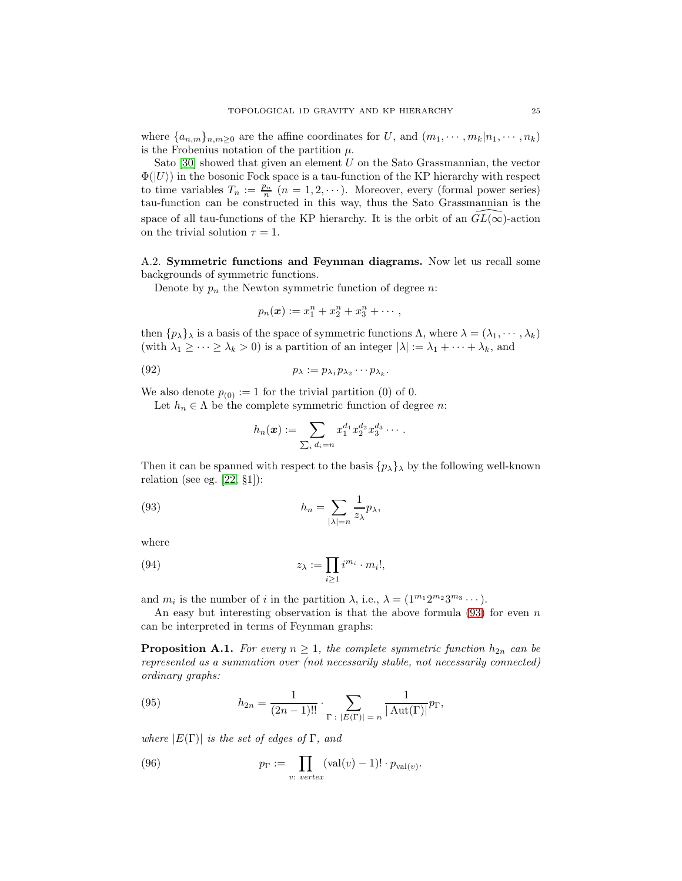where $\{a_{n,m}\}_{n,m\geq 0}$ are the affine coordinates for $U$, and $(m_1,\cdots,m_k|n_1,\cdots,n_k)$ is the Frobenius notation of the partition $\mu$.

Sato [30] showed that given an element $U$ on the Sato Grassmannian, the vector $\Phi(|U\rangle)$ in the bosonic Fock space is a tau-function of the KP hierarchy with respect to time variables $T_n := \frac{p_n}{n}$ $(n = 1, 2, \cdots)$. Moreover, every (formal power series) tau-function can be constructed in this way, thus the Sato Grassmannian is the space of all tau-functions of the KP hierarchy. It is the orbit of an $\widehat{GL(\infty)}$-action on the trivial solution $\tau = 1$.

A.2. **Symmetric functions and Feynman diagrams.** Now let us recall some backgrounds of symmetric functions.

Denote by $p_n$ the Newton symmetric function of degree $n$:

$$p_n(\boldsymbol{x}) := x_1^n + x_2^n + x_3^n + \cdots,$$

then $\{p_\lambda\}_\lambda$ is a basis of the space of symmetric functions $\Lambda$, where $\lambda = (\lambda_1,\cdots,\lambda_k)$ (with $\lambda_1 \geq \cdots \geq \lambda_k > 0$) is a partition of an integer $|\lambda| := \lambda_1 + \cdots + \lambda_k$, and

$$p_\lambda := p_{\lambda_1} p_{\lambda_2} \cdots p_{\lambda_k}. \tag{92}$$

We also denote $p_{(0)} := 1$ for the trivial partition $(0)$ of $0$.

Let $h_n \in \Lambda$ be the complete symmetric function of degree $n$:

$$h_n(\boldsymbol{x}) := \sum_{\sum_i d_i = n} x_1^{d_1} x_2^{d_2} x_3^{d_3} \cdots.$$

Then it can be spanned with respect to the basis $\{p_\lambda\}_\lambda$ by the following well-known relation (see eg. [22, §1]):

$$h_n = \sum_{|\lambda|=n} \frac{1}{z_\lambda} p_\lambda, \tag{93}$$

where

$$z_\lambda := \prod_{i\geq 1} i^{m_i} \cdot m_i!, \tag{94}$$

and $m_i$ is the number of $i$ in the partition $\lambda$, i.e., $\lambda = (1^{m_1} 2^{m_2} 3^{m_3} \cdots)$.

An easy but interesting observation is that the above formula (93) for even $n$ can be interpreted in terms of Feynman graphs:

**Proposition A.1.** *For every $n \geq 1$, the complete symmetric function $h_{2n}$ can be represented as a summation over (not necessarily stable, not necessarily connected) ordinary graphs:*

$$h_{2n} = \frac{1}{(2n-1)!!} \cdot \sum_{\Gamma:\ |E(\Gamma)|\ =\ n} \frac{1}{|\operatorname{Aut}(\Gamma)|} p_\Gamma, \tag{95}$$

*where $|E(\Gamma)|$ is the set of edges of $\Gamma$, and*

$$p_\Gamma := \prod_{v:\ vertex} (\operatorname{val}(v) - 1)! \cdot p_{\operatorname{val}(v)}. \tag{96}$$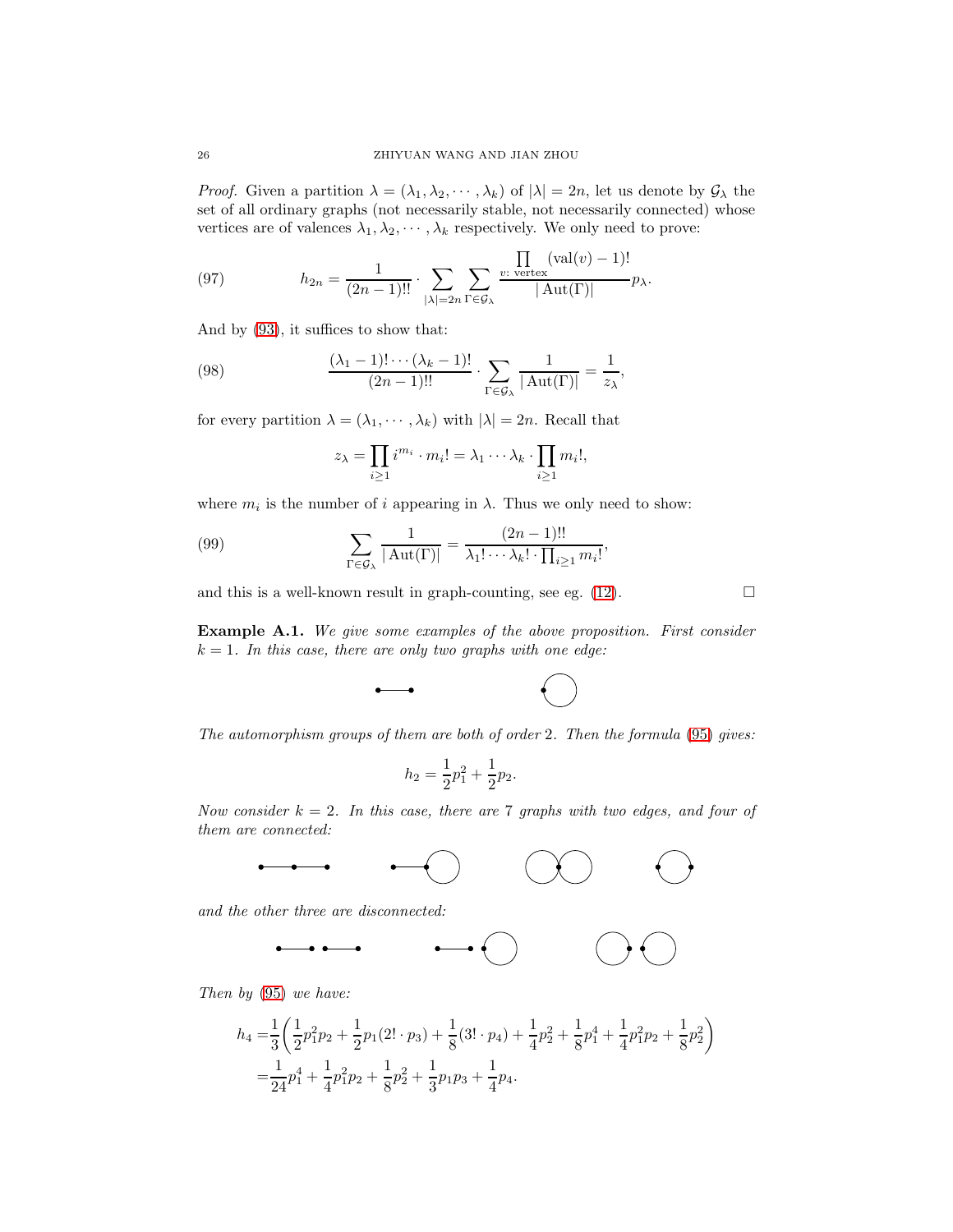*Proof.* Given a partition $\lambda = (\lambda_1, \lambda_2, \cdots, \lambda_k)$ of $|\lambda| = 2n$, let us denote by $\mathcal{G}_\lambda$ the set of all ordinary graphs (not necessarily stable, not necessarily connected) whose vertices are of valences $\lambda_1, \lambda_2, \cdots, \lambda_k$ respectively. We only need to prove:

$$h_{2n} = \frac{1}{(2n-1)!!} \cdot \sum_{|\lambda|=2n} \sum_{\Gamma \in \mathcal{G}_\lambda} \frac{\prod_{v:\ \text{vertex}} (\text{val}(v)-1)!}{|\operatorname{Aut}(\Gamma)|} p_\lambda. \tag{97}$$

And by (93), it suffices to show that:

$$\frac{(\lambda_1 - 1)! \cdots (\lambda_k - 1)!}{(2n-1)!!} \cdot \sum_{\Gamma \in \mathcal{G}_\lambda} \frac{1}{|\operatorname{Aut}(\Gamma)|} = \frac{1}{z_\lambda}, \tag{98}$$

for every partition $\lambda = (\lambda_1, \cdots, \lambda_k)$ with $|\lambda| = 2n$. Recall that

$$z_\lambda = \prod_{i \geq 1} i^{m_i} \cdot m_i! = \lambda_1 \cdots \lambda_k \cdot \prod_{i \geq 1} m_i!,$$

where $m_i$ is the number of $i$ appearing in $\lambda$. Thus we only need to show:

$$\sum_{\Gamma \in \mathcal{G}_\lambda} \frac{1}{|\operatorname{Aut}(\Gamma)|} = \frac{(2n-1)!!}{\lambda_1! \cdots \lambda_k! \cdot \prod_{i \geq 1} m_i!}, \tag{99}$$

and this is a well-known result in graph-counting, see eg. (12). $\square$

**Example A.1.** *We give some examples of the above proposition. First consider $k = 1$. In this case, there are only two graphs with one edge:*

*The automorphism groups of them are both of order 2. Then the formula (95) gives:*

$$h_2 = \frac{1}{2}p_1^2 + \frac{1}{2}p_2.$$

*Now consider $k = 2$. In this case, there are 7 graphs with two edges, and four of them are connected:*

*and the other three are disconnected:*

*Then by (95) we have:*

$$\begin{aligned} h_4 =& \frac{1}{3}\bigg(\frac{1}{2}p_1^2 p_2 + \frac{1}{2}p_1(2! \cdot p_3) + \frac{1}{8}(3! \cdot p_4) + \frac{1}{4}p_2^2 + \frac{1}{8}p_1^4 + \frac{1}{4}p_1^2 p_2 + \frac{1}{8}p_2^2\bigg) \\ =& \frac{1}{24}p_1^4 + \frac{1}{4}p_1^2 p_2 + \frac{1}{8}p_2^2 + \frac{1}{3}p_1 p_3 + \frac{1}{4}p_4. \end{aligned}$$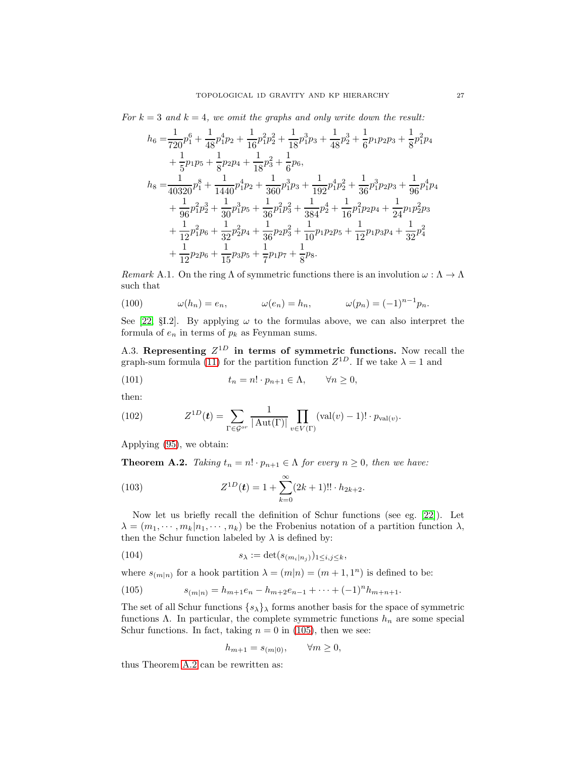*For $k = 3$ and $k = 4$, we omit the graphs and only write down the result:*

$$
\begin{aligned}
h_6 =& \frac{1}{720}p_1^6 + \frac{1}{48}p_1^4 p_2 + \frac{1}{16}p_1^2 p_2^2 + \frac{1}{18}p_1^3 p_3 + \frac{1}{48}p_2^3 + \frac{1}{6}p_1 p_2 p_3 + \frac{1}{8}p_1^2 p_4 \\
&+ \frac{1}{5}p_1 p_5 + \frac{1}{8}p_2 p_4 + \frac{1}{18}p_3^2 + \frac{1}{6}p_6, \\
h_8 =& \frac{1}{40320}p_1^8 + \frac{1}{1440}p_1^4 p_2 + \frac{1}{360}p_1^3 p_3 + \frac{1}{192}p_1^4 p_2^2 + \frac{1}{36}p_1^3 p_2 p_3 + \frac{1}{96}p_1^4 p_4 \\
&+ \frac{1}{96}p_1^2 p_2^3 + \frac{1}{30}p_1^3 p_5 + \frac{1}{36}p_1^2 p_3^2 + \frac{1}{384}p_2^4 + \frac{1}{16}p_1^2 p_2 p_4 + \frac{1}{24}p_1 p_2^2 p_3 \\
&+ \frac{1}{12}p_1^2 p_6 + \frac{1}{32}p_2^2 p_4 + \frac{1}{36}p_2 p_3^2 + \frac{1}{10}p_1 p_2 p_5 + \frac{1}{12}p_1 p_3 p_4 + \frac{1}{32}p_4^2 \\
&+ \frac{1}{12}p_2 p_6 + \frac{1}{15}p_3 p_5 + \frac{1}{7}p_1 p_7 + \frac{1}{8}p_8.
\end{aligned}
$$

*Remark* A.1. On the ring $\Lambda$ of symmetric functions there is an involution $\omega : \Lambda \to \Lambda$ such that

$$
\omega(h_n) = e_n, \qquad \omega(e_n) = h_n, \qquad \omega(p_n) = (-1)^{n-1} p_n. \tag{100}
$$

See [22, §I.2]. By applying $\omega$ to the formulas above, we can also interpret the formula of $e_n$ in terms of $p_k$ as Feynman sums.

A.3. **Representing $Z^{1D}$ in terms of symmetric functions.** Now recall the graph-sum formula (11) for the partition function $Z^{1D}$. If we take $\lambda = 1$ and

$$
t_n = n! \cdot p_{n+1} \in \Lambda, \qquad \forall n \geq 0, \tag{101}
$$

then:

$$
Z^{1D}(\boldsymbol{t}) = \sum_{\Gamma \in \mathcal{G}^{or}} \frac{1}{|\operatorname{Aut}(\Gamma)|} \prod_{v \in V(\Gamma)} (\operatorname{val}(v) - 1)! \cdot p_{\operatorname{val}(v)}. \tag{102}
$$

Applying (95), we obtain:

**Theorem A.2.** *Taking $t_n = n! \cdot p_{n+1} \in \Lambda$ for every $n \geq 0$, then we have:*

$$
Z^{1D}(\boldsymbol{t}) = 1 + \sum_{k=0}^{\infty} (2k+1)!! \cdot h_{2k+2}. \tag{103}
$$

Now let us briefly recall the definition of Schur functions (see eg. [22]). Let $\lambda = (m_1, \cdots, m_k | n_1, \cdots, n_k)$ be the Frobenius notation of a partition function $\lambda$, then the Schur function labeled by $\lambda$ is defined by:

$$
s_\lambda := \det(s_{(m_i|n_j)})_{1 \leq i,j \leq k}, \tag{104}
$$

where $s_{(m|n)}$ for a hook partition $\lambda = (m|n) = (m+1, 1^n)$ is defined to be:

$$
s_{(m|n)} = h_{m+1} e_n - h_{m+2} e_{n-1} + \cdots + (-1)^n h_{m+n+1}. \tag{105}
$$

The set of all Schur functions $\{s_\lambda\}_\lambda$ forms another basis for the space of symmetric functions $\Lambda$. In particular, the complete symmetric functions $h_n$ are some special Schur functions. In fact, taking $n = 0$ in (105), then we see:

$$
h_{m+1} = s_{(m|0)}, \qquad \forall m \geq 0,
$$

thus Theorem A.2 can be rewritten as: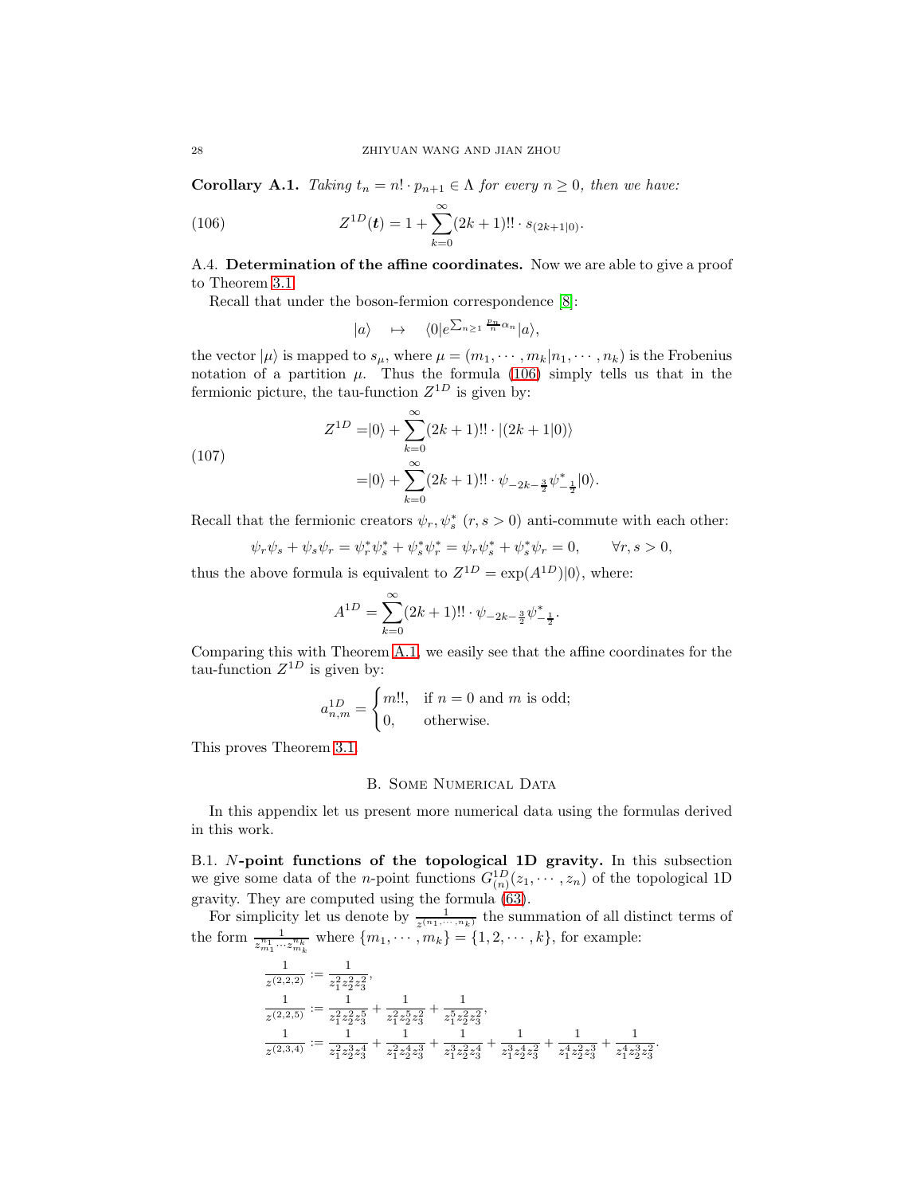**Corollary A.1.** *Taking $t_n = n! \cdot p_{n+1} \in \Lambda$ for every $n \geq 0$, then we have:*

$$Z^{1D}(\boldsymbol{t}) = 1 + \sum_{k=0}^{\infty} (2k+1)!! \cdot s_{(2k+1|0)}. \tag{106}$$

A.4. **Determination of the affine coordinates.** Now we are able to give a proof to Theorem 3.1.

Recall that under the boson-fermion correspondence [8]:

$$|a\rangle \quad \mapsto \quad \langle 0| e^{\sum_{n\geq 1} \frac{p_n}{n} \alpha_n} |a\rangle,$$

the vector $|\mu\rangle$ is mapped to $s_\mu$, where $\mu = (m_1, \cdots, m_k | n_1, \cdots, n_k)$ is the Frobenius notation of a partition $\mu$. Thus the formula (106) simply tells us that in the fermionic picture, the tau-function $Z^{1D}$ is given by:

$$\begin{aligned} Z^{1D} =& |0\rangle + \sum_{k=0}^{\infty} (2k+1)!! \cdot |(2k+1|0)\rangle \\ =& |0\rangle + \sum_{k=0}^{\infty} (2k+1)!! \cdot \psi_{-2k-\frac{3}{2}} \psi^*_{-\frac{1}{2}} |0\rangle. \end{aligned} \tag{107}$$

Recall that the fermionic creators $\psi_r, \psi_s^*$ $(r, s > 0)$ anti-commute with each other:

$$\psi_r \psi_s + \psi_s \psi_r = \psi_r^* \psi_s^* + \psi_s^* \psi_r^* = \psi_r \psi_s^* + \psi_s^* \psi_r = 0, \qquad \forall r, s > 0,$$

thus the above formula is equivalent to $Z^{1D} = \exp(A^{1D})|0\rangle$, where:

$$A^{1D} = \sum_{k=0}^{\infty} (2k+1)!! \cdot \psi_{-2k-\frac{3}{2}} \psi^*_{-\frac{1}{2}}.$$

Comparing this with Theorem A.1, we easily see that the affine coordinates for the tau-function $Z^{1D}$ is given by:

$$a^{1D}_{n,m} = \begin{cases} m!!, & \text{if } n = 0 \text{ and } m \text{ is odd;} \\ 0, & \text{otherwise.} \end{cases}$$

This proves Theorem 3.1.

## B. Some Numerical Data

In this appendix let us present more numerical data using the formulas derived in this work.

B.1. **$N$-point functions of the topological 1D gravity.** In this subsection we give some data of the $n$-point functions $G^{1D}_{(n)}(z_1, \cdots, z_n)$ of the topological 1D gravity. They are computed using the formula (63).

For simplicity let us denote by $\frac{1}{z^{(n_1, \cdots, n_k)}}$ the summation of all distinct terms of the form $\frac{1}{z_{m_1}^{n_1} \cdots z_{m_k}^{n_k}}$ where $\{m_1, \cdots, m_k\} = \{1, 2, \cdots, k\}$, for example:

$$\begin{aligned} \frac{1}{z^{(2,2,2)}} &:= \frac{1}{z_1^2 z_2^2 z_3^2}, \\ \frac{1}{z^{(2,2,5)}} &:= \frac{1}{z_1^2 z_2^2 z_3^5} + \frac{1}{z_1^2 z_2^5 z_3^2} + \frac{1}{z_1^5 z_2^2 z_3^2}, \\ \frac{1}{z^{(2,3,4)}} &:= \frac{1}{z_1^2 z_2^3 z_3^4} + \frac{1}{z_1^2 z_2^4 z_3^3} + \frac{1}{z_1^3 z_2^2 z_3^4} + \frac{1}{z_1^3 z_2^4 z_3^2} + \frac{1}{z_1^4 z_2^2 z_3^3} + \frac{1}{z_1^4 z_2^3 z_3^2}. \end{aligned}$$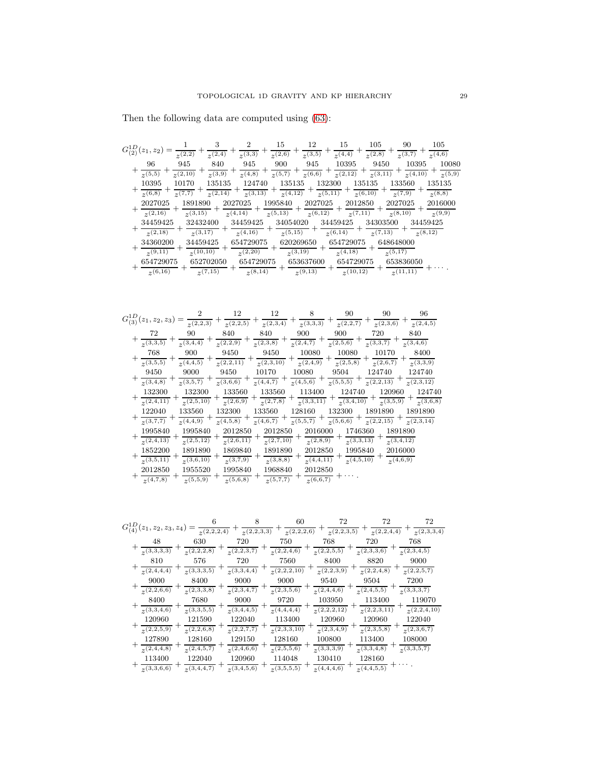Then the following data are computed using (63):

$$
\begin{aligned}
G^{1D}_{(2)}(z_1,z_2) &= \frac{1}{z^{(2,2)}} + \frac{3}{z^{(2,4)}} + \frac{2}{z^{(3,3)}} + \frac{15}{z^{(2,6)}} + \frac{12}{z^{(3,5)}} + \frac{15}{z^{(4,4)}} + \frac{105}{z^{(2,8)}} + \frac{90}{z^{(3,7)}} + \frac{105}{z^{(4,6)}} \\
&+ \frac{96}{z^{(5,5)}} + \frac{945}{z^{(2,10)}} + \frac{840}{z^{(3,9)}} + \frac{945}{z^{(4,8)}} + \frac{900}{z^{(5,7)}} + \frac{945}{z^{(6,6)}} + \frac{10395}{z^{(2,12)}} + \frac{9450}{z^{(3,11)}} + \frac{10395}{z^{(4,10)}} + \frac{10080}{z^{(5,9)}} \\
&+ \frac{10395}{z^{(6,8)}} + \frac{10170}{z^{(7,7)}} + \frac{135135}{z^{(2,14)}} + \frac{124740}{z^{(3,13)}} + \frac{135135}{z^{(4,12)}} + \frac{132300}{z^{(5,11)}} + \frac{135135}{z^{(6,10)}} + \frac{133560}{z^{(7,9)}} + \frac{135135}{z^{(8,8)}} \\
&+ \frac{2027025}{z^{(2,16)}} + \frac{1891890}{z^{(3,15)}} + \frac{2027025}{z^{(4,14)}} + \frac{1995840}{z^{(5,13)}} + \frac{2027025}{z^{(6,12)}} + \frac{2012850}{z^{(7,11)}} + \frac{2027025}{z^{(8,10)}} + \frac{2016000}{z^{(9,9)}} \\
&+ \frac{34459425}{z^{(2,18)}} + \frac{32432400}{z^{(3,17)}} + \frac{34459425}{z^{(4,16)}} + \frac{34054020}{z^{(5,15)}} + \frac{34459425}{z^{(6,14)}} + \frac{34303500}{z^{(7,13)}} + \frac{34459425}{z^{(8,12)}} \\
&+ \frac{34360200}{z^{(9,11)}} + \frac{34459425}{z^{(10,10)}} + \frac{654729075}{z^{(2,20)}} + \frac{620269650}{z^{(3,19)}} + \frac{654729075}{z^{(4,18)}} + \frac{648648000}{z^{(5,17)}} \\
&+ \frac{654729075}{z^{(6,16)}} + \frac{652702050}{z^{(7,15)}} + \frac{654729075}{z^{(8,14)}} + \frac{653637600}{z^{(9,13)}} + \frac{654729075}{z^{(10,12)}} + \frac{653836050}{z^{(11,11)}} + \cdots .
\end{aligned}
$$

$$
\begin{aligned}
G^{1D}_{(3)}(z_1,z_2,z_3) &= \frac{2}{z^{(2,2,3)}} + \frac{12}{z^{(2,2,5)}} + \frac{12}{z^{(2,3,4)}} + \frac{8}{z^{(3,3,3)}} + \frac{90}{z^{(2,2,7)}} + \frac{90}{z^{(2,3,6)}} + \frac{96}{z^{(2,4,5)}} \\
&+ \frac{72}{z^{(3,3,5)}} + \frac{90}{z^{(3,4,4)}} + \frac{840}{z^{(2,2,9)}} + \frac{840}{z^{(2,3,8)}} + \frac{900}{z^{(2,4,7)}} + \frac{900}{z^{(2,5,6)}} + \frac{720}{z^{(3,3,7)}} + \frac{840}{z^{(3,4,6)}} \\
&+ \frac{768}{z^{(3,5,5)}} + \frac{900}{z^{(4,4,5)}} + \frac{9450}{z^{(2,2,11)}} + \frac{9450}{z^{(2,3,10)}} + \frac{10080}{z^{(2,4,9)}} + \frac{10080}{z^{(2,5,8)}} + \frac{10170}{z^{(2,6,7)}} + \frac{8400}{z^{(3,3,9)}} \\
&+ \frac{9450}{z^{(3,4,8)}} + \frac{9000}{z^{(3,5,7)}} + \frac{9450}{z^{(3,6,6)}} + \frac{10170}{z^{(4,4,7)}} + \frac{10080}{z^{(4,5,6)}} + \frac{9504}{z^{(5,5,5)}} + \frac{124740}{z^{(2,2,13)}} + \frac{124740}{z^{(2,3,12)}} \\
&+ \frac{132300}{z^{(2,4,11)}} + \frac{132300}{z^{(2,5,10)}} + \frac{133560}{z^{(2,6,9)}} + \frac{133560}{z^{(2,7,8)}} + \frac{113400}{z^{(3,3,11)}} + \frac{124740}{z^{(3,4,10)}} + \frac{120960}{z^{(3,5,9)}} + \frac{124740}{z^{(3,6,8)}} \\
&+ \frac{122040}{z^{(3,7,7)}} + \frac{133560}{z^{(4,4,9)}} + \frac{132300}{z^{(4,5,8)}} + \frac{133560}{z^{(4,6,7)}} + \frac{128160}{z^{(5,5,7)}} + \frac{132300}{z^{(5,6,6)}} + \frac{1891890}{z^{(2,2,15)}} + \frac{1891890}{z^{(2,3,14)}} \\
&+ \frac{1995840}{z^{(2,4,13)}} + \frac{1995840}{z^{(2,5,12)}} + \frac{2012850}{z^{(2,6,11)}} + \frac{2012850}{z^{(2,7,10)}} + \frac{2016000}{z^{(2,8,9)}} + \frac{1746360}{z^{(3,3,13)}} + \frac{1891890}{z^{(3,4,12)}} \\
&+ \frac{1852200}{z^{(3,5,11)}} + \frac{1891890}{z^{(3,6,10)}} + \frac{1869840}{z^{(3,7,9)}} + \frac{1891890}{z^{(3,8,8)}} + \frac{2012850}{z^{(4,4,11)}} + \frac{1995840}{z^{(4,5,10)}} + \frac{2016000}{z^{(4,6,9)}} \\
&+ \frac{2012850}{z^{(4,7,8)}} + \frac{1955520}{z^{(5,5,9)}} + \frac{1995840}{z^{(5,6,8)}} + \frac{1968840}{z^{(5,7,7)}} + \frac{2012850}{z^{(6,6,7)}} + \cdots .
\end{aligned}
$$

$$
\begin{aligned}
G^{1D}_{(4)}(z_1,z_2,z_3,z_4) &= \frac{6}{z^{(2,2,2,4)}} + \frac{8}{z^{(2,2,3,3)}} + \frac{60}{z^{(2,2,2,6)}} + \frac{72}{z^{(2,2,3,5)}} + \frac{72}{z^{(2,2,4,4)}} + \frac{72}{z^{(2,3,3,4)}} \\
&+ \frac{48}{z^{(3,3,3,3)}} + \frac{630}{z^{(2,2,2,8)}} + \frac{720}{z^{(2,2,3,7)}} + \frac{750}{z^{(2,2,4,6)}} + \frac{768}{z^{(2,2,5,5)}} + \frac{720}{z^{(2,3,3,6)}} + \frac{768}{z^{(2,3,4,5)}} \\
&+ \frac{810}{z^{(2,4,4,4)}} + \frac{576}{z^{(3,3,3,5)}} + \frac{720}{z^{(3,3,4,4)}} + \frac{7560}{z^{(2,2,2,10)}} + \frac{8400}{z^{(2,2,3,9)}} + \frac{8820}{z^{(2,2,4,8)}} + \frac{9000}{z^{(2,2,5,7)}} \\
&+ \frac{9000}{z^{(2,2,6,6)}} + \frac{8400}{z^{(2,3,3,8)}} + \frac{9000}{z^{(2,3,4,7)}} + \frac{9000}{z^{(2,3,5,6)}} + \frac{9540}{z^{(2,4,4,6)}} + \frac{9504}{z^{(2,4,5,5)}} + \frac{7200}{z^{(3,3,3,7)}} \\
&+ \frac{8400}{z^{(3,3,4,6)}} + \frac{7680}{z^{(3,3,5,5)}} + \frac{9000}{z^{(3,4,4,5)}} + \frac{9720}{z^{(4,4,4,4)}} + \frac{103950}{z^{(2,2,2,12)}} + \frac{113400}{z^{(2,2,3,11)}} + \frac{119070}{z^{(2,2,4,10)}} \\
&+ \frac{120960}{z^{(2,2,5,9)}} + \frac{121590}{z^{(2,2,6,8)}} + \frac{122040}{z^{(2,2,7,7)}} + \frac{113400}{z^{(2,3,3,10)}} + \frac{120960}{z^{(2,3,4,9)}} + \frac{120960}{z^{(2,3,5,8)}} + \frac{122040}{z^{(2,3,6,7)}} \\
&+ \frac{127890}{z^{(2,4,4,8)}} + \frac{128160}{z^{(2,4,5,7)}} + \frac{129150}{z^{(2,4,6,6)}} + \frac{128160}{z^{(2,5,5,6)}} + \frac{100800}{z^{(3,3,3,9)}} + \frac{113400}{z^{(3,3,4,8)}} + \frac{108000}{z^{(3,3,5,7)}} \\
&+ \frac{113400}{z^{(3,3,6,6)}} + \frac{122040}{z^{(3,4,4,7)}} + \frac{120960}{z^{(3,4,5,6)}} + \frac{114048}{z^{(3,5,5,5)}} + \frac{130410}{z^{(4,4,4,6)}} + \frac{128160}{z^{(4,4,5,5)}} + \cdots .
\end{aligned}
$$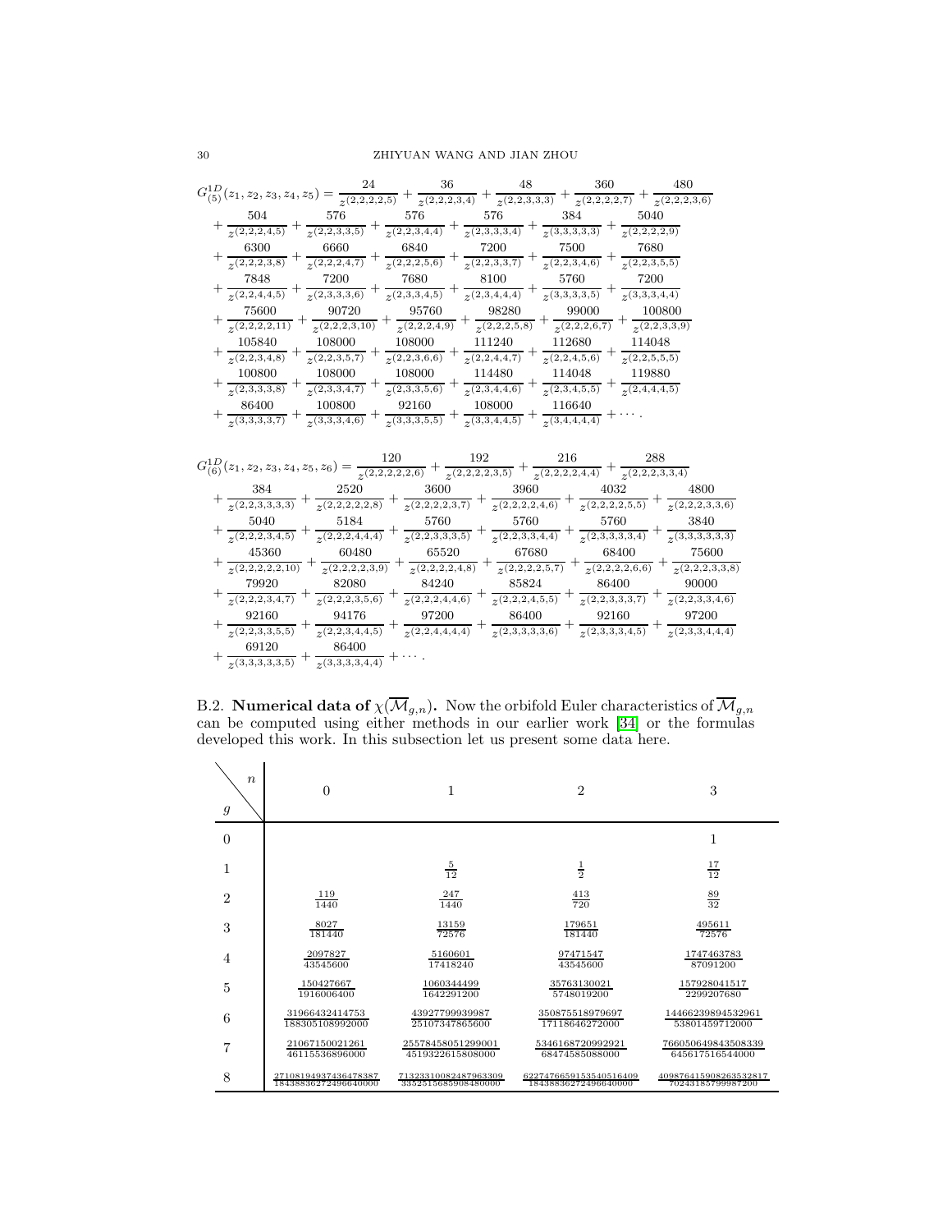$$
\begin{aligned}
G^{1D}_{(5)}(z_1,z_2,z_3,z_4,z_5) &= \frac{24}{z^{(2,2,2,2,5)}} + \frac{36}{z^{(2,2,2,3,4)}} + \frac{48}{z^{(2,2,3,3,3)}} + \frac{360}{z^{(2,2,2,2,7)}} + \frac{480}{z^{(2,2,2,3,6)}} \\
&+ \frac{504}{z^{(2,2,2,4,5)}} + \frac{576}{z^{(2,2,3,3,5)}} + \frac{576}{z^{(2,2,3,4,4)}} + \frac{576}{z^{(2,3,3,3,4)}} + \frac{384}{z^{(3,3,3,3,3)}} + \frac{5040}{z^{(2,2,2,2,9)}} \\
&+ \frac{6300}{z^{(2,2,2,3,8)}} + \frac{6660}{z^{(2,2,2,4,7)}} + \frac{6840}{z^{(2,2,2,5,6)}} + \frac{7200}{z^{(2,2,3,3,7)}} + \frac{7500}{z^{(2,2,3,4,6)}} + \frac{7680}{z^{(2,2,3,5,5)}} \\
&+ \frac{7848}{z^{(2,2,4,4,5)}} + \frac{7200}{z^{(2,3,3,3,6)}} + \frac{7680}{z^{(2,3,3,4,5)}} + \frac{8100}{z^{(2,3,4,4,4)}} + \frac{5760}{z^{(3,3,3,3,5)}} + \frac{7200}{z^{(3,3,3,4,4)}} \\
&+ \frac{75600}{z^{(2,2,2,2,11)}} + \frac{90720}{z^{(2,2,2,3,10)}} + \frac{95760}{z^{(2,2,2,4,9)}} + \frac{98280}{z^{(2,2,2,5,8)}} + \frac{99000}{z^{(2,2,2,6,7)}} + \frac{100800}{z^{(2,2,3,3,9)}} \\
&+ \frac{105840}{z^{(2,2,3,4,8)}} + \frac{108000}{z^{(2,2,3,5,7)}} + \frac{108000}{z^{(2,2,3,6,6)}} + \frac{111240}{z^{(2,2,4,4,7)}} + \frac{112680}{z^{(2,2,4,5,6)}} + \frac{114048}{z^{(2,2,5,5,5)}} \\
&+ \frac{100800}{z^{(2,3,3,3,8)}} + \frac{108000}{z^{(2,3,3,4,7)}} + \frac{108000}{z^{(2,3,3,5,6)}} + \frac{114480}{z^{(2,3,4,4,6)}} + \frac{114048}{z^{(2,3,4,5,5)}} + \frac{119880}{z^{(2,4,4,4,5)}} \\
&+ \frac{86400}{z^{(3,3,3,3,7)}} + \frac{100800}{z^{(3,3,3,4,6)}} + \frac{92160}{z^{(3,3,3,5,5)}} + \frac{108000}{z^{(3,3,4,4,5)}} + \frac{116640}{z^{(3,4,4,4,4)}} + \cdots .
\end{aligned}
$$

$$
\begin{aligned}
G^{1D}_{(6)}(z_1,z_2,z_3,z_4,z_5,z_6) &= \frac{120}{z^{(2,2,2,2,2,6)}} + \frac{192}{z^{(2,2,2,2,3,5)}} + \frac{216}{z^{(2,2,2,2,4,4)}} + \frac{288}{z^{(2,2,2,3,3,4)}} \\
&+ \frac{384}{z^{(2,2,3,3,3,3)}} + \frac{2520}{z^{(2,2,2,2,2,8)}} + \frac{3600}{z^{(2,2,2,2,3,7)}} + \frac{3960}{z^{(2,2,2,2,4,6)}} + \frac{4032}{z^{(2,2,2,2,5,5)}} + \frac{4800}{z^{(2,2,2,3,3,6)}} \\
&+ \frac{5040}{z^{(2,2,2,3,4,5)}} + \frac{5184}{z^{(2,2,2,4,4,4)}} + \frac{5760}{z^{(2,2,3,3,3,5)}} + \frac{5760}{z^{(2,2,3,3,4,4)}} + \frac{5760}{z^{(2,3,3,3,3,4)}} + \frac{3840}{z^{(3,3,3,3,3,3)}} \\
&+ \frac{45360}{z^{(2,2,2,2,2,10)}} + \frac{60480}{z^{(2,2,2,2,3,9)}} + \frac{65520}{z^{(2,2,2,2,4,8)}} + \frac{67680}{z^{(2,2,2,2,5,7)}} + \frac{68400}{z^{(2,2,2,2,6,6)}} + \frac{75600}{z^{(2,2,2,3,3,8)}} \\
&+ \frac{79920}{z^{(2,2,2,3,4,7)}} + \frac{82080}{z^{(2,2,2,3,5,6)}} + \frac{84240}{z^{(2,2,2,4,4,6)}} + \frac{85824}{z^{(2,2,2,4,5,5)}} + \frac{86400}{z^{(2,2,3,3,3,7)}} + \frac{90000}{z^{(2,2,3,3,4,6)}} \\
&+ \frac{92160}{z^{(2,2,3,3,5,5)}} + \frac{94176}{z^{(2,2,3,4,4,5)}} + \frac{97200}{z^{(2,2,4,4,4,4)}} + \frac{86400}{z^{(2,3,3,3,3,6)}} + \frac{92160}{z^{(2,3,3,3,4,5)}} + \frac{97200}{z^{(2,3,3,4,4,4)}} \\
&+ \frac{69120}{z^{(3,3,3,3,3,5)}} + \frac{86400}{z^{(3,3,3,3,4,4)}} + \cdots .
\end{aligned}
$$

B.2. **Numerical data of $\chi(\overline{\mathcal{M}}_{g,n})$.** Now the orbifold Euler characteristics of $\overline{\mathcal{M}}_{g,n}$ can be computed using either methods in our earlier work [34] or the formulas developed this work. In this subsection let us present some data here.

| $g \backslash n$ | 0 | 1 | 2 | 3 |
|---|---|---|---|---|
| 0 | | | | $1$ |
| 1 | | $\frac{5}{12}$ | $\frac{1}{2}$ | $\frac{17}{12}$ |
| 2 | $\frac{119}{1440}$ | $\frac{247}{1440}$ | $\frac{413}{720}$ | $\frac{89}{32}$ |
| 3 | $\frac{8027}{181440}$ | $\frac{13159}{72576}$ | $\frac{179651}{181440}$ | $\frac{495611}{72576}$ |
| 4 | $\frac{2097827}{43545600}$ | $\frac{5160601}{17418240}$ | $\frac{97471547}{43545600}$ | $\frac{1747463783}{87091200}$ |
| 5 | $\frac{150427667}{1916006400}$ | $\frac{1060344499}{1642291200}$ | $\frac{35763130021}{5748019200}$ | $\frac{157928041517}{2299207680}$ |
| 6 | $\frac{319664324147 53}{188305108992000}$ | $\frac{43927799939987}{25107347865600}$ | $\frac{350875518979697}{17118646272000}$ | $\frac{14466239894532961}{53801459712000}$ |
| 7 | $\frac{21067150021261}{46115536896000}$ | $\frac{25578458051299001}{4519322615808000}$ | $\frac{5346168720992921}{68474585088000}$ | $\frac{766050649843508339}{645617516544000}$ |
| 8 | $\frac{27108194937436478387}{18438836272496640000}$ | $\frac{713233100824879 63309}{3352515685908480000}$ | $\frac{6227476659153540516409}{18438836272496640000}$ | $\frac{4098764159082635328 17}{70243185799987200}$ |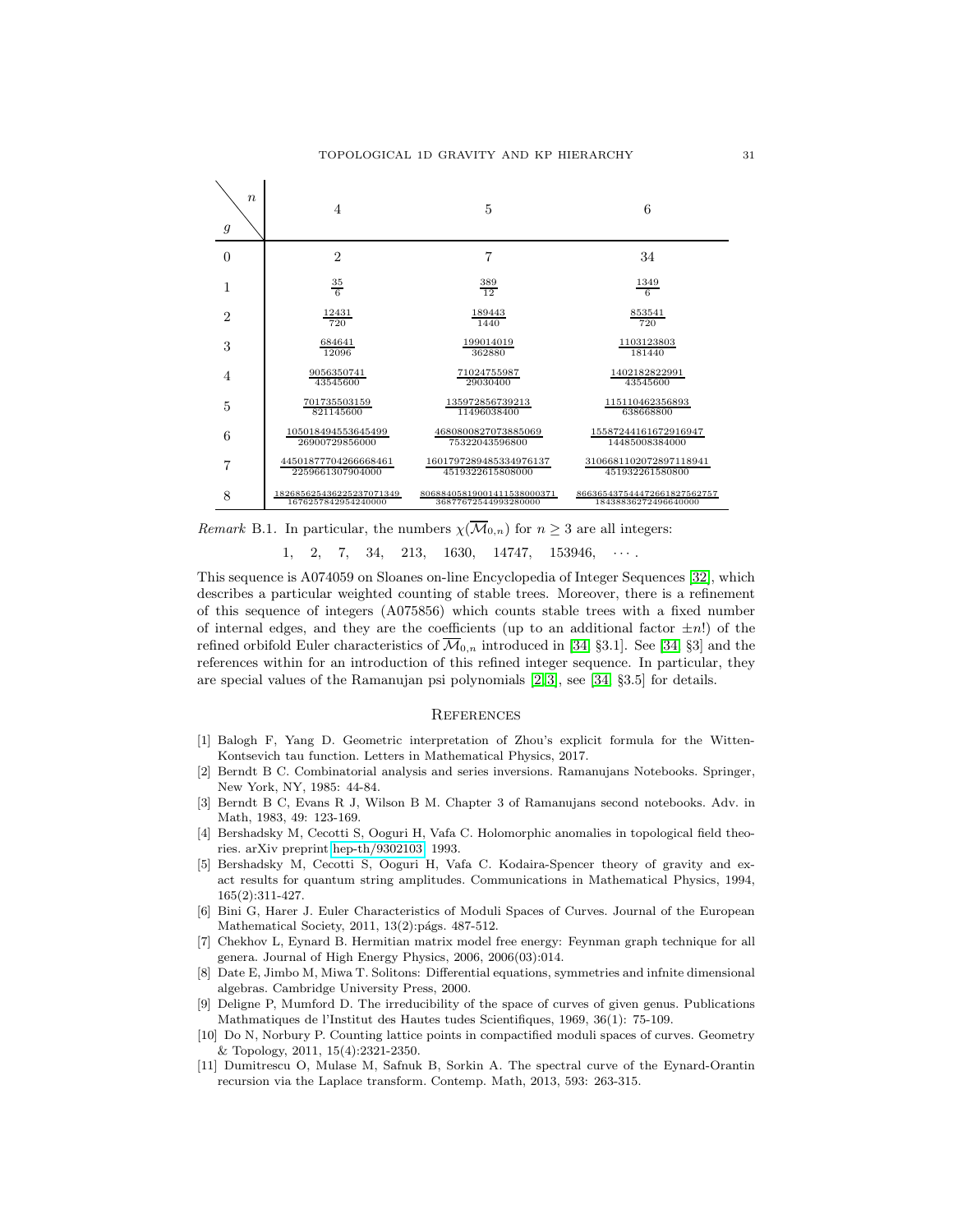| $g$ \ $n$ | 4 | 5 | 6 |
|---|---|---|---|
| 0 | 2 | 7 | 34 |
| 1 | $\frac{35}{6}$ | $\frac{389}{12}$ | $\frac{1349}{6}$ |
| 2 | $\frac{12431}{720}$ | $\frac{189443}{1440}$ | $\frac{853541}{720}$ |
| 3 | $\frac{684641}{12096}$ | $\frac{199014019}{362880}$ | $\frac{1103123803}{181440}$ |
| 4 | $\frac{9056350741}{43545600}$ | $\frac{71024755987}{29030400}$ | $\frac{1402182822991}{43545600}$ |
| 5 | $\frac{701735503159}{821145600}$ | $\frac{135972856739213}{11496038400}$ | $\frac{115110462356893}{638668800}$ |
| 6 | $\frac{105018494553645499}{26900729856000}$ | $\frac{4680800827073885069}{75322043596800}$ | $\frac{15587244161672916947}{14485008384000}$ |
| 7 | $\frac{44501877704266668461}{2259661307904000}$ | $\frac{1601797289485334976137}{4519322615808000}$ | $\frac{3106681102072897118941}{451932261580800}$ |
| 8 | $\frac{18268562543622523707134 9}{1676257842954240000}$ | $\frac{80688405819001411538000371}{36877672544993280000}$ | $\frac{866365437544472661827562757}{18438836272496640000}$ |

*Remark* B.1. In particular, the numbers $\chi(\overline{\mathcal{M}}_{0,n})$ for $n \geq 3$ are all integers:

$$1, \quad 2, \quad 7, \quad 34, \quad 213, \quad 1630, \quad 14747, \quad 153946, \quad \cdots.$$

This sequence is A074059 on Sloanes on-line Encyclopedia of Integer Sequences [32], which describes a particular weighted counting of stable trees. Moreover, there is a refinement of this sequence of integers (A075856) which counts stable trees with a fixed number of internal edges, and they are the coefficients (up to an additional factor $\pm n!$) of the refined orbifold Euler characteristics of $\overline{\mathcal{M}}_{0,n}$ introduced in [34, §3.1]. See [34, §3] and the references within for an introduction of this refined integer sequence. In particular, they are special values of the Ramanujan psi polynomials [2, 3], see [34, §3.5] for details.

## References

[1] Balogh F, Yang D. Geometric interpretation of Zhou's explicit formula for the Witten-Kontsevich tau function. Letters in Mathematical Physics, 2017.

[2] Berndt B C. Combinatorial analysis and series inversions. Ramanujans Notebooks. Springer, New York, NY, 1985: 44-84.

[3] Berndt B C, Evans R J, Wilson B M. Chapter 3 of Ramanujans second notebooks. Adv. in Math, 1983, 49: 123-169.

[4] Bershadsky M, Cecotti S, Ooguri H, Vafa C. Holomorphic anomalies in topological field theories. arXiv preprint hep-th/9302103, 1993.

[5] Bershadsky M, Cecotti S, Ooguri H, Vafa C. Kodaira-Spencer theory of gravity and exact results for quantum string amplitudes. Communications in Mathematical Physics, 1994, 165(2):311-427.

[6] Bini G, Harer J. Euler Characteristics of Moduli Spaces of Curves. Journal of the European Mathematical Society, 2011, 13(2):págs. 487-512.

[7] Chekhov L, Eynard B. Hermitian matrix model free energy: Feynman graph technique for all genera. Journal of High Energy Physics, 2006, 2006(03):014.

[8] Date E, Jimbo M, Miwa T. Solitons: Differential equations, symmetries and infnite dimensional algebras. Cambridge University Press, 2000.

[9] Deligne P, Mumford D. The irreducibility of the space of curves of given genus. Publications Mathmatiques de l'Institut des Hautes tudes Scientifiques, 1969, 36(1): 75-109.

[10] Do N, Norbury P. Counting lattice points in compactified moduli spaces of curves. Geometry & Topology, 2011, 15(4):2321-2350.

[11] Dumitrescu O, Mulase M, Safnuk B, Sorkin A. The spectral curve of the Eynard-Orantin recursion via the Laplace transform. Contemp. Math, 2013, 593: 263-315.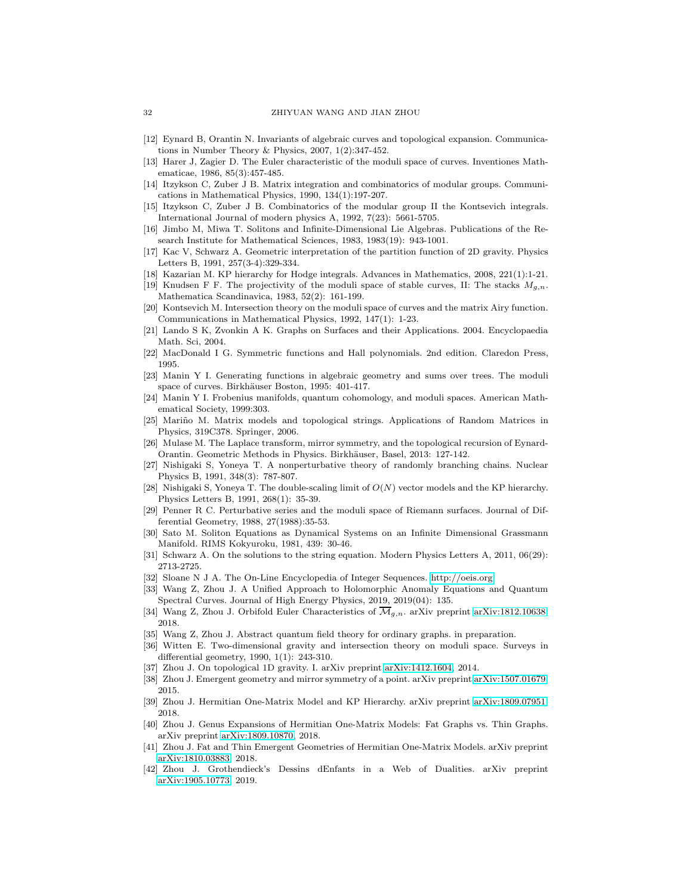[12] Eynard B, Orantin N. Invariants of algebraic curves and topological expansion. Communications in Number Theory & Physics, 2007, 1(2):347-452.

[13] Harer J, Zagier D. The Euler characteristic of the moduli space of curves. Inventiones Mathematicae, 1986, 85(3):457-485.

[14] Itzykson C, Zuber J B. Matrix integration and combinatorics of modular groups. Communications in Mathematical Physics, 1990, 134(1):197-207.

[15] Itzykson C, Zuber J B. Combinatorics of the modular group II the Kontsevich integrals. International Journal of modern physics A, 1992, 7(23): 5661-5705.

[16] Jimbo M, Miwa T. Solitons and Infinite-Dimensional Lie Algebras. Publications of the Research Institute for Mathematical Sciences, 1983, 1983(19): 943-1001.

[17] Kac V, Schwarz A. Geometric interpretation of the partition function of 2D gravity. Physics Letters B, 1991, 257(3-4):329-334.

[18] Kazarian M. KP hierarchy for Hodge integrals. Advances in Mathematics, 2008, 221(1):1-21.

[19] Knudsen F F. The projectivity of the moduli space of stable curves, II: The stacks $M_{g,n}$. Mathematica Scandinavica, 1983, 52(2): 161-199.

[20] Kontsevich M. Intersection theory on the moduli space of curves and the matrix Airy function. Communications in Mathematical Physics, 1992, 147(1): 1-23.

[21] Lando S K, Zvonkin A K. Graphs on Surfaces and their Applications. 2004. Encyclopaedia Math. Sci, 2004.

[22] MacDonald I G. Symmetric functions and Hall polynomials. 2nd edition. Claredon Press, 1995.

[23] Manin Y I. Generating functions in algebraic geometry and sums over trees. The moduli space of curves. Birkhäuser Boston, 1995: 401-417.

[24] Manin Y I. Frobenius manifolds, quantum cohomology, and moduli spaces. American Mathematical Society, 1999:303.

[25] Mariño M. Matrix models and topological strings. Applications of Random Matrices in Physics, 319C378. Springer, 2006.

[26] Mulase M. The Laplace transform, mirror symmetry, and the topological recursion of Eynard-Orantin. Geometric Methods in Physics. Birkhäuser, Basel, 2013: 127-142.

[27] Nishigaki S, Yoneya T. A nonperturbative theory of randomly branching chains. Nuclear Physics B, 1991, 348(3): 787-807.

[28] Nishigaki S, Yoneya T. The double-scaling limit of $O(N)$ vector models and the KP hierarchy. Physics Letters B, 1991, 268(1): 35-39.

[29] Penner R C. Perturbative series and the moduli space of Riemann surfaces. Journal of Differential Geometry, 1988, 27(1988):35-53.

[30] Sato M. Soliton Equations as Dynamical Systems on an Infinite Dimensional Grassmann Manifold. RIMS Kokyuroku, 1981, 439: 30-46.

[31] Schwarz A. On the solutions to the string equation. Modern Physics Letters A, 2011, 06(29): 2713-2725.

[32] Sloane N J A. The On-Line Encyclopedia of Integer Sequences. http://oeis.org

[33] Wang Z, Zhou J. A Unified Approach to Holomorphic Anomaly Equations and Quantum Spectral Curves. Journal of High Energy Physics, 2019, 2019(04): 135.

[34] Wang Z, Zhou J. Orbifold Euler Characteristics of $\overline{\mathcal{M}}_{g,n}$. arXiv preprint arXiv:1812.10638, 2018.

[35] Wang Z, Zhou J. Abstract quantum field theory for ordinary graphs. in preparation.

[36] Witten E. Two-dimensional gravity and intersection theory on moduli space. Surveys in differential geometry, 1990, 1(1): 243-310.

[37] Zhou J. On topological 1D gravity. I. arXiv preprint arXiv:1412.1604, 2014.

[38] Zhou J. Emergent geometry and mirror symmetry of a point. arXiv preprint arXiv:1507.01679, 2015.

[39] Zhou J. Hermitian One-Matrix Model and KP Hierarchy. arXiv preprint arXiv:1809.07951, 2018.

[40] Zhou J. Genus Expansions of Hermitian One-Matrix Models: Fat Graphs vs. Thin Graphs. arXiv preprint arXiv:1809.10870, 2018.

[41] Zhou J. Fat and Thin Emergent Geometries of Hermitian One-Matrix Models. arXiv preprint arXiv:1810.03883, 2018.

[42] Zhou J. Grothendieck's Dessins dEnfants in a Web of Dualities. arXiv preprint arXiv:1905.10773, 2019.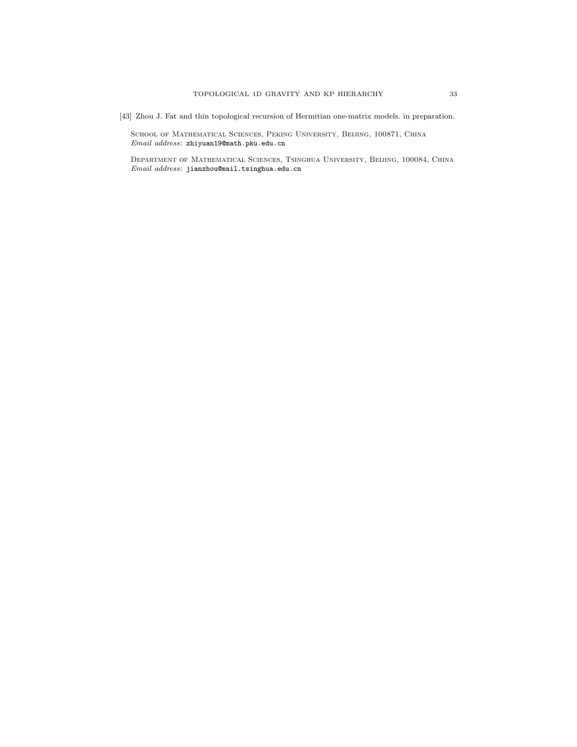[43] Zhou J. Fat and thin topological recursion of Hermitian one-matrix models. in preparation.

School of Mathematical Sciences, Peking University, Beijing, 100871, China
*Email address*: zhiyuan19@math.pku.edu.cn

Department of Mathematical Sciences, Tsinghua University, Beijing, 100084, China
*Email address*: jianzhou@mail.tsinghua.edu.cn